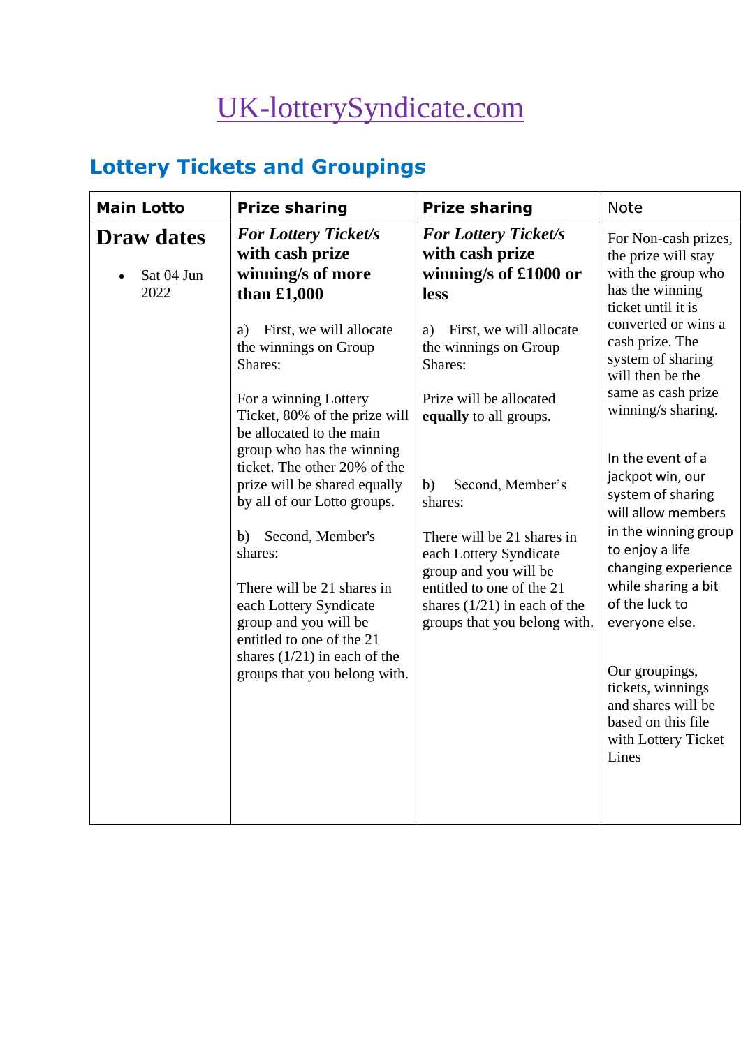# [UK-lotterySyndicate.com](UK-lotterySyndicate.com)

## Lottery Tickets and Groupings

| Main Lotto | Prize sharing | Prize sharing | Note |
|---|---|---|---|
| **Draw dates**<br>• Sat 04 Jun 2022 | ***For Lottery Ticket/s* with cash prize winning/s of more than £1,000**<br><br>a) First, we will allocate the winnings on Group Shares:<br><br>For a winning Lottery Ticket, 80% of the prize will be allocated to the main group who has the winning ticket. The other 20% of the prize will be shared equally by all of our Lotto groups.<br><br>b) Second, Member's shares:<br><br>There will be 21 shares in each Lottery Syndicate group and you will be entitled to one of the 21 shares (1/21) in each of the groups that you belong with. | ***For Lottery Ticket/s* with cash prize winning/s of £1000 or less**<br><br>a) First, we will allocate the winnings on Group Shares:<br><br>Prize will be allocated **equally** to all groups.<br><br>b) Second, Member's shares:<br><br>There will be 21 shares in each Lottery Syndicate group and you will be entitled to one of the 21 shares (1/21) in each of the groups that you belong with. | For Non-cash prizes, the prize will stay with the group who has the winning ticket until it is converted or wins a cash prize. The system of sharing will then be the same as cash prize winning/s sharing.<br><br>In the event of a jackpot win, our system of sharing will allow members in the winning group to enjoy a life changing experience while sharing a bit of the luck to everyone else.<br><br>Our groupings, tickets, winnings and shares will be based on this file with Lottery Ticket Lines |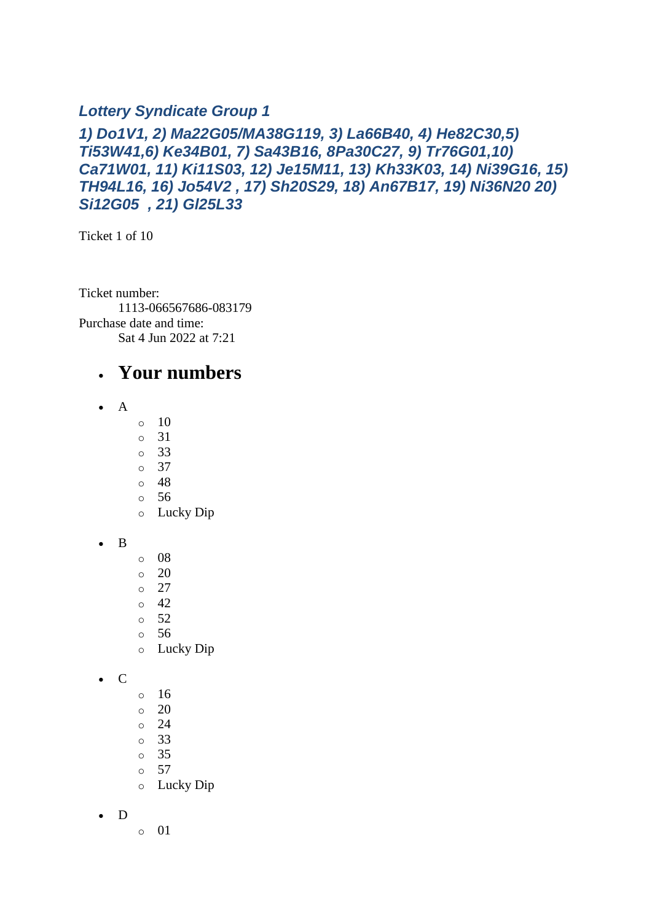### *Lottery Syndicate Group 1*

### *1) Do1V1, 2) Ma22G05/MA38G119, 3) La66B40, 4) He82C30,5) Ti53W41,6) Ke34B01, 7) Sa43B16, 8Pa30C27, 9) Tr76G01,10) Ca71W01, 11) Ki11S03, 12) Je15M11, 13) Kh33K03, 14) Ni39G16, 15) TH94L16, 16) Jo54V2 , 17) Sh20S29, 18) An67B17, 19) Ni36N20 20) Si12G05 , 21) Gl25L33*

Ticket 1 of 10

Ticket number:
    1113-066567686-083179
Purchase date and time:
    Sat 4 Jun 2022 at 7:21

- # Your numbers

- A
    - 10
    - 31
    - 33
    - 37
    - 48
    - 56
    - Lucky Dip

- B
    - 08
    - 20
    - 27
    - 42
    - 52
    - 56
    - Lucky Dip

- C
    - 16
    - 20
    - 24
    - 33
    - 35
    - 57
    - Lucky Dip

- D
    - 01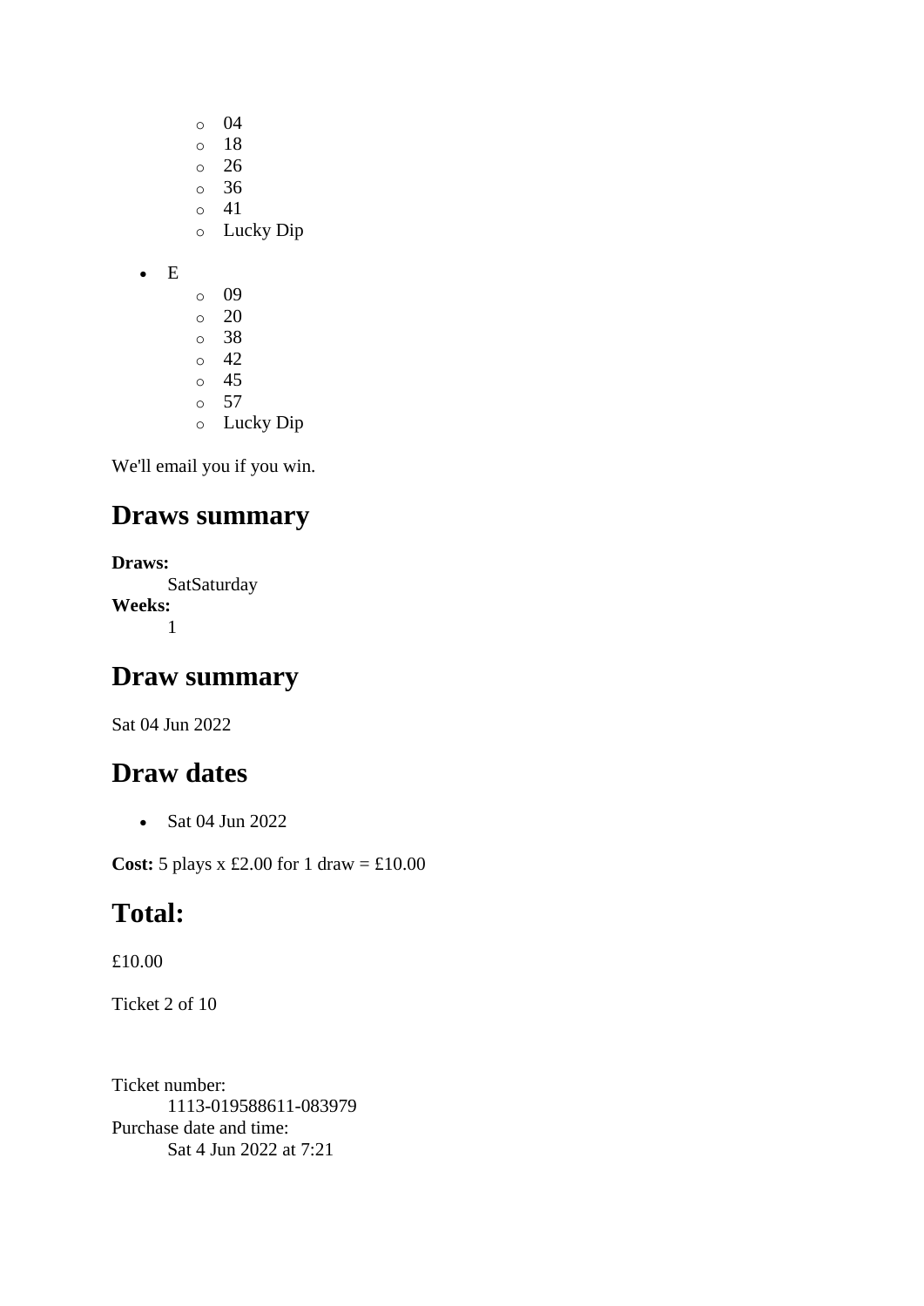- 04
    - 18
    - 26
    - 36
    - 41
    - Lucky Dip

- E
    - 09
    - 20
    - 38
    - 42
    - 45
    - 57
    - Lucky Dip

We'll email you if you win.

## Draws summary

**Draws:**
: SatSaturday

**Weeks:**
: 1

## Draw summary

Sat 04 Jun 2022

## Draw dates

- Sat 04 Jun 2022

**Cost:** 5 plays x £2.00 for 1 draw = £10.00

## Total:

£10.00

Ticket 2 of 10

Ticket number:
: 1113-019588611-083979

Purchase date and time:
: Sat 4 Jun 2022 at 7:21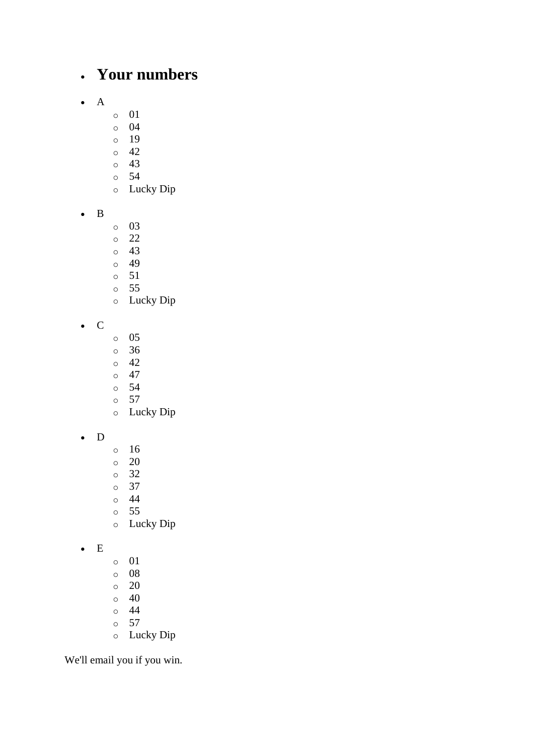- ## Your numbers

- A
  - 01
  - 04
  - 19
  - 42
  - 43
  - 54
  - Lucky Dip

- B
  - 03
  - 22
  - 43
  - 49
  - 51
  - 55
  - Lucky Dip

- C
  - 05
  - 36
  - 42
  - 47
  - 54
  - 57
  - Lucky Dip

- D
  - 16
  - 20
  - 32
  - 37
  - 44
  - 55
  - Lucky Dip

- E
  - 01
  - 08
  - 20
  - 40
  - 44
  - 57
  - Lucky Dip

We'll email you if you win.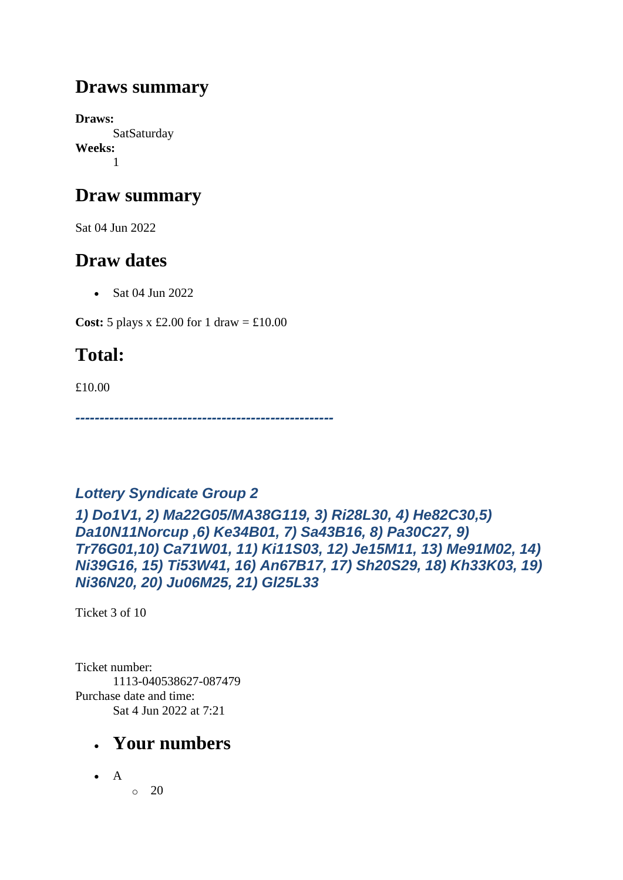## Draws summary

**Draws:**
SatSaturday
**Weeks:**
1

## Draw summary

Sat 04 Jun 2022

## Draw dates

- Sat 04 Jun 2022

**Cost:** 5 plays x £2.00 for 1 draw = £10.00

## Total:

£10.00

***-----------------------------------------------------***

### *Lottery Syndicate Group 2*

### *1) Do1V1, 2) Ma22G05/MA38G119, 3) Ri28L30, 4) He82C30,5) Da10N11Norcup ,6) Ke34B01, 7) Sa43B16, 8) Pa30C27, 9) Tr76G01,10) Ca71W01, 11) Ki11S03, 12) Je15M11, 13) Me91M02, 14) Ni39G16, 15) Ti53W41, 16) An67B17, 17) Sh20S29, 18) Kh33K03, 19) Ni36N20, 20) Ju06M25, 21) Gl25L33*

Ticket 3 of 10

Ticket number:
1113-040538627-087479
Purchase date and time:
Sat 4 Jun 2022 at 7:21

- ## Your numbers

- A
  - 20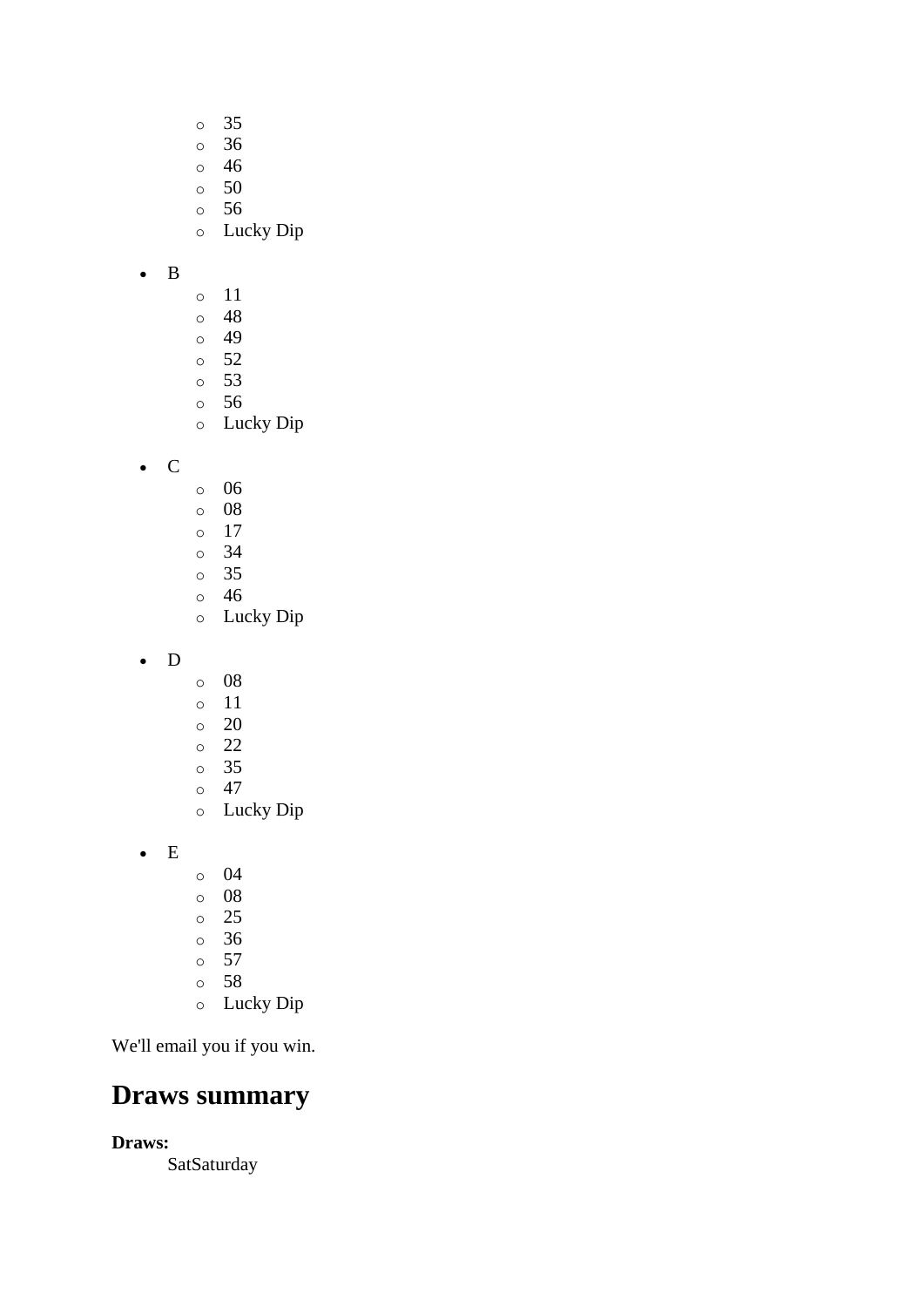- 35
    - 36
    - 46
    - 50
    - 56
    - Lucky Dip

- B
    - 11
    - 48
    - 49
    - 52
    - 53
    - 56
    - Lucky Dip

- C
    - 06
    - 08
    - 17
    - 34
    - 35
    - 46
    - Lucky Dip

- D
    - 08
    - 11
    - 20
    - 22
    - 35
    - 47
    - Lucky Dip

- E
    - 04
    - 08
    - 25
    - 36
    - 57
    - 58
    - Lucky Dip

We'll email you if you win.

## Draws summary

**Draws:**

SatSaturday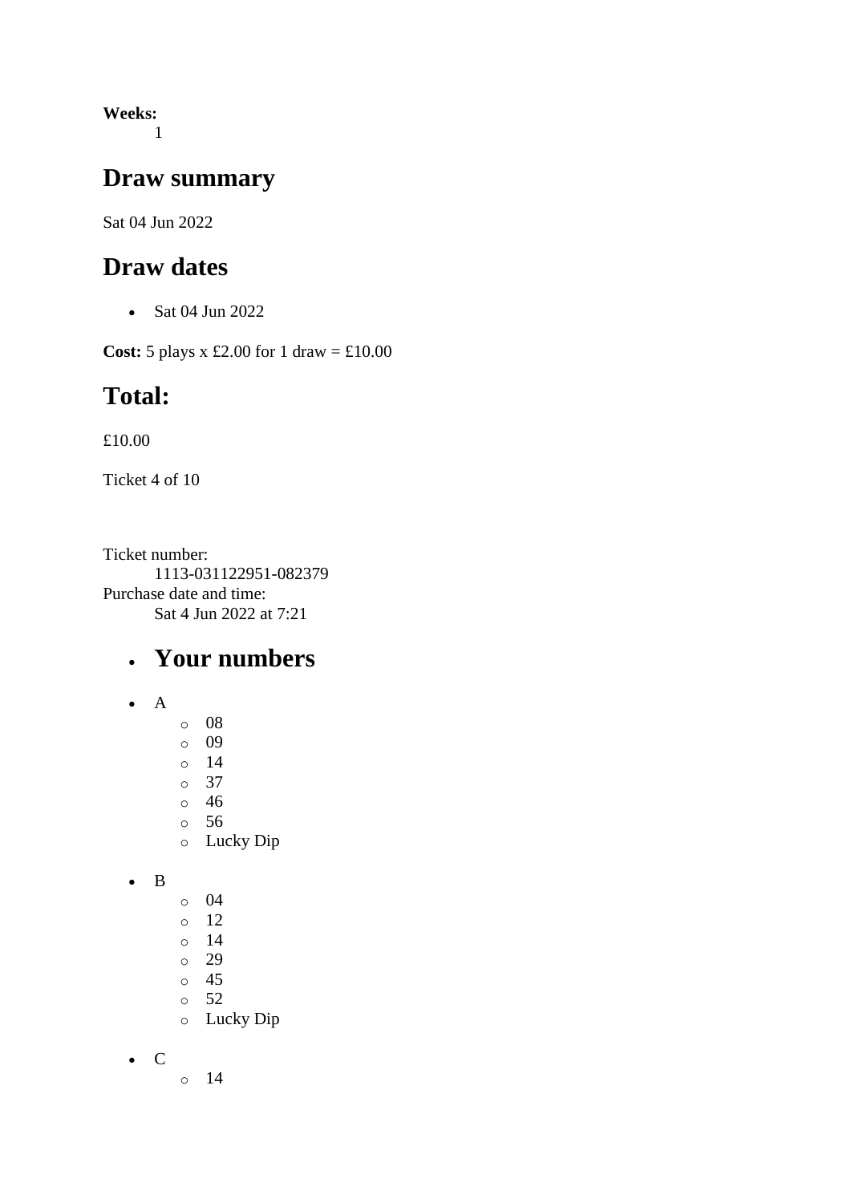**Weeks:**
1

## Draw summary

Sat 04 Jun 2022

## Draw dates

- Sat 04 Jun 2022

**Cost:** 5 plays x £2.00 for 1 draw = £10.00

## Total:

£10.00

Ticket 4 of 10

Ticket number:
1113-031122951-082379
Purchase date and time:
Sat 4 Jun 2022 at 7:21

- ## Your numbers

- A
  - 08
  - 09
  - 14
  - 37
  - 46
  - 56
  - Lucky Dip

- B
  - 04
  - 12
  - 14
  - 29
  - 45
  - 52
  - Lucky Dip

- C
  - 14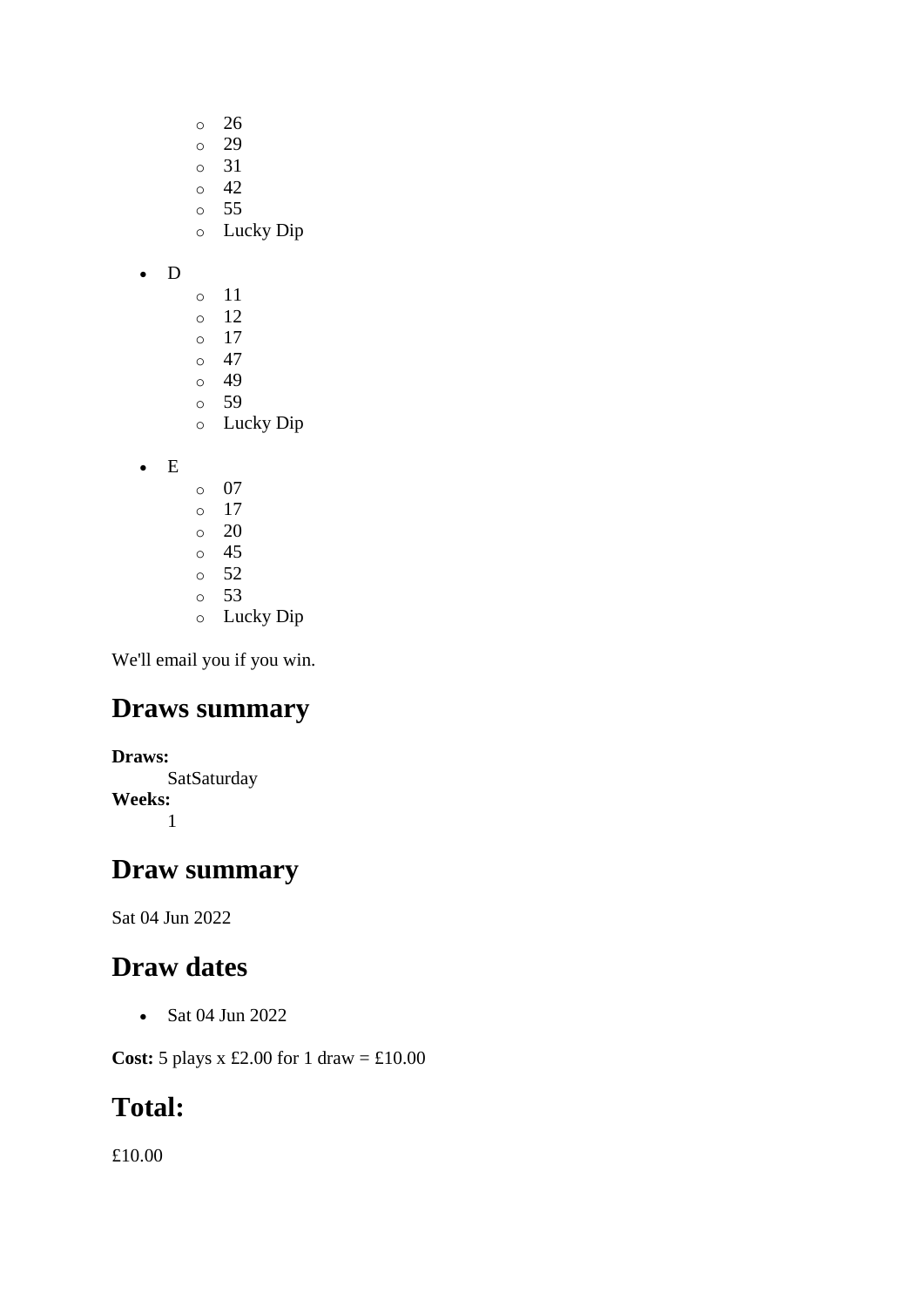- 26
  - 29
  - 31
  - 42
  - 55
  - Lucky Dip

- D
  - 11
  - 12
  - 17
  - 47
  - 49
  - 59
  - Lucky Dip

- E
  - 07
  - 17
  - 20
  - 45
  - 52
  - 53
  - Lucky Dip

We'll email you if you win.

## Draws summary

**Draws:**
SatSaturday
**Weeks:**
1

## Draw summary

Sat 04 Jun 2022

## Draw dates

- Sat 04 Jun 2022

**Cost:** 5 plays x £2.00 for 1 draw = £10.00

## Total:

£10.00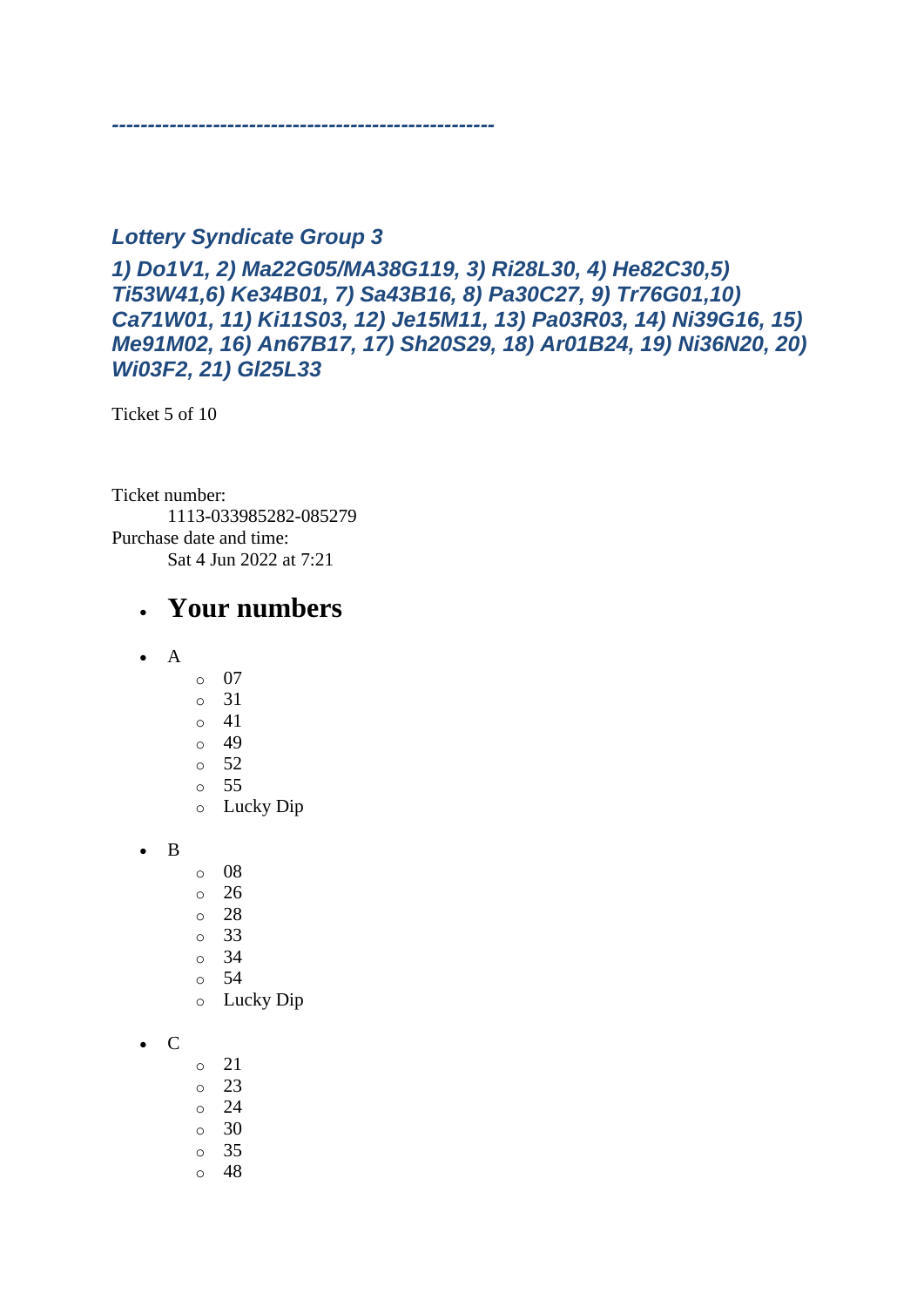***----------------------------------------------------***

### *Lottery Syndicate Group 3*

### *1) Do1V1, 2) Ma22G05/MA38G119, 3) Ri28L30, 4) He82C30,5) Ti53W41,6) Ke34B01, 7) Sa43B16, 8) Pa30C27, 9) Tr76G01,10) Ca71W01, 11) Ki11S03, 12) Je15M11, 13) Pa03R03, 14) Ni39G16, 15) Me91M02, 16) An67B17, 17) Sh20S29, 18) Ar01B24, 19) Ni36N20, 20) Wi03F2, 21) Gl25L33*

Ticket 5 of 10

Ticket number:
  1113-033985282-085279
Purchase date and time:
  Sat 4 Jun 2022 at 7:21

- ## Your numbers

- A
  - 07
  - 31
  - 41
  - 49
  - 52
  - 55
  - Lucky Dip
- B
  - 08
  - 26
  - 28
  - 33
  - 34
  - 54
  - Lucky Dip
- C
  - 21
  - 23
  - 24
  - 30
  - 35
  - 48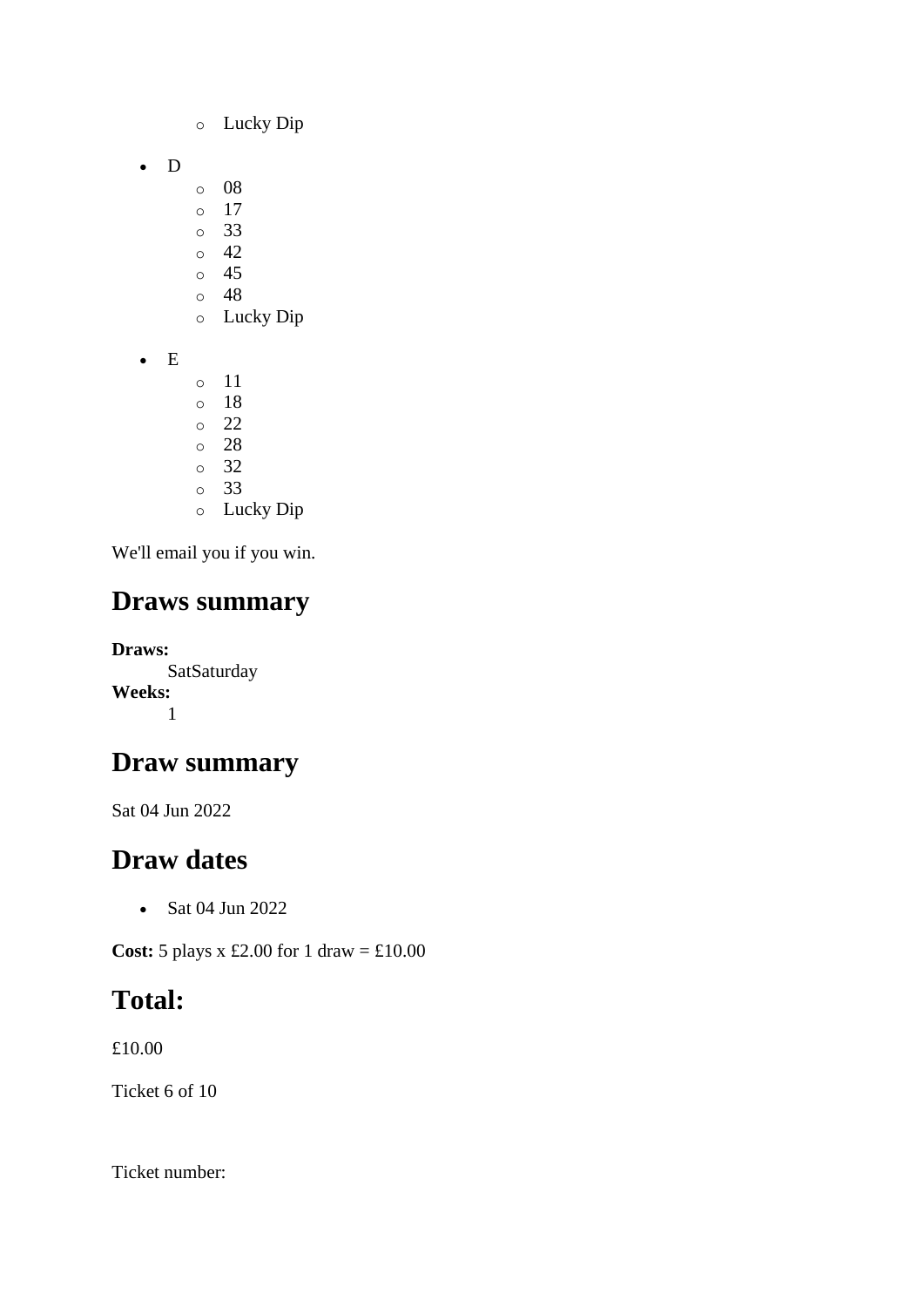- Lucky Dip

- D
    - 08
    - 17
    - 33
    - 42
    - 45
    - 48
    - Lucky Dip

- E
    - 11
    - 18
    - 22
    - 28
    - 32
    - 33
    - Lucky Dip

We'll email you if you win.

## Draws summary

**Draws:**
SatSaturday
**Weeks:**
1

## Draw summary

Sat 04 Jun 2022

## Draw dates

- Sat 04 Jun 2022

**Cost:** 5 plays x £2.00 for 1 draw = £10.00

## Total:

£10.00

Ticket 6 of 10

Ticket number: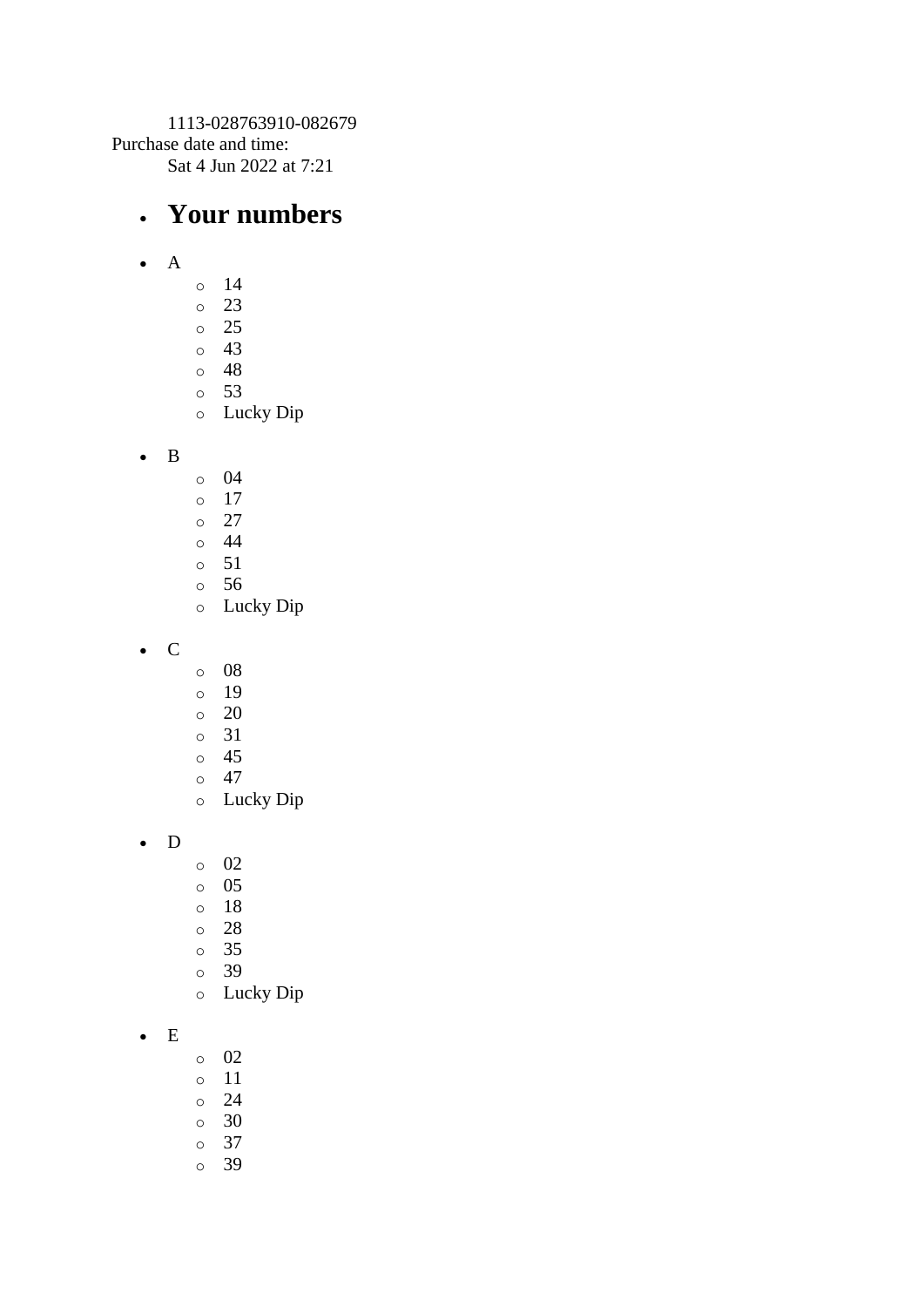1113-028763910-082679

Purchase date and time:

Sat 4 Jun 2022 at 7:21

- ## Your numbers

- A
  - 14
  - 23
  - 25
  - 43
  - 48
  - 53
  - Lucky Dip

- B
  - 04
  - 17
  - 27
  - 44
  - 51
  - 56
  - Lucky Dip

- C
  - 08
  - 19
  - 20
  - 31
  - 45
  - 47
  - Lucky Dip

- D
  - 02
  - 05
  - 18
  - 28
  - 35
  - 39
  - Lucky Dip

- E
  - 02
  - 11
  - 24
  - 30
  - 37
  - 39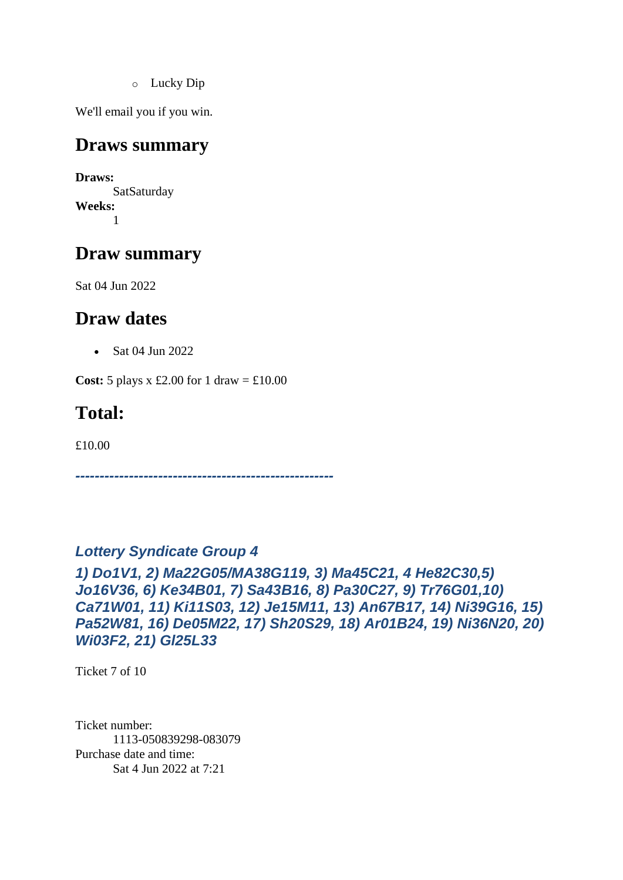- Lucky Dip

We'll email you if you win.

## Draws summary

**Draws:**
SatSaturday
**Weeks:**
1

## Draw summary

Sat 04 Jun 2022

## Draw dates

- Sat 04 Jun 2022

**Cost:** 5 plays x £2.00 for 1 draw = £10.00

## Total:

£10.00

***----------------------------------------------------***

### *Lottery Syndicate Group 4*

### *1) Do1V1, 2) Ma22G05/MA38G119, 3) Ma45C21, 4 He82C30,5) Jo16V36, 6) Ke34B01, 7) Sa43B16, 8) Pa30C27, 9) Tr76G01,10) Ca71W01, 11) Ki11S03, 12) Je15M11, 13) An67B17, 14) Ni39G16, 15) Pa52W81, 16) De05M22, 17) Sh20S29, 18) Ar01B24, 19) Ni36N20, 20) Wi03F2, 21) Gl25L33*

Ticket 7 of 10

Ticket number:
1113-050839298-083079
Purchase date and time:
Sat 4 Jun 2022 at 7:21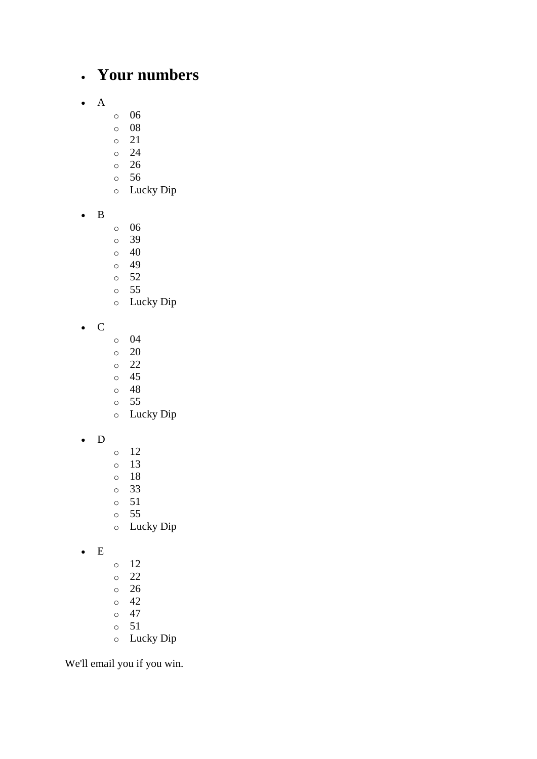- ## Your numbers

- A
  - 06
  - 08
  - 21
  - 24
  - 26
  - 56
  - Lucky Dip

- B
  - 06
  - 39
  - 40
  - 49
  - 52
  - 55
  - Lucky Dip

- C
  - 04
  - 20
  - 22
  - 45
  - 48
  - 55
  - Lucky Dip

- D
  - 12
  - 13
  - 18
  - 33
  - 51
  - 55
  - Lucky Dip

- E
  - 12
  - 22
  - 26
  - 42
  - 47
  - 51
  - Lucky Dip

We'll email you if you win.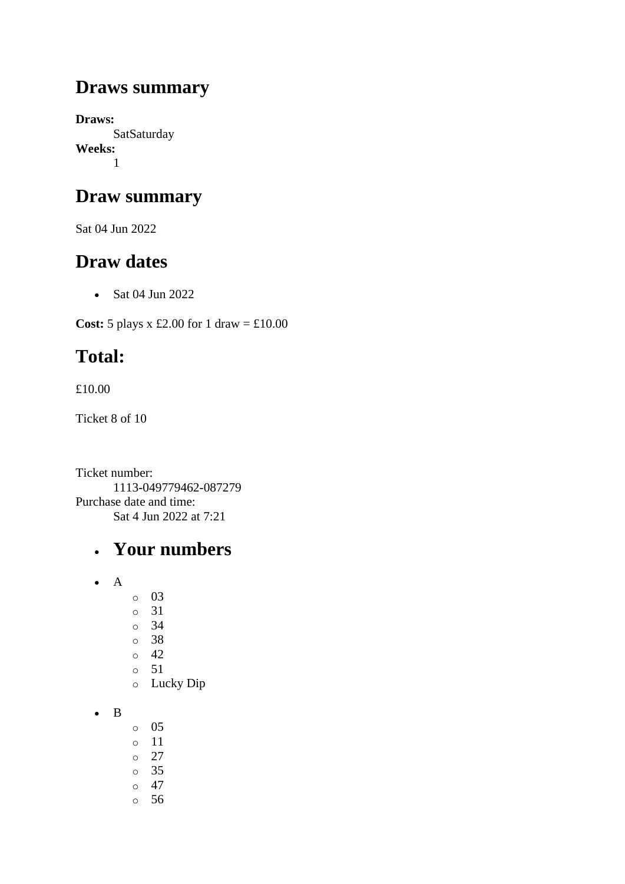## Draws summary

**Draws:**
: SatSaturday

**Weeks:**
: 1

## Draw summary

Sat 04 Jun 2022

## Draw dates

- Sat 04 Jun 2022

**Cost:** 5 plays x £2.00 for 1 draw = £10.00

## Total:

£10.00

Ticket 8 of 10

Ticket number:
: 1113-049779462-087279

Purchase date and time:
: Sat 4 Jun 2022 at 7:21

- ## Your numbers

- A
  - 03
  - 31
  - 34
  - 38
  - 42
  - 51
  - Lucky Dip

- B
  - 05
  - 11
  - 27
  - 35
  - 47
  - 56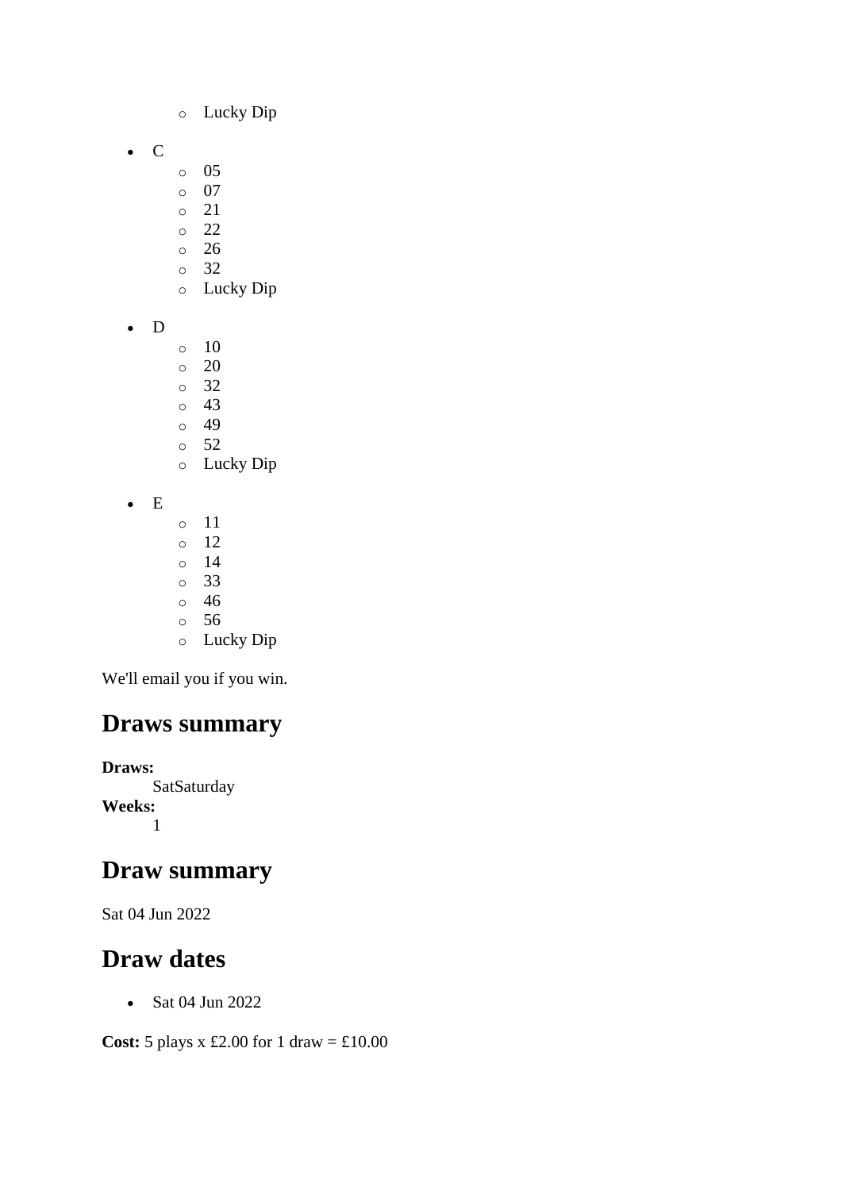- Lucky Dip

- C
  - 05
  - 07
  - 21
  - 22
  - 26
  - 32
  - Lucky Dip

- D
  - 10
  - 20
  - 32
  - 43
  - 49
  - 52
  - Lucky Dip

- E
  - 11
  - 12
  - 14
  - 33
  - 46
  - 56
  - Lucky Dip

We'll email you if you win.

## Draws summary

**Draws:**
    SatSaturday
**Weeks:**
    1

## Draw summary

Sat 04 Jun 2022

## Draw dates

- Sat 04 Jun 2022

**Cost:** 5 plays x £2.00 for 1 draw = £10.00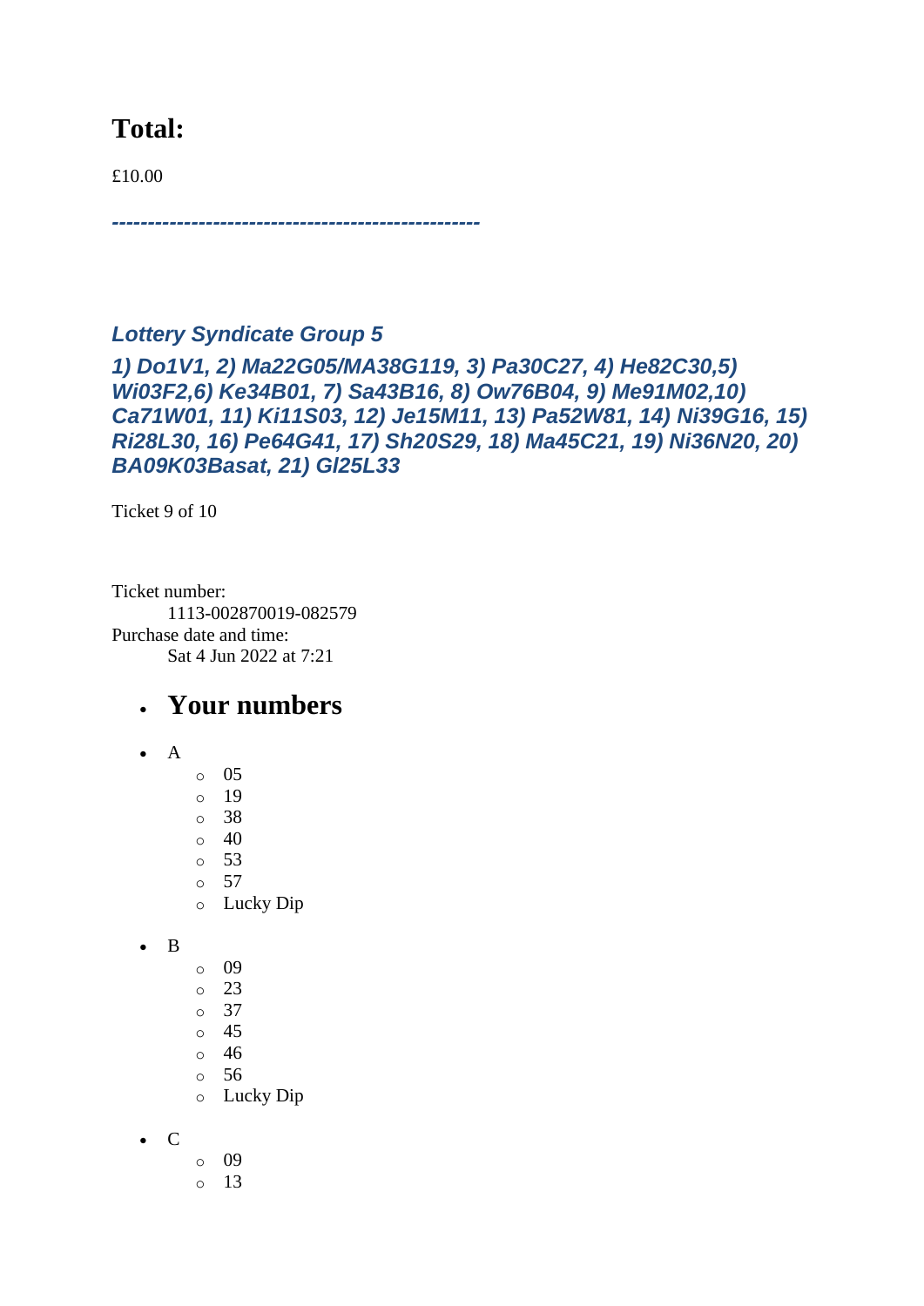## Total:

£10.00

---------------------------------------------------

### *Lottery Syndicate Group 5*

### *1) Do1V1, 2) Ma22G05/MA38G119, 3) Pa30C27, 4) He82C30,5) Wi03F2,6) Ke34B01, 7) Sa43B16, 8) Ow76B04, 9) Me91M02,10) Ca71W01, 11) Ki11S03, 12) Je15M11, 13) Pa52W81, 14) Ni39G16, 15) Ri28L30, 16) Pe64G41, 17) Sh20S29, 18) Ma45C21, 19) Ni36N20, 20) BA09K03Basat, 21) Gl25L33*

Ticket 9 of 10

Ticket number:
    1113-002870019-082579
Purchase date and time:
    Sat 4 Jun 2022 at 7:21

- ## Your numbers

- A
  - 05
  - 19
  - 38
  - 40
  - 53
  - 57
  - Lucky Dip
- B
  - 09
  - 23
  - 37
  - 45
  - 46
  - 56
  - Lucky Dip
- C
  - 09
  - 13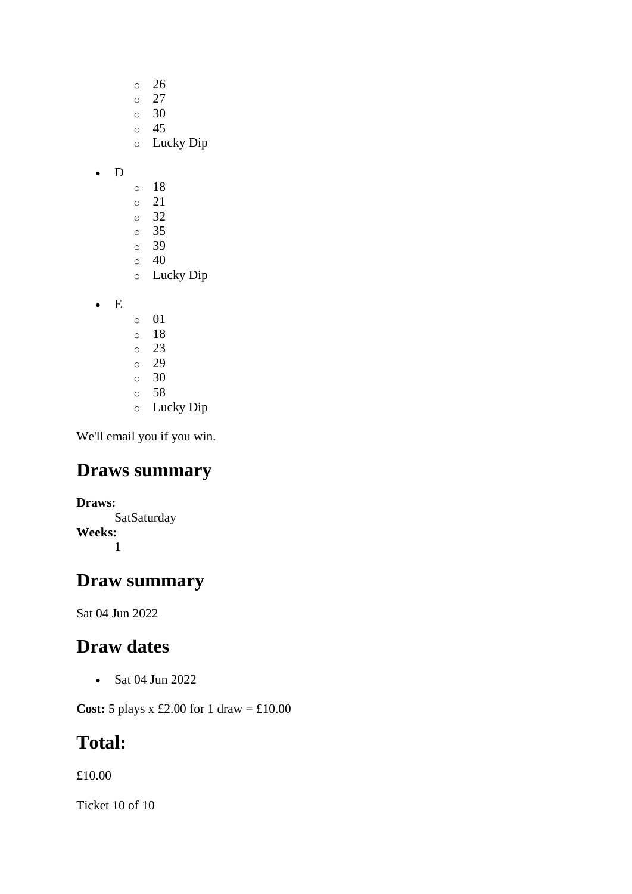- 26
    - 27
    - 30
    - 45
    - Lucky Dip

- D
    - 18
    - 21
    - 32
    - 35
    - 39
    - 40
    - Lucky Dip

- E
    - 01
    - 18
    - 23
    - 29
    - 30
    - 58
    - Lucky Dip

We'll email you if you win.

## Draws summary

**Draws:**
SatSaturday

**Weeks:**
1

## Draw summary

Sat 04 Jun 2022

## Draw dates

- Sat 04 Jun 2022

**Cost:** 5 plays x £2.00 for 1 draw = £10.00

## Total:

£10.00

Ticket 10 of 10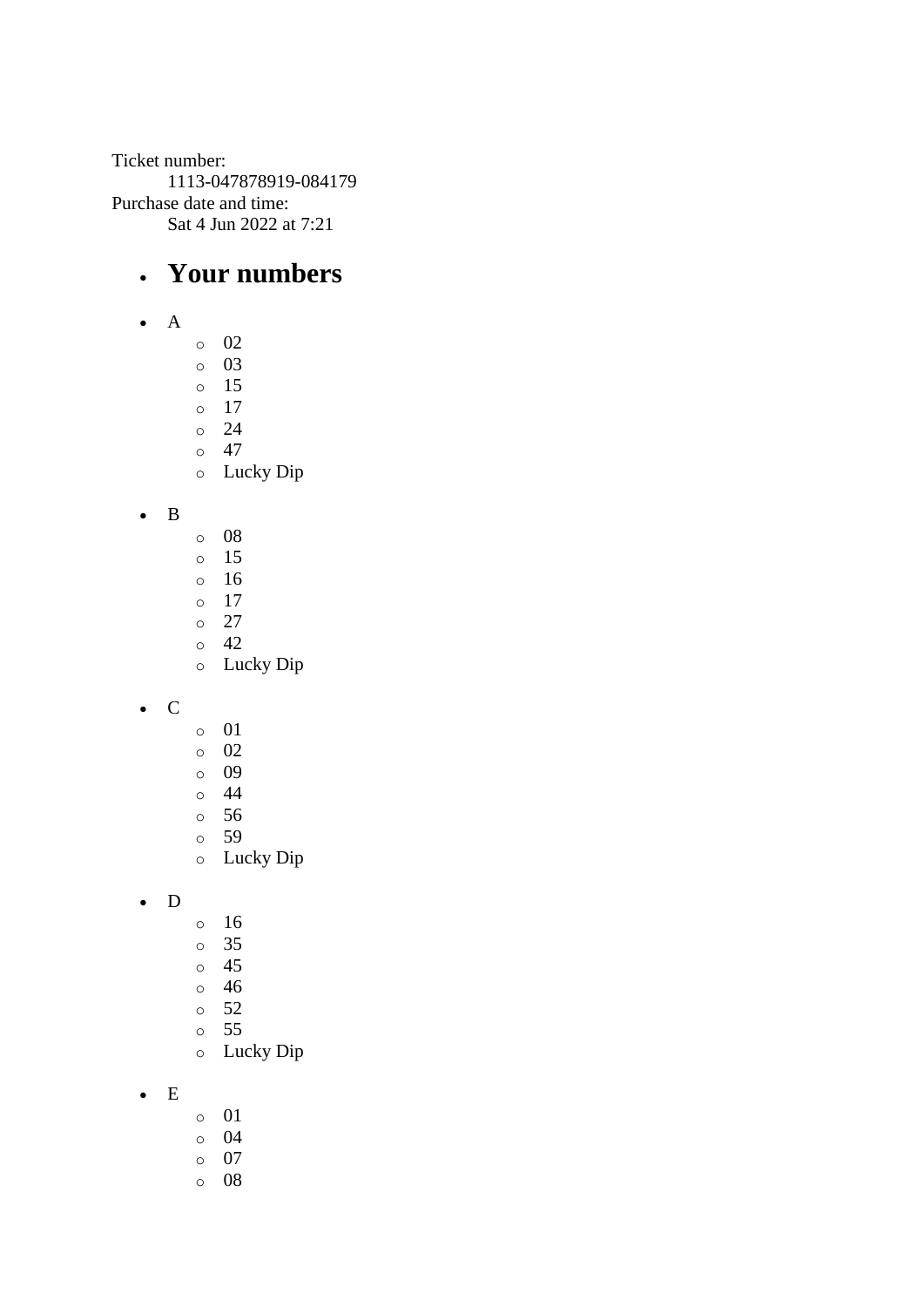Ticket number:
    1113-047878919-084179
Purchase date and time:
    Sat 4 Jun 2022 at 7:21

- ## Your numbers

- A
    - 02
    - 03
    - 15
    - 17
    - 24
    - 47
    - Lucky Dip

- B
    - 08
    - 15
    - 16
    - 17
    - 27
    - 42
    - Lucky Dip

- C
    - 01
    - 02
    - 09
    - 44
    - 56
    - 59
    - Lucky Dip

- D
    - 16
    - 35
    - 45
    - 46
    - 52
    - 55
    - Lucky Dip

- E
    - 01
    - 04
    - 07
    - 08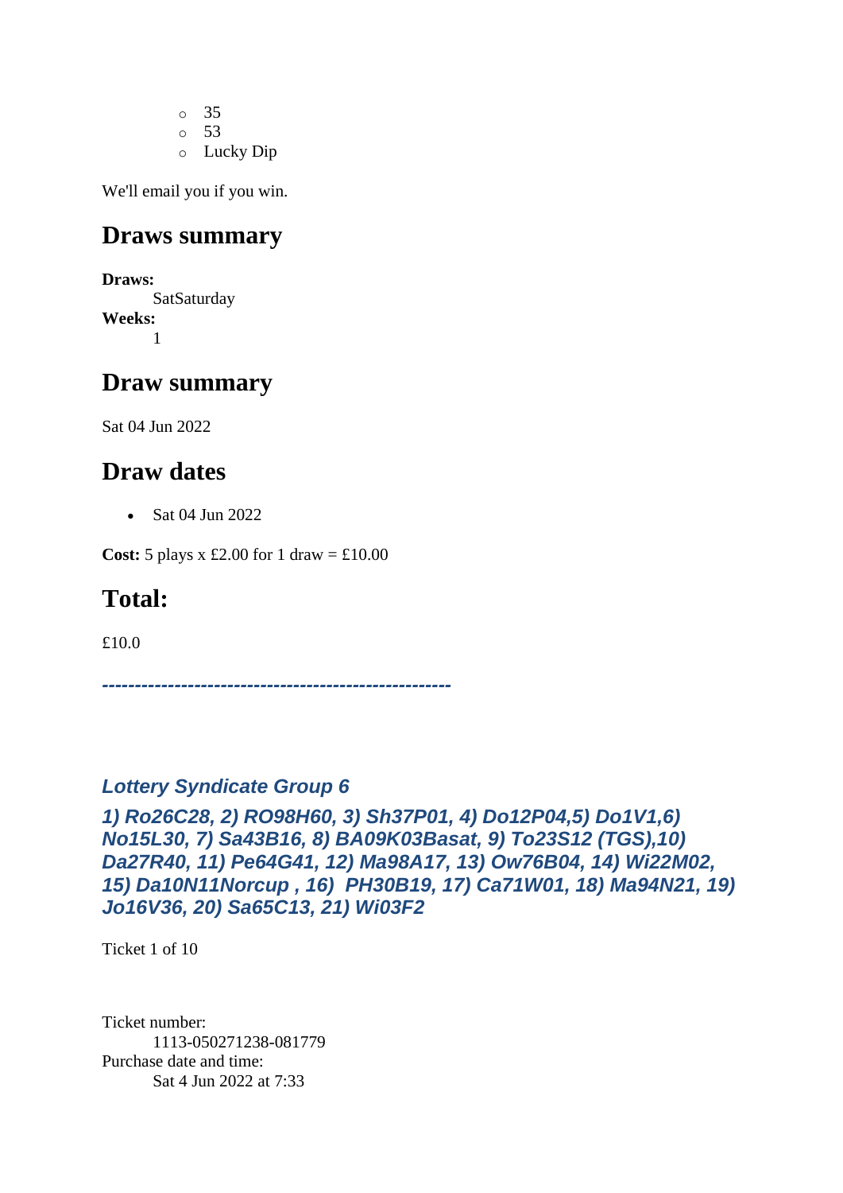- 35
- 53
- Lucky Dip

We'll email you if you win.

## Draws summary

**Draws:**
SatSaturday
**Weeks:**
1

## Draw summary

Sat 04 Jun 2022

## Draw dates

- Sat 04 Jun 2022

**Cost:** 5 plays x £2.00 for 1 draw = £10.00

## Total:

£10.0

***-----------------------------------------------------***

### *Lottery Syndicate Group 6*

### *1) Ro26C28, 2) RO98H60, 3) Sh37P01, 4) Do12P04,5) Do1V1,6) No15L30, 7) Sa43B16, 8) BA09K03Basat, 9) To23S12 (TGS),10) Da27R40, 11) Pe64G41, 12) Ma98A17, 13) Ow76B04, 14) Wi22M02, 15) Da10N11Norcup , 16) PH30B19, 17) Ca71W01, 18) Ma94N21, 19) Jo16V36, 20) Sa65C13, 21) Wi03F2*

Ticket 1 of 10

Ticket number:
1113-050271238-081779
Purchase date and time:
Sat 4 Jun 2022 at 7:33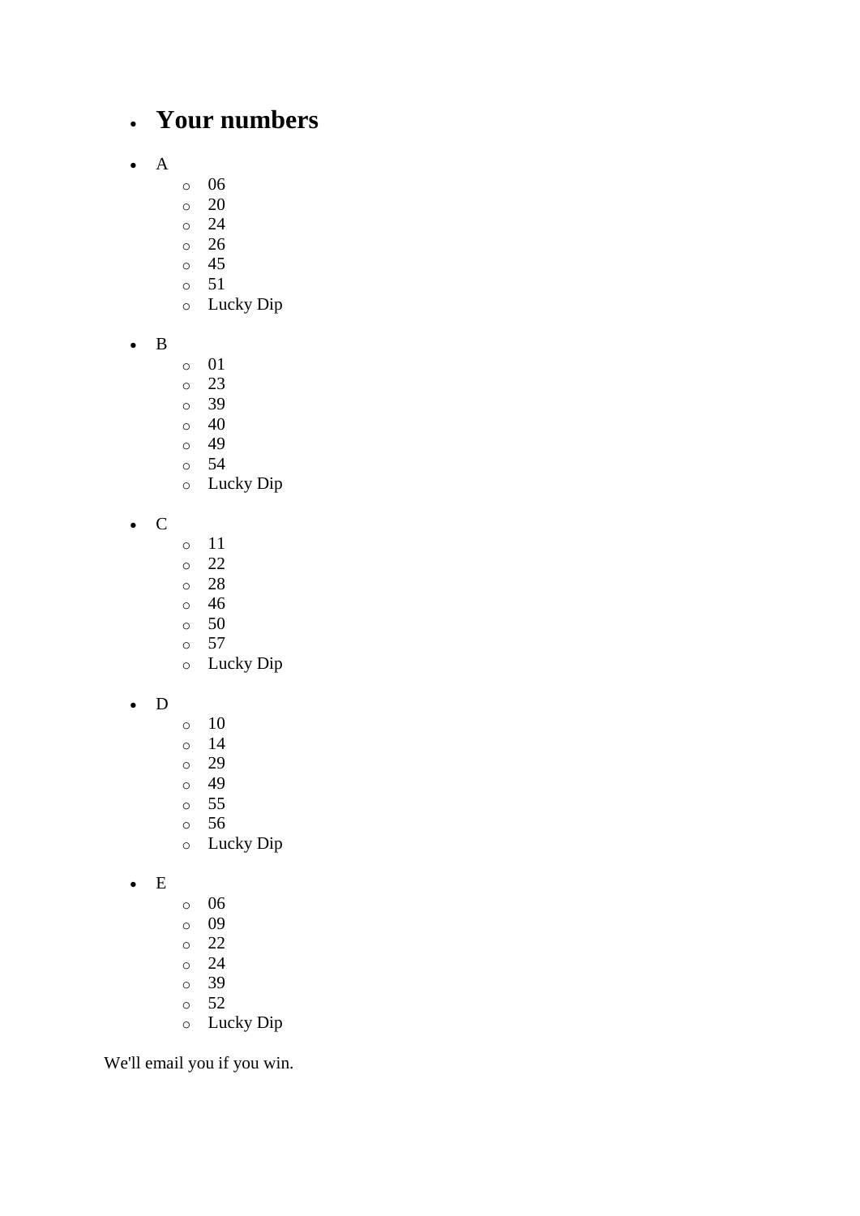- ## Your numbers

- A
    - 06
    - 20
    - 24
    - 26
    - 45
    - 51
    - Lucky Dip

- B
    - 01
    - 23
    - 39
    - 40
    - 49
    - 54
    - Lucky Dip

- C
    - 11
    - 22
    - 28
    - 46
    - 50
    - 57
    - Lucky Dip

- D
    - 10
    - 14
    - 29
    - 49
    - 55
    - 56
    - Lucky Dip

- E
    - 06
    - 09
    - 22
    - 24
    - 39
    - 52
    - Lucky Dip

We'll email you if you win.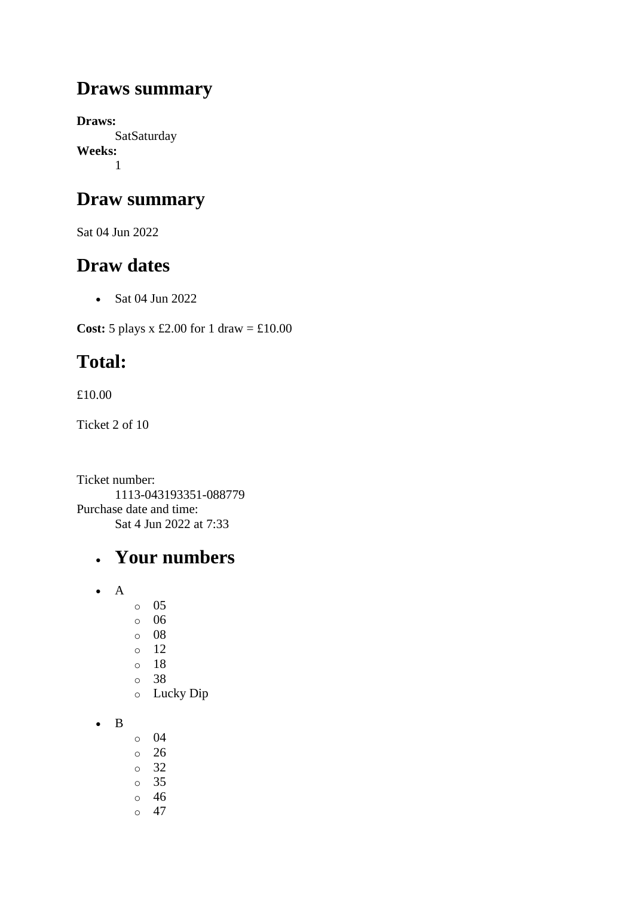## Draws summary

**Draws:**
SatSaturday
**Weeks:**
1

## Draw summary

Sat 04 Jun 2022

## Draw dates

- Sat 04 Jun 2022

**Cost:** 5 plays x £2.00 for 1 draw = £10.00

## Total:

£10.00

Ticket 2 of 10

Ticket number:
1113-043193351-088779
Purchase date and time:
Sat 4 Jun 2022 at 7:33

- ## Your numbers

- A
  - 05
  - 06
  - 08
  - 12
  - 18
  - 38
  - Lucky Dip

- B
  - 04
  - 26
  - 32
  - 35
  - 46
  - 47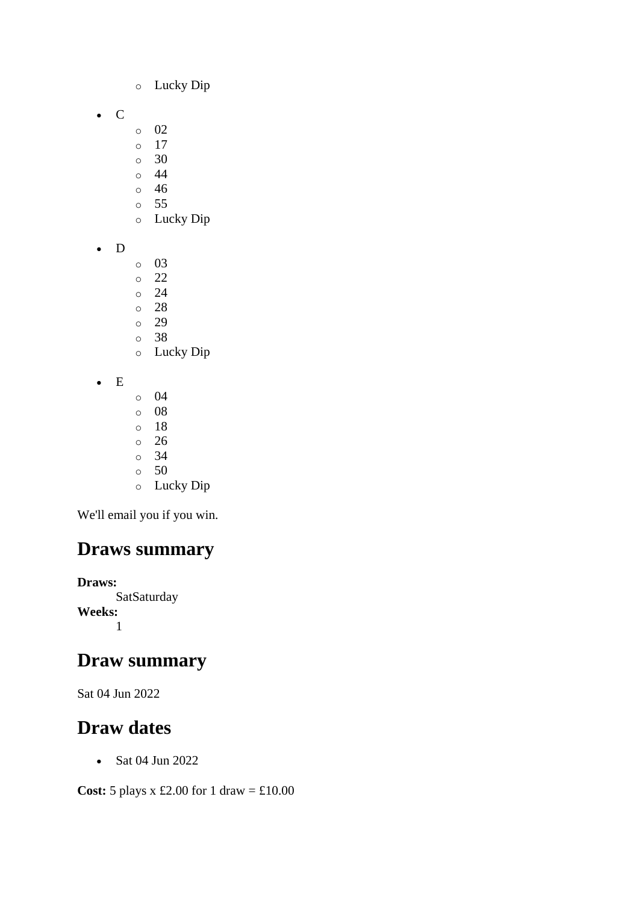- Lucky Dip

- C
  - 02
  - 17
  - 30
  - 44
  - 46
  - 55
  - Lucky Dip

- D
  - 03
  - 22
  - 24
  - 28
  - 29
  - 38
  - Lucky Dip

- E
  - 04
  - 08
  - 18
  - 26
  - 34
  - 50
  - Lucky Dip

We'll email you if you win.

## Draws summary

**Draws:**
SatSaturday
**Weeks:**
1

## Draw summary

Sat 04 Jun 2022

## Draw dates

- Sat 04 Jun 2022

**Cost:** 5 plays x £2.00 for 1 draw = £10.00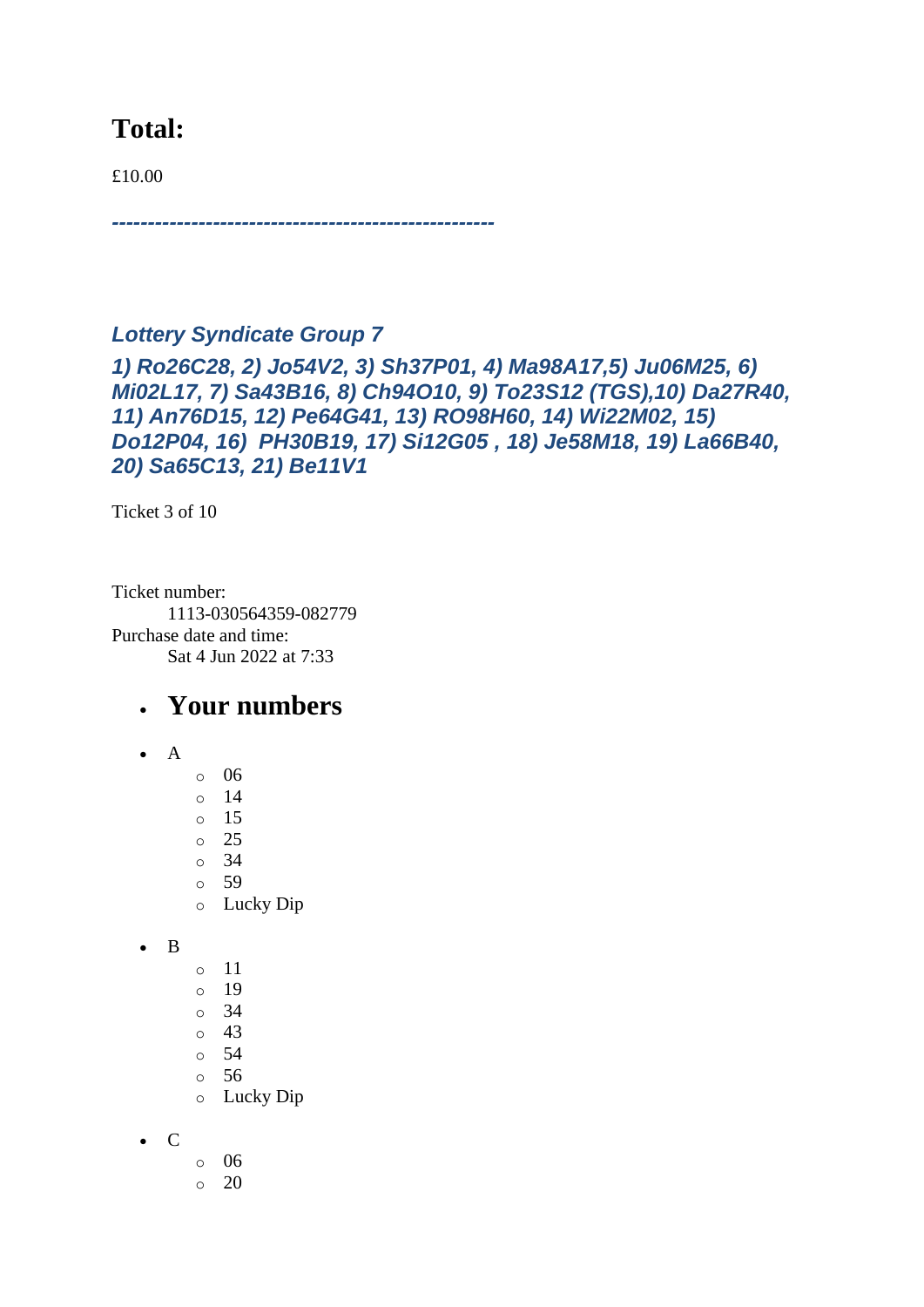## Total:

£10.00

*----------------------------------------------------*

### *Lottery Syndicate Group 7*

***1) Ro26C28, 2) Jo54V2, 3) Sh37P01, 4) Ma98A17,5) Ju06M25, 6) Mi02L17, 7) Sa43B16, 8) Ch94O10, 9) To23S12 (TGS),10) Da27R40, 11) An76D15, 12) Pe64G41, 13) RO98H60, 14) Wi22M02, 15) Do12P04, 16) PH30B19, 17) Si12G05 , 18) Je58M18, 19) La66B40, 20) Sa65C13, 21) Be11V1***

Ticket 3 of 10

Ticket number:
: 1113-030564359-082779

Purchase date and time:
: Sat 4 Jun 2022 at 7:33

- ## Your numbers
- A
  - 06
  - 14
  - 15
  - 25
  - 34
  - 59
  - Lucky Dip
- B
  - 11
  - 19
  - 34
  - 43
  - 54
  - 56
  - Lucky Dip
- C
  - 06
  - 20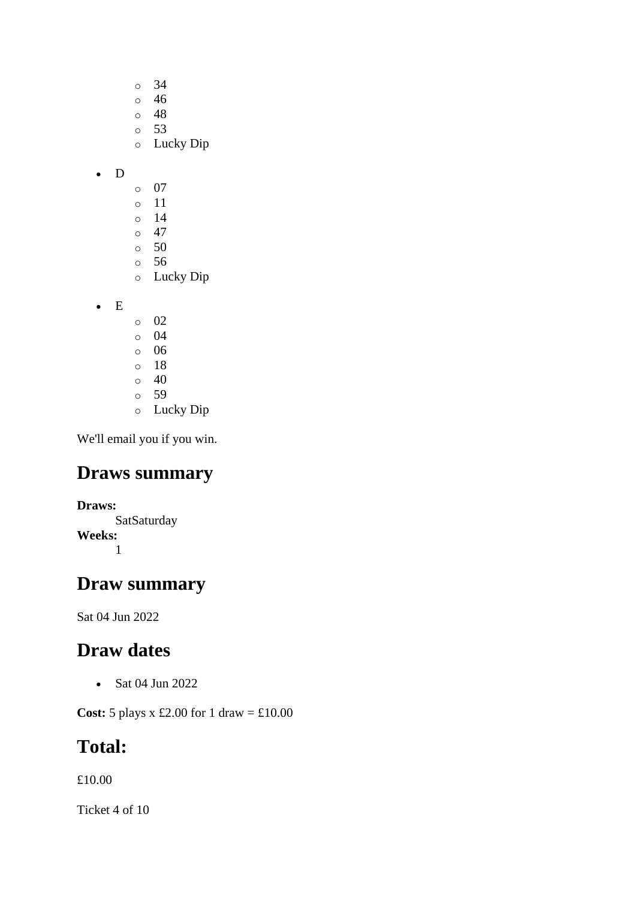- 34
    - 46
    - 48
    - 53
    - Lucky Dip

- D
    - 07
    - 11
    - 14
    - 47
    - 50
    - 56
    - Lucky Dip

- E
    - 02
    - 04
    - 06
    - 18
    - 40
    - 59
    - Lucky Dip

We'll email you if you win.

## Draws summary

**Draws:**
: SatSaturday

**Weeks:**
: 1

## Draw summary

Sat 04 Jun 2022

## Draw dates

- Sat 04 Jun 2022

**Cost:** 5 plays x £2.00 for 1 draw = £10.00

## Total:

£10.00

Ticket 4 of 10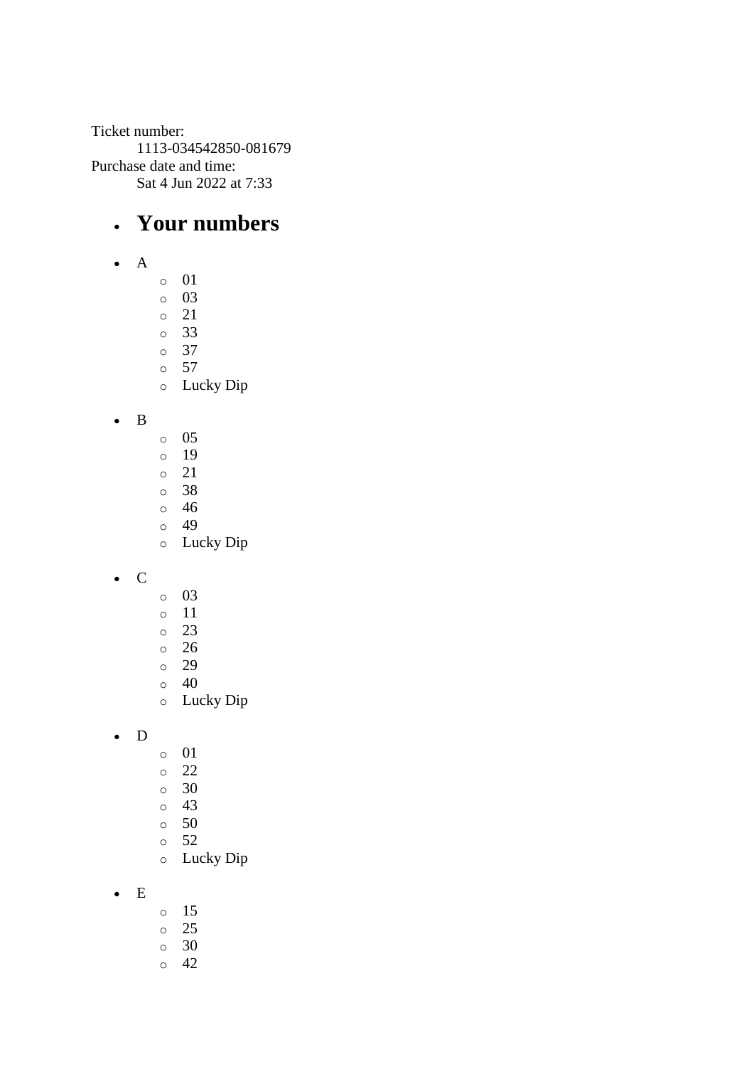Ticket number:
    1113-034542850-081679
Purchase date and time:
    Sat 4 Jun 2022 at 7:33

- ## Your numbers

- A
    - 01
    - 03
    - 21
    - 33
    - 37
    - 57
    - Lucky Dip

- B
    - 05
    - 19
    - 21
    - 38
    - 46
    - 49
    - Lucky Dip

- C
    - 03
    - 11
    - 23
    - 26
    - 29
    - 40
    - Lucky Dip

- D
    - 01
    - 22
    - 30
    - 43
    - 50
    - 52
    - Lucky Dip

- E
    - 15
    - 25
    - 30
    - 42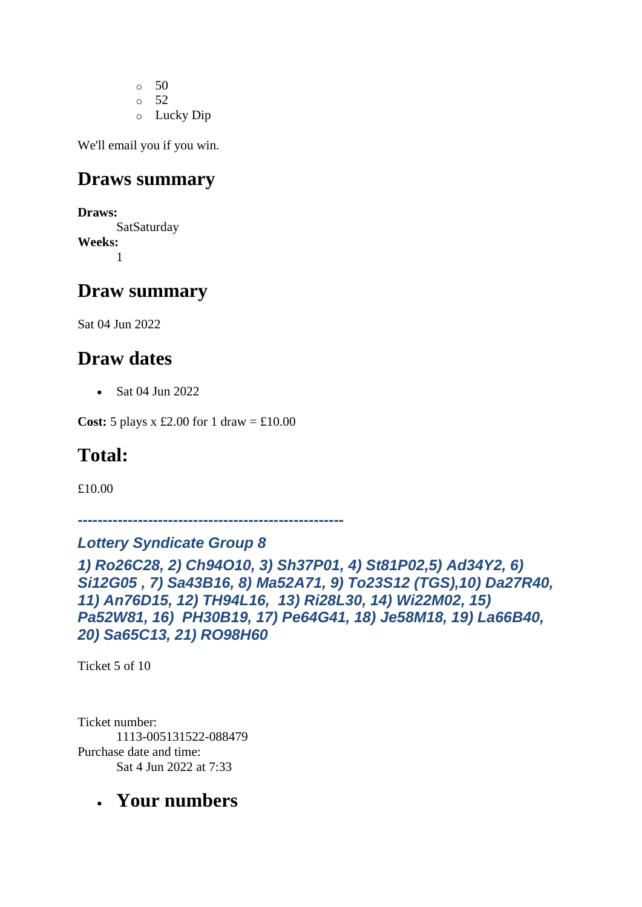- 50
    - 52
    - Lucky Dip

We'll email you if you win.

## Draws summary

**Draws:**
    SatSaturday
**Weeks:**
    1

## Draw summary

Sat 04 Jun 2022

## Draw dates

- Sat 04 Jun 2022

**Cost:** 5 plays x £2.00 for 1 draw = £10.00

## Total:

£10.00

***-----------------------------------------------------***

***Lottery Syndicate Group 8***

***1) Ro26C28, 2) Ch94O10, 3) Sh37P01, 4) St81P02,5) Ad34Y2, 6) Si12G05 , 7) Sa43B16, 8) Ma52A71, 9) To23S12 (TGS),10) Da27R40, 11) An76D15, 12) TH94L16, 13) Ri28L30, 14) Wi22M02, 15) Pa52W81, 16) PH30B19, 17) Pe64G41, 18) Je58M18, 19) La66B40, 20) Sa65C13, 21) RO98H60***

Ticket 5 of 10

Ticket number:
    1113-005131522-088479
Purchase date and time:
    Sat 4 Jun 2022 at 7:33

- ## Your numbers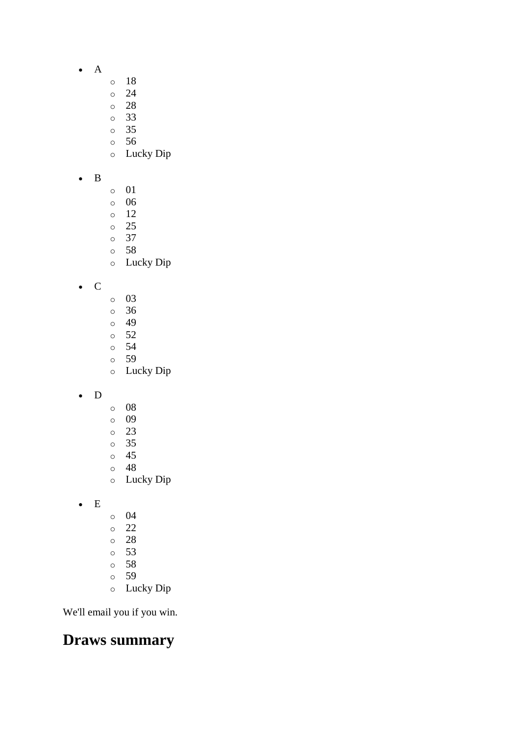- A
  - 18
  - 24
  - 28
  - 33
  - 35
  - 56
  - Lucky Dip
- B
  - 01
  - 06
  - 12
  - 25
  - 37
  - 58
  - Lucky Dip
- C
  - 03
  - 36
  - 49
  - 52
  - 54
  - 59
  - Lucky Dip
- D
  - 08
  - 09
  - 23
  - 35
  - 45
  - 48
  - Lucky Dip
- E
  - 04
  - 22
  - 28
  - 53
  - 58
  - 59
  - Lucky Dip

We'll email you if you win.

## Draws summary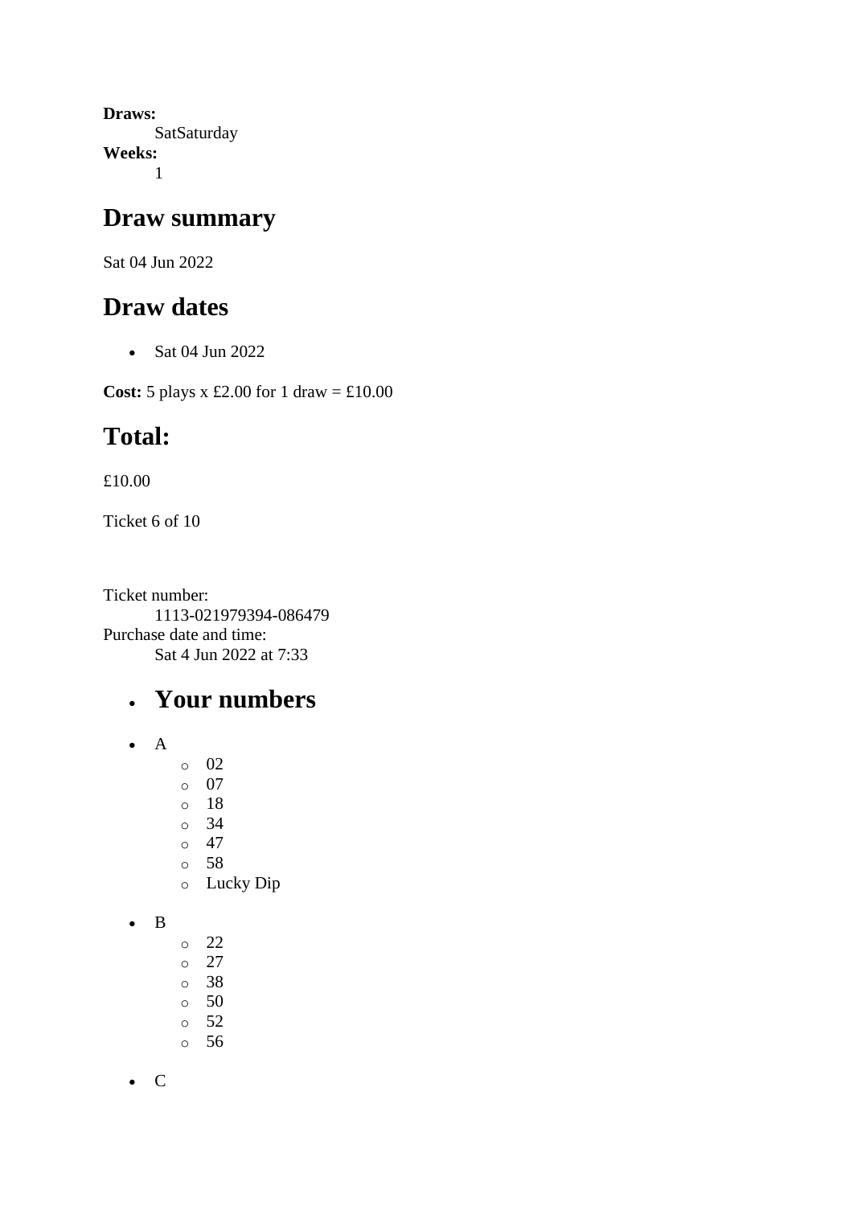**Draws:**
    SatSaturday
**Weeks:**
    1

## Draw summary

Sat 04 Jun 2022

## Draw dates

- Sat 04 Jun 2022

**Cost:** 5 plays x £2.00 for 1 draw = £10.00

## Total:

£10.00

Ticket 6 of 10

Ticket number:
    1113-021979394-086479
Purchase date and time:
    Sat 4 Jun 2022 at 7:33

- ## Your numbers

- A
    - 02
    - 07
    - 18
    - 34
    - 47
    - 58
    - Lucky Dip
- B
    - 22
    - 27
    - 38
    - 50
    - 52
    - 56
- C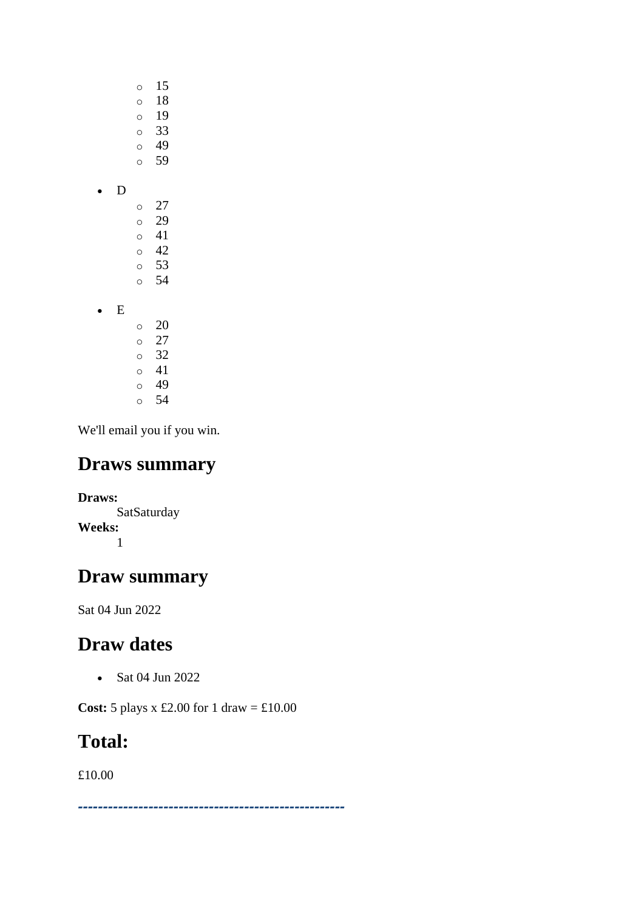- 15
  - 18
  - 19
  - 33
  - 49
  - 59
- D
  - 27
  - 29
  - 41
  - 42
  - 53
  - 54
- E
  - 20
  - 27
  - 32
  - 41
  - 49
  - 54

We'll email you if you win.

## Draws summary

**Draws:**
SatSaturday
**Weeks:**
1

## Draw summary

Sat 04 Jun 2022

## Draw dates

- Sat 04 Jun 2022

**Cost:** 5 plays x £2.00 for 1 draw = £10.00

## Total:

£10.00

-----------------------------------------------------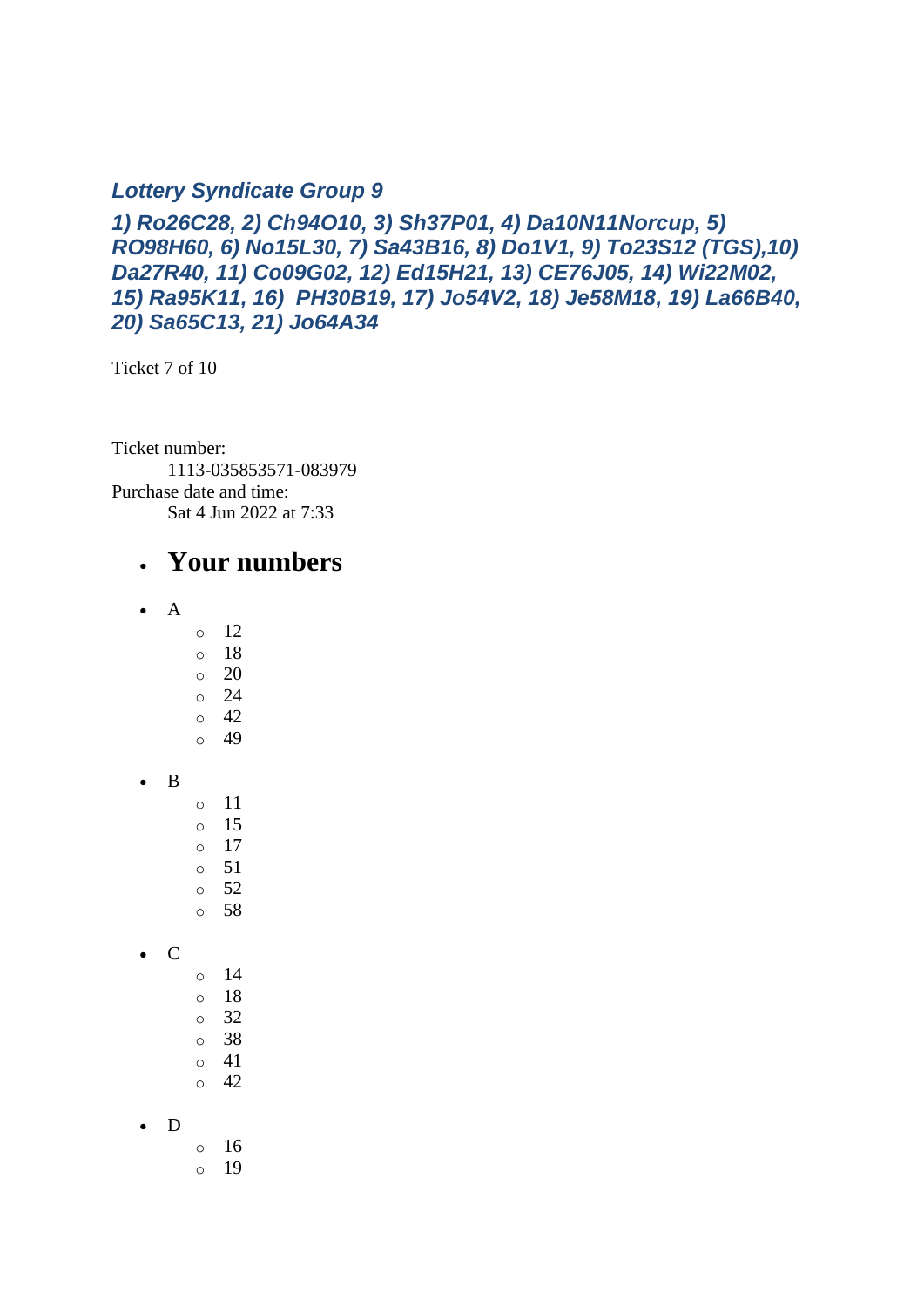***Lottery Syndicate Group 9***

***1) Ro26C28, 2) Ch94O10, 3) Sh37P01, 4) Da10N11Norcup, 5) RO98H60, 6) No15L30, 7) Sa43B16, 8) Do1V1, 9) To23S12 (TGS),10) Da27R40, 11) Co09G02, 12) Ed15H21, 13) CE76J05, 14) Wi22M02, 15) Ra95K11, 16) PH30B19, 17) Jo54V2, 18) Je58M18, 19) La66B40, 20) Sa65C13, 21) Jo64A34***

Ticket 7 of 10

Ticket number:
    1113-035853571-083979
Purchase date and time:
    Sat 4 Jun 2022 at 7:33

- # Your numbers

- A
    - 12
    - 18
    - 20
    - 24
    - 42
    - 49
- B
    - 11
    - 15
    - 17
    - 51
    - 52
    - 58
- C
    - 14
    - 18
    - 32
    - 38
    - 41
    - 42
- D
    - 16
    - 19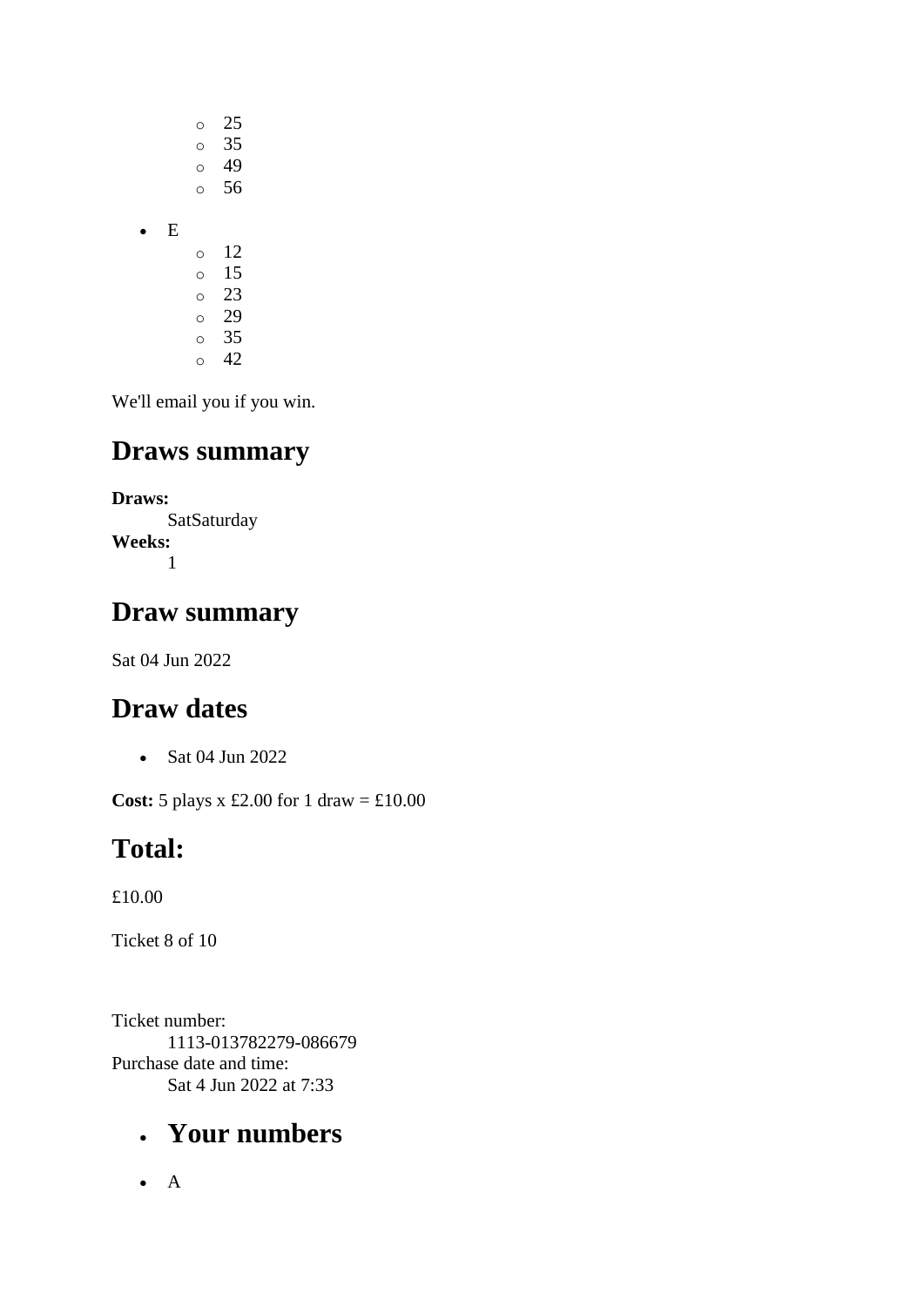- 25
    - 35
    - 49
    - 56

- E
    - 12
    - 15
    - 23
    - 29
    - 35
    - 42

We'll email you if you win.

## Draws summary

**Draws:**
: SatSaturday

**Weeks:**
: 1

## Draw summary

Sat 04 Jun 2022

## Draw dates

- Sat 04 Jun 2022

**Cost:** 5 plays x £2.00 for 1 draw = £10.00

## Total:

£10.00

Ticket 8 of 10

Ticket number:
: 1113-013782279-086679

Purchase date and time:
: Sat 4 Jun 2022 at 7:33

- ## Your numbers

- A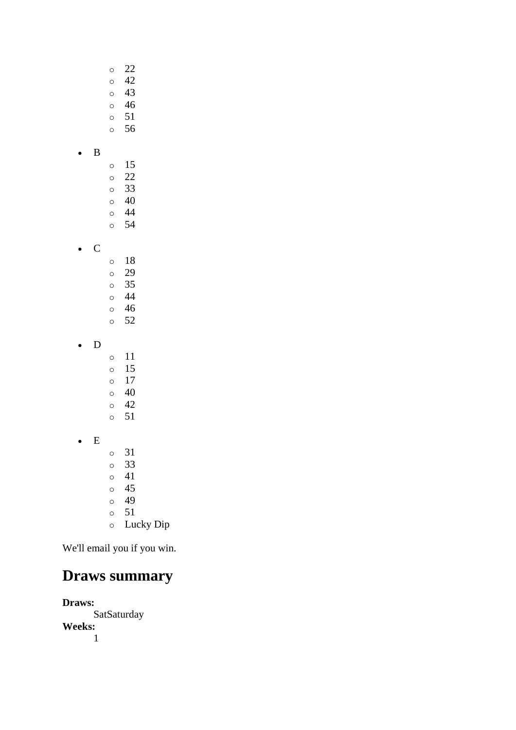- 22
  - 42
  - 43
  - 46
  - 51
  - 56

- B
  - 15
  - 22
  - 33
  - 40
  - 44
  - 54

- C
  - 18
  - 29
  - 35
  - 44
  - 46
  - 52

- D
  - 11
  - 15
  - 17
  - 40
  - 42
  - 51

- E
  - 31
  - 33
  - 41
  - 45
  - 49
  - 51
  - Lucky Dip

We'll email you if you win.

## Draws summary

**Draws:**
: SatSaturday

**Weeks:**
: 1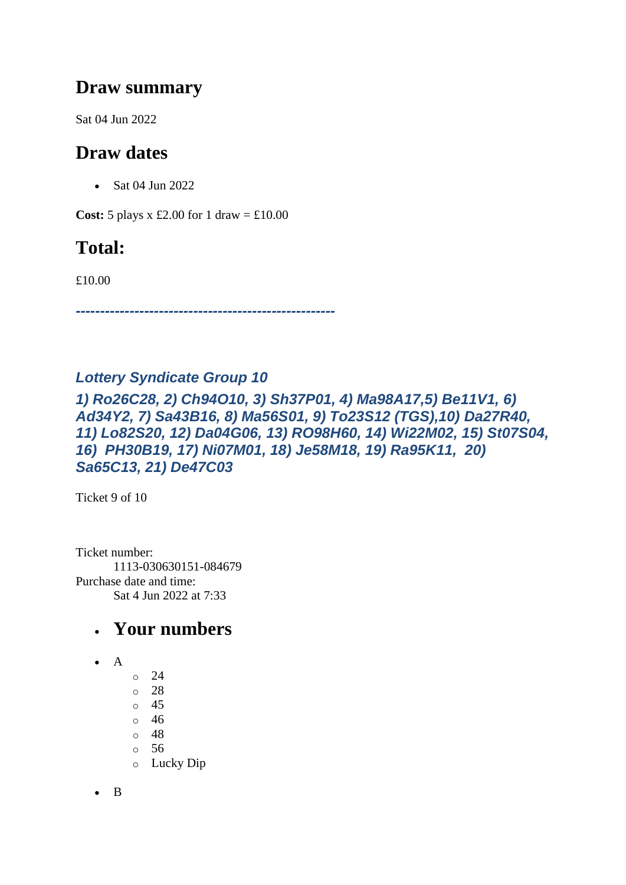## Draw summary

Sat 04 Jun 2022

## Draw dates

- Sat 04 Jun 2022

**Cost:** 5 plays x £2.00 for 1 draw = £10.00

## Total:

£10.00

***-----------------------------------------------------***

***Lottery Syndicate Group 10***

***1) Ro26C28, 2) Ch94O10, 3) Sh37P01, 4) Ma98A17,5) Be11V1, 6) Ad34Y2, 7) Sa43B16, 8) Ma56S01, 9) To23S12 (TGS),10) Da27R40, 11) Lo82S20, 12) Da04G06, 13) RO98H60, 14) Wi22M02, 15) St07S04, 16) PH30B19, 17) Ni07M01, 18) Je58M18, 19) Ra95K11, 20) Sa65C13, 21) De47C03***

Ticket 9 of 10

Ticket number:
    1113-030630151-084679
Purchase date and time:
    Sat 4 Jun 2022 at 7:33

- ## Your numbers

- A
    - 24
    - 28
    - 45
    - 46
    - 48
    - 56
    - Lucky Dip

- B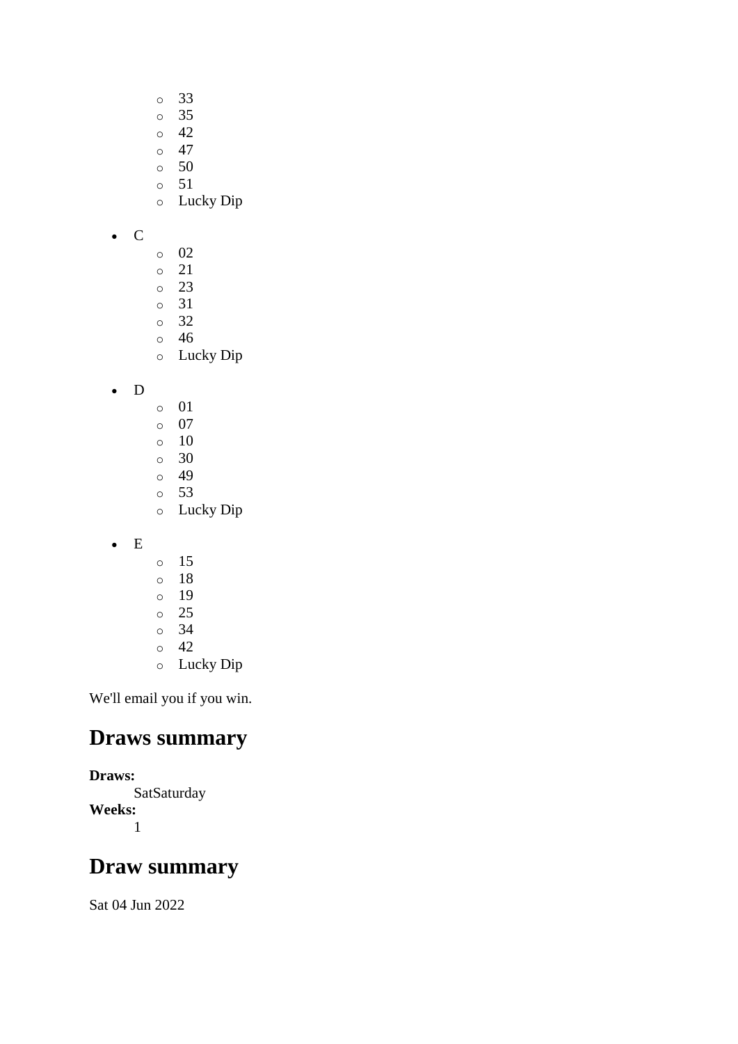- 33
    - 35
    - 42
    - 47
    - 50
    - 51
    - Lucky Dip

- C
    - 02
    - 21
    - 23
    - 31
    - 32
    - 46
    - Lucky Dip

- D
    - 01
    - 07
    - 10
    - 30
    - 49
    - 53
    - Lucky Dip

- E
    - 15
    - 18
    - 19
    - 25
    - 34
    - 42
    - Lucky Dip

We'll email you if you win.

## Draws summary

**Draws:**
: SatSaturday

**Weeks:**
: 1

## Draw summary

Sat 04 Jun 2022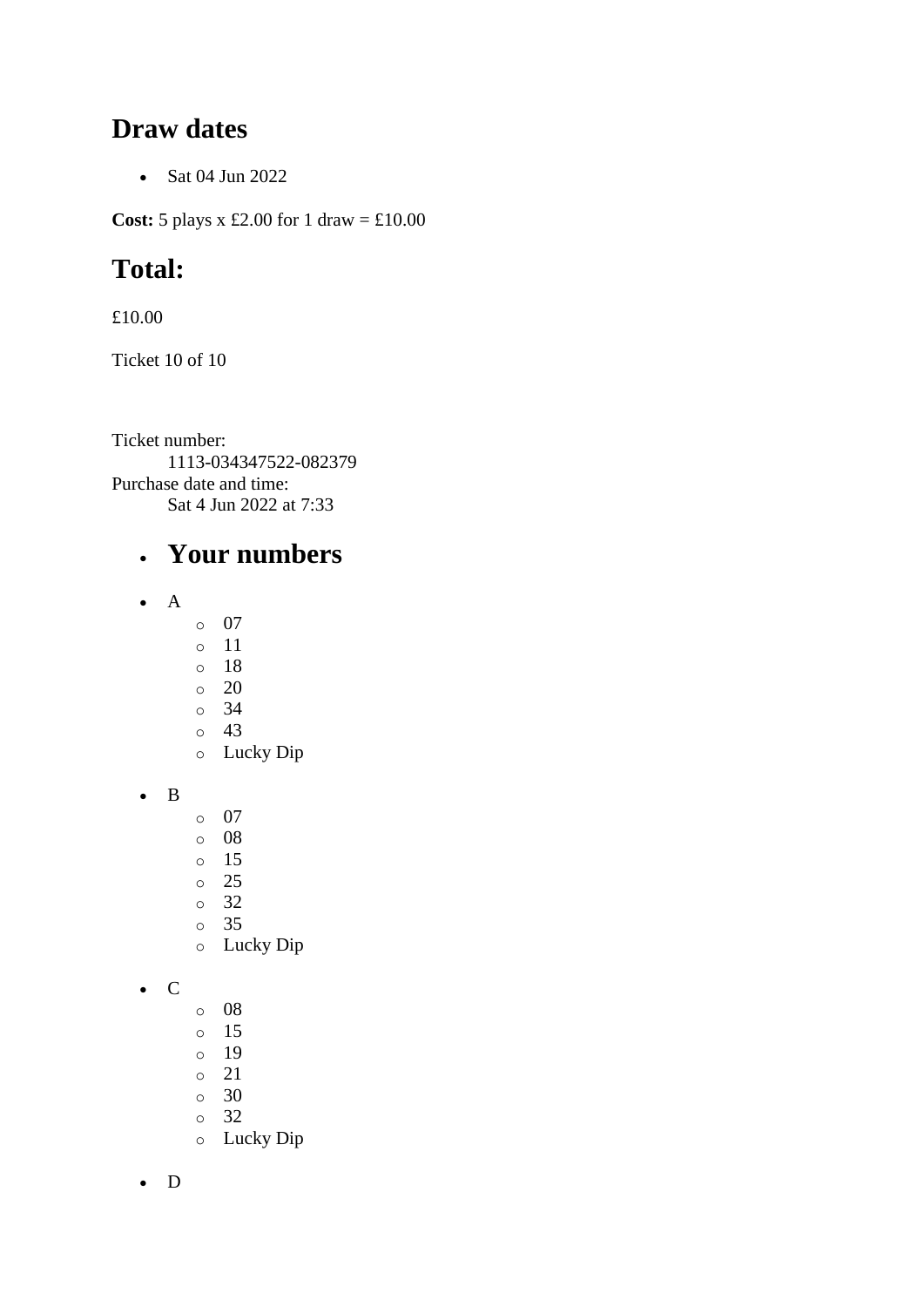## Draw dates

- Sat 04 Jun 2022

**Cost:** 5 plays x £2.00 for 1 draw = £10.00

## Total:

£10.00

Ticket 10 of 10

Ticket number:
: 1113-034347522-082379

Purchase date and time:
: Sat 4 Jun 2022 at 7:33

- ## Your numbers

- A
  - 07
  - 11
  - 18
  - 20
  - 34
  - 43
  - Lucky Dip

- B
  - 07
  - 08
  - 15
  - 25
  - 32
  - 35
  - Lucky Dip

- C
  - 08
  - 15
  - 19
  - 21
  - 30
  - 32
  - Lucky Dip

- D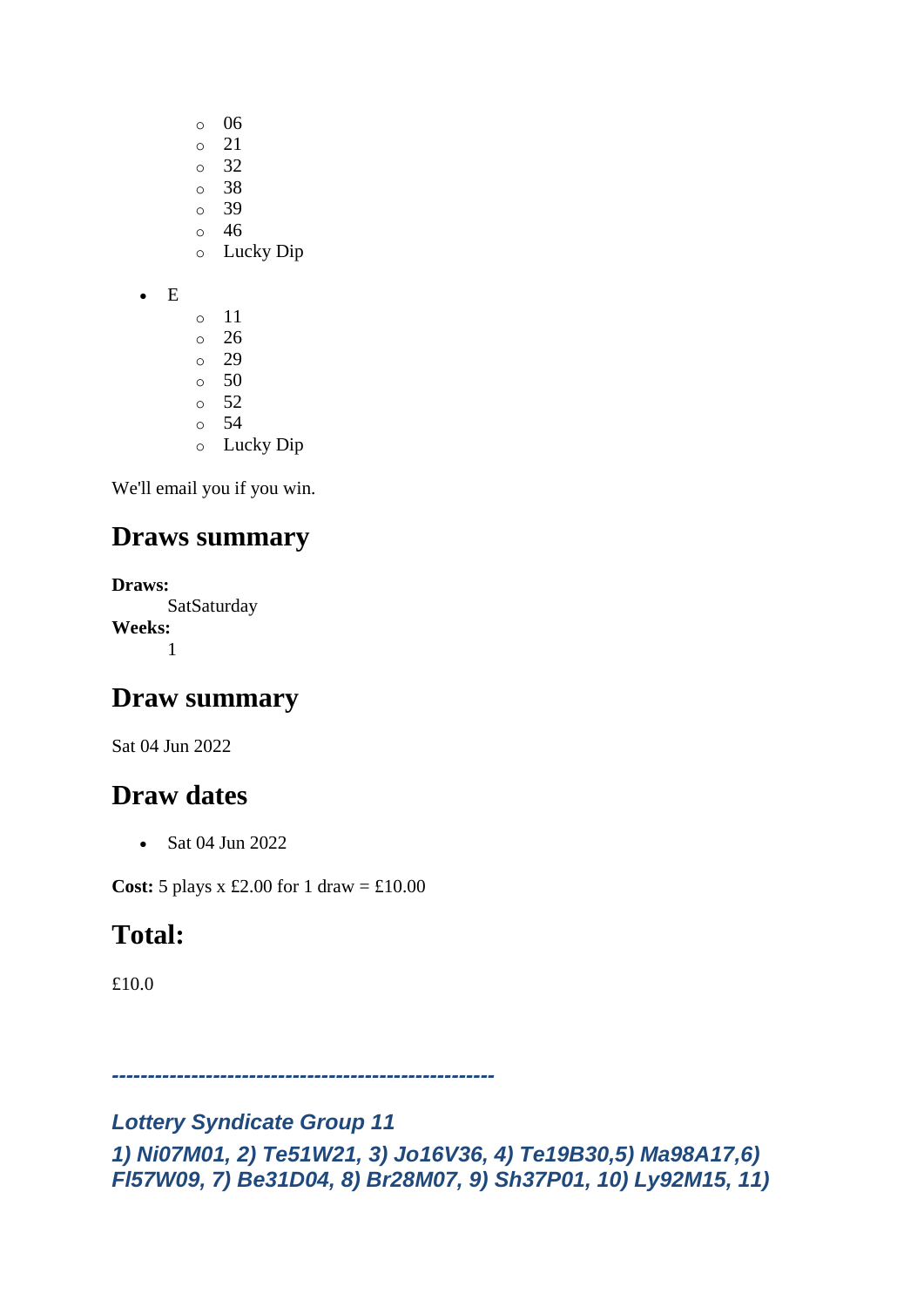- 06
  - 21
  - 32
  - 38
  - 39
  - 46
  - Lucky Dip

- E
  - 11
  - 26
  - 29
  - 50
  - 52
  - 54
  - Lucky Dip

We'll email you if you win.

## Draws summary

**Draws:**
SatSaturday
**Weeks:**
1

## Draw summary

Sat 04 Jun 2022

## Draw dates

- Sat 04 Jun 2022

**Cost:** 5 plays x £2.00 for 1 draw = £10.00

## Total:

£10.0

***-----------------------------------------------------***

***Lottery Syndicate Group 11***

***1) Ni07M01, 2) Te51W21, 3) Jo16V36, 4) Te19B30,5) Ma98A17,6) Fl57W09, 7) Be31D04, 8) Br28M07, 9) Sh37P01, 10) Ly92M15, 11)***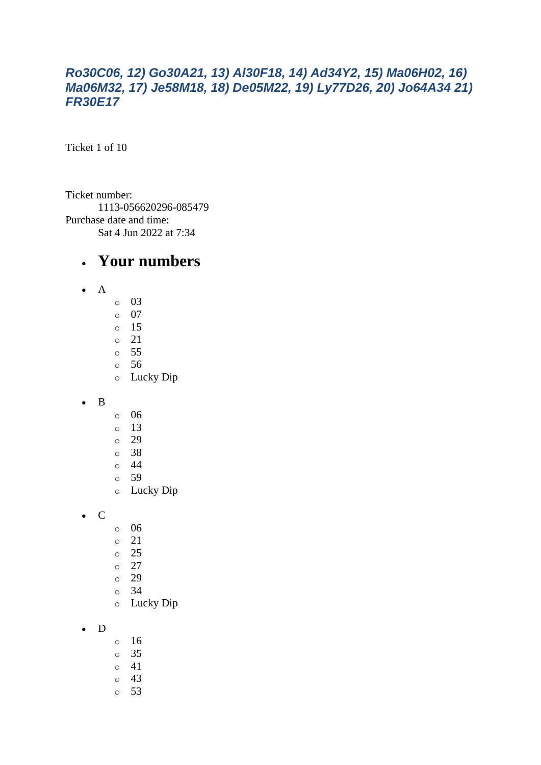***Ro30C06, 12) Go30A21, 13) Al30F18, 14) Ad34Y2, 15) Ma06H02, 16) Ma06M32, 17) Je58M18, 18) De05M22, 19) Ly77D26, 20) Jo64A34 21) FR30E17***

Ticket 1 of 10

Ticket number:
    1113-056620296-085479
Purchase date and time:
    Sat 4 Jun 2022 at 7:34

- ## Your numbers

- A
  - 03
  - 07
  - 15
  - 21
  - 55
  - 56
  - Lucky Dip
- B
  - 06
  - 13
  - 29
  - 38
  - 44
  - 59
  - Lucky Dip
- C
  - 06
  - 21
  - 25
  - 27
  - 29
  - 34
  - Lucky Dip
- D
  - 16
  - 35
  - 41
  - 43
  - 53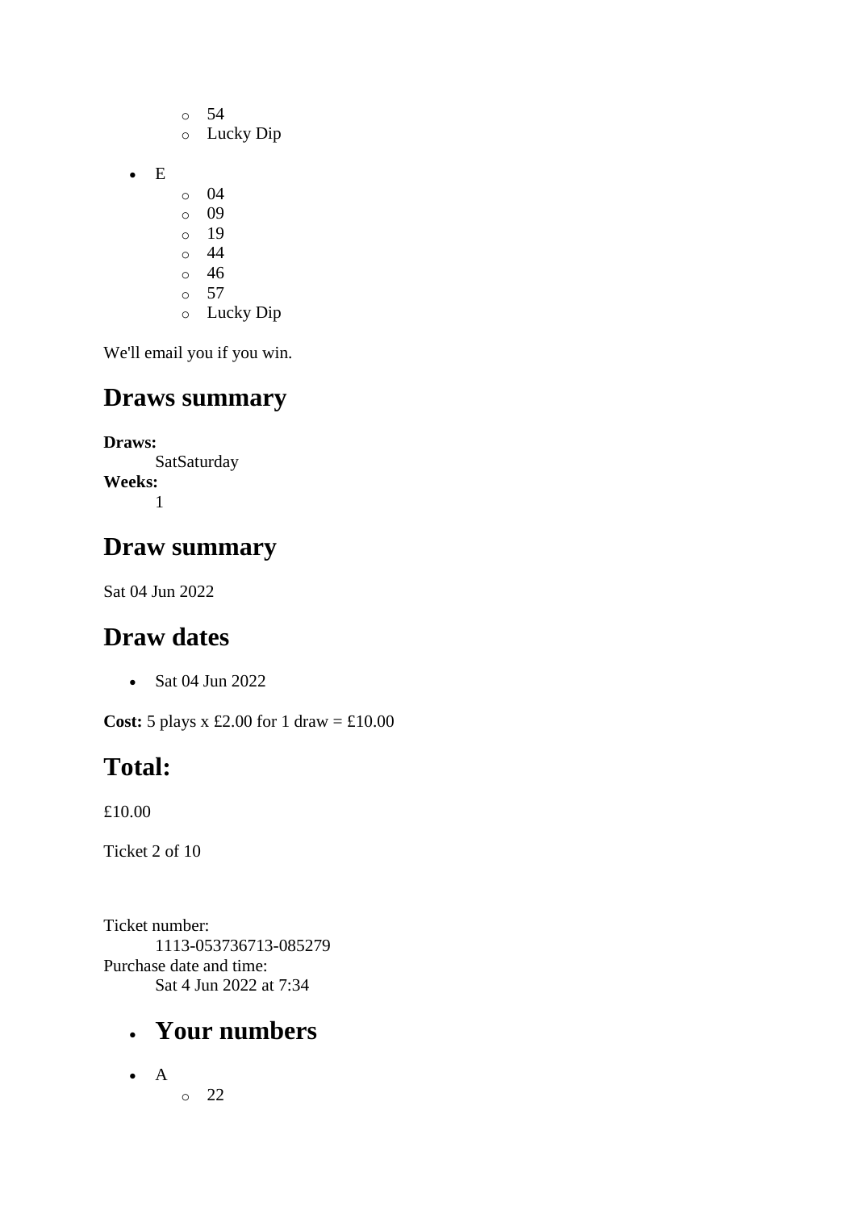- 54
  - Lucky Dip

- E
  - 04
  - 09
  - 19
  - 44
  - 46
  - 57
  - Lucky Dip

We'll email you if you win.

## Draws summary

**Draws:**
SatSaturday
**Weeks:**
1

## Draw summary

Sat 04 Jun 2022

## Draw dates

- Sat 04 Jun 2022

**Cost:** 5 plays x £2.00 for 1 draw = £10.00

## Total:

£10.00

Ticket 2 of 10

Ticket number:
1113-053736713-085279
Purchase date and time:
Sat 4 Jun 2022 at 7:34

- ## Your numbers

- A
  - 22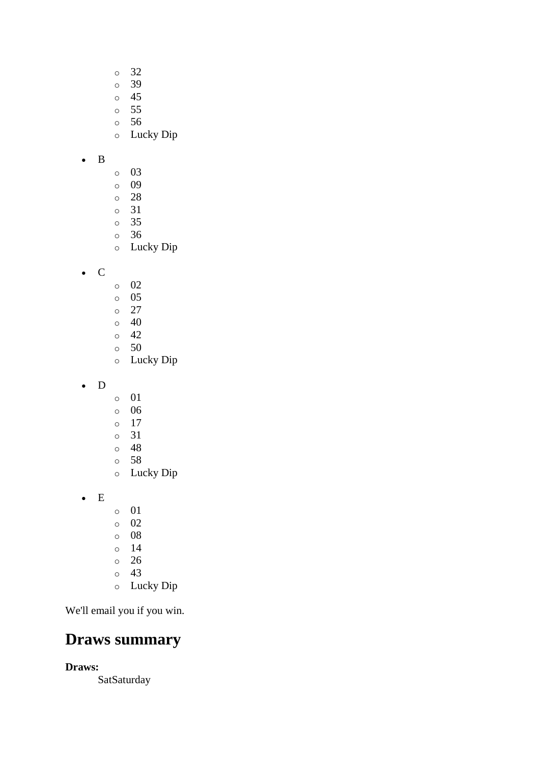- 32
    - 39
    - 45
    - 55
    - 56
    - Lucky Dip

- B
    - 03
    - 09
    - 28
    - 31
    - 35
    - 36
    - Lucky Dip

- C
    - 02
    - 05
    - 27
    - 40
    - 42
    - 50
    - Lucky Dip

- D
    - 01
    - 06
    - 17
    - 31
    - 48
    - 58
    - Lucky Dip

- E
    - 01
    - 02
    - 08
    - 14
    - 26
    - 43
    - Lucky Dip

We'll email you if you win.

## Draws summary

**Draws:**
SatSaturday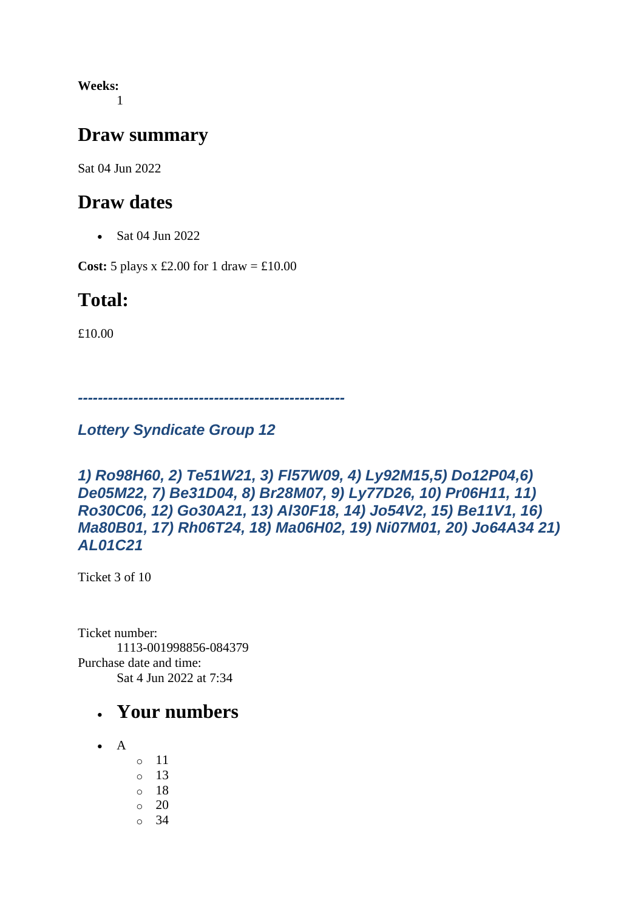**Weeks:**

1

## Draw summary

Sat 04 Jun 2022

## Draw dates

- Sat 04 Jun 2022

**Cost:** 5 plays x £2.00 for 1 draw = £10.00

## Total:

£10.00

***-----------------------------------------------------***

***Lottery Syndicate Group 12***

***1) Ro98H60, 2) Te51W21, 3) Fl57W09, 4) Ly92M15,5) Do12P04,6) De05M22, 7) Be31D04, 8) Br28M07, 9) Ly77D26, 10) Pr06H11, 11) Ro30C06, 12) Go30A21, 13) Al30F18, 14) Jo54V2, 15) Be11V1, 16) Ma80B01, 17) Rh06T24, 18) Ma06H02, 19) Ni07M01, 20) Jo64A34 21) AL01C21***

Ticket 3 of 10

Ticket number:

1113-001998856-084379

Purchase date and time:

Sat 4 Jun 2022 at 7:34

- ## Your numbers

- A
    - 11
    - 13
    - 18
    - 20
    - 34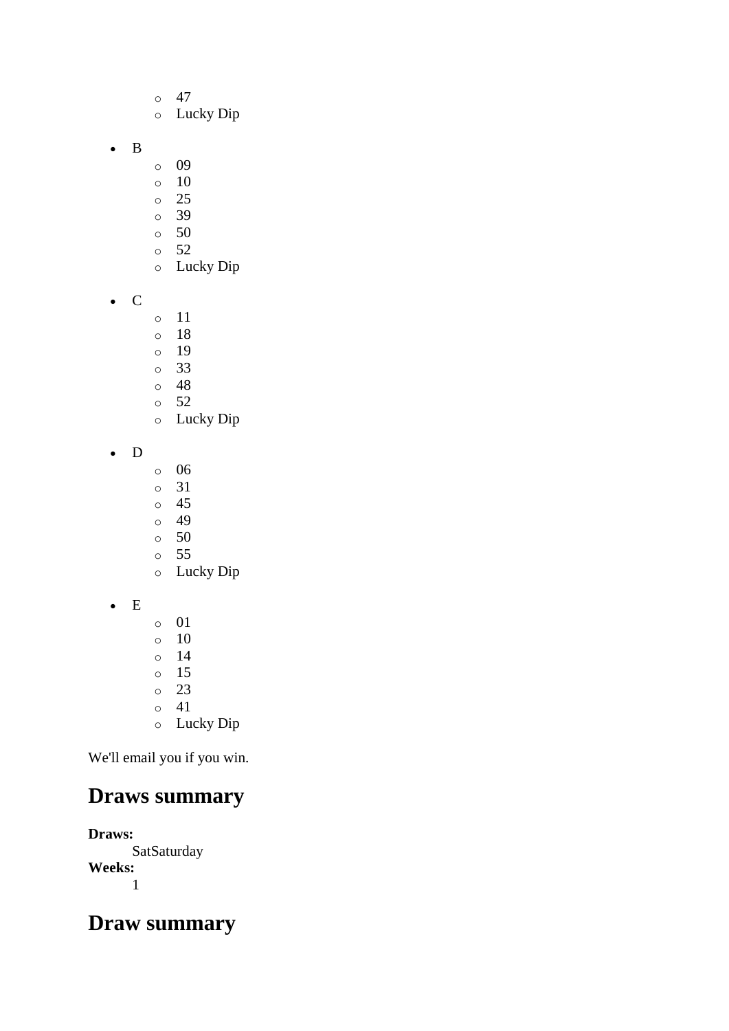- 47
    - Lucky Dip

- B
    - 09
    - 10
    - 25
    - 39
    - 50
    - 52
    - Lucky Dip

- C
    - 11
    - 18
    - 19
    - 33
    - 48
    - 52
    - Lucky Dip

- D
    - 06
    - 31
    - 45
    - 49
    - 50
    - 55
    - Lucky Dip

- E
    - 01
    - 10
    - 14
    - 15
    - 23
    - 41
    - Lucky Dip

We'll email you if you win.

## Draws summary

**Draws:**
: SatSaturday

**Weeks:**
: 1

## Draw summary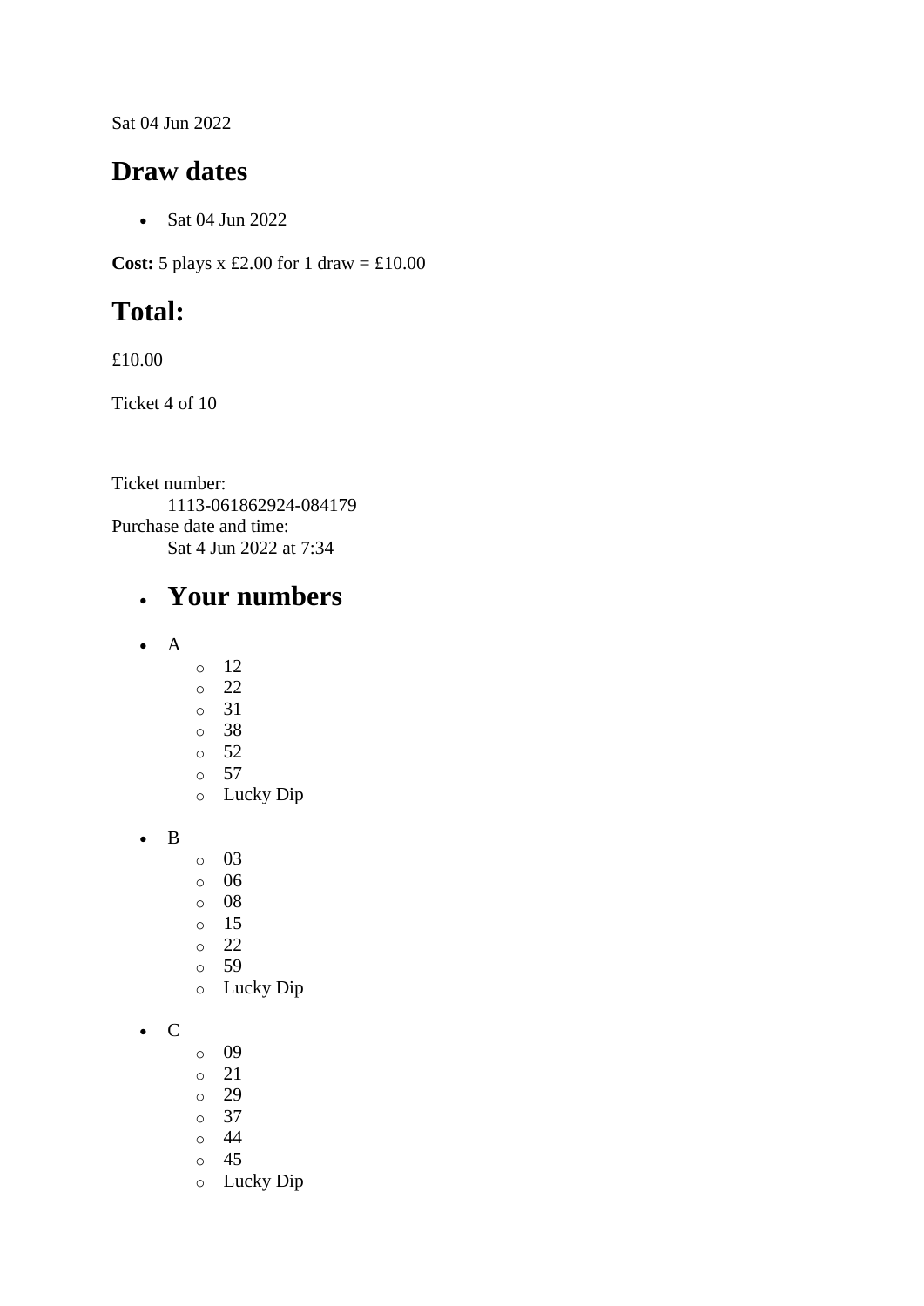Sat 04 Jun 2022

## Draw dates

- Sat 04 Jun 2022

**Cost:** 5 plays x £2.00 for 1 draw = £10.00

## Total:

£10.00

Ticket 4 of 10

Ticket number:
    1113-061862924-084179
Purchase date and time:
    Sat 4 Jun 2022 at 7:34

- ## Your numbers

- A
    - 12
    - 22
    - 31
    - 38
    - 52
    - 57
    - Lucky Dip
- B
    - 03
    - 06
    - 08
    - 15
    - 22
    - 59
    - Lucky Dip
- C
    - 09
    - 21
    - 29
    - 37
    - 44
    - 45
    - Lucky Dip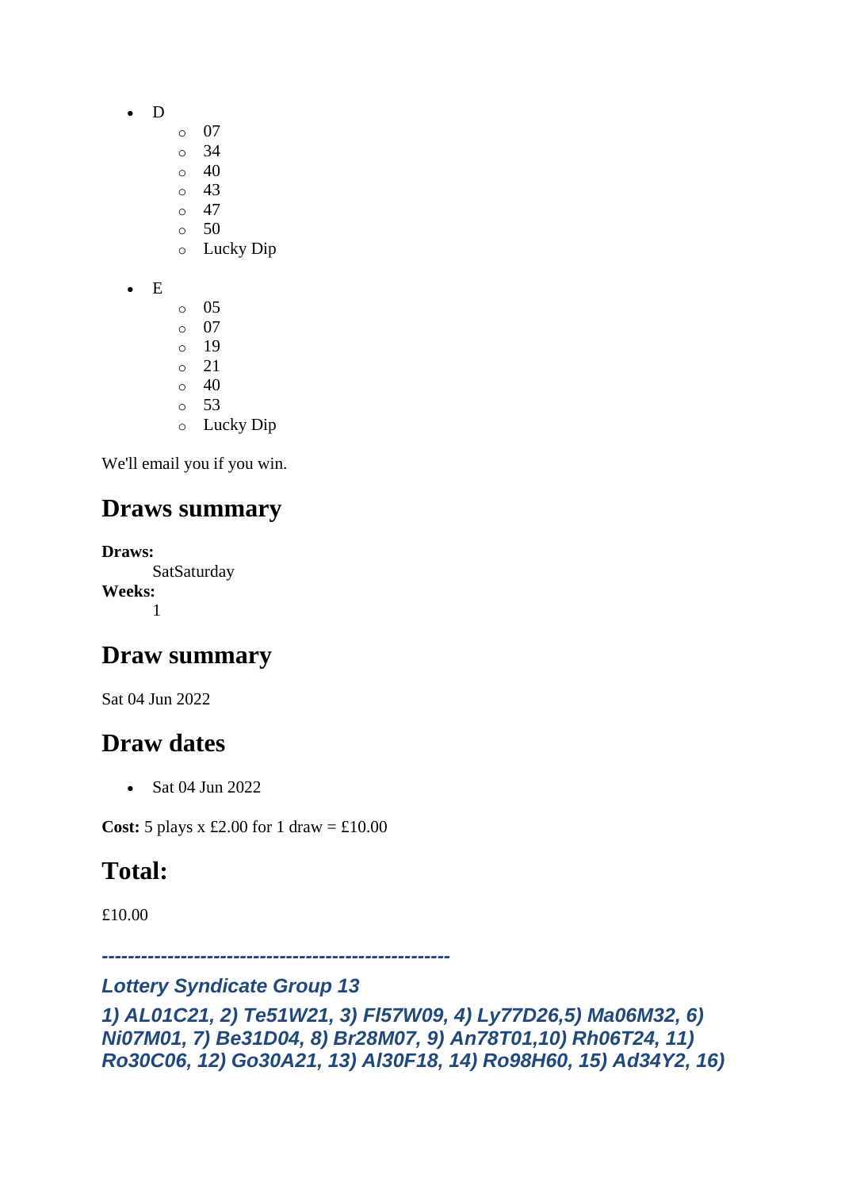- D
    - 07
    - 34
    - 40
    - 43
    - 47
    - 50
    - Lucky Dip
- E
    - 05
    - 07
    - 19
    - 21
    - 40
    - 53
    - Lucky Dip

We'll email you if you win.

## Draws summary

**Draws:**
SatSaturday

**Weeks:**
1

## Draw summary

Sat 04 Jun 2022

## Draw dates

- Sat 04 Jun 2022

**Cost:** 5 plays x £2.00 for 1 draw = £10.00

## Total:

£10.00

***-----------------------------------------------------***

***Lottery Syndicate Group 13***

***1) AL01C21, 2) Te51W21, 3) Fl57W09, 4) Ly77D26,5) Ma06M32, 6) Ni07M01, 7) Be31D04, 8) Br28M07, 9) An78T01,10) Rh06T24, 11) Ro30C06, 12) Go30A21, 13) Al30F18, 14) Ro98H60, 15) Ad34Y2, 16)***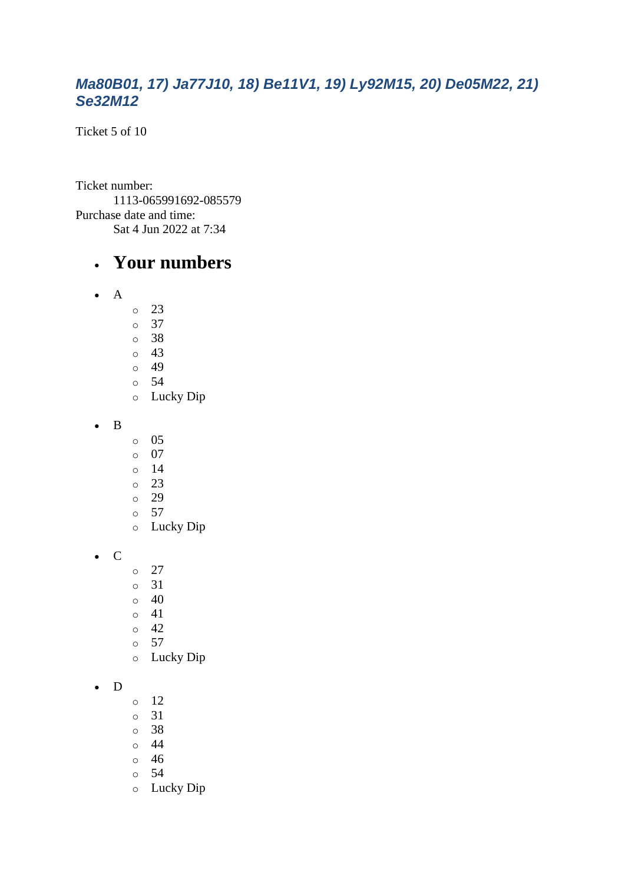### *Ma80B01, 17) Ja77J10, 18) Be11V1, 19) Ly92M15, 20) De05M22, 21) Se32M12*

Ticket 5 of 10

Ticket number:
    1113-065991692-085579
Purchase date and time:
    Sat 4 Jun 2022 at 7:34

- ## Your numbers

- A
    - 23
    - 37
    - 38
    - 43
    - 49
    - 54
    - Lucky Dip
- B
    - 05
    - 07
    - 14
    - 23
    - 29
    - 57
    - Lucky Dip
- C
    - 27
    - 31
    - 40
    - 41
    - 42
    - 57
    - Lucky Dip
- D
    - 12
    - 31
    - 38
    - 44
    - 46
    - 54
    - Lucky Dip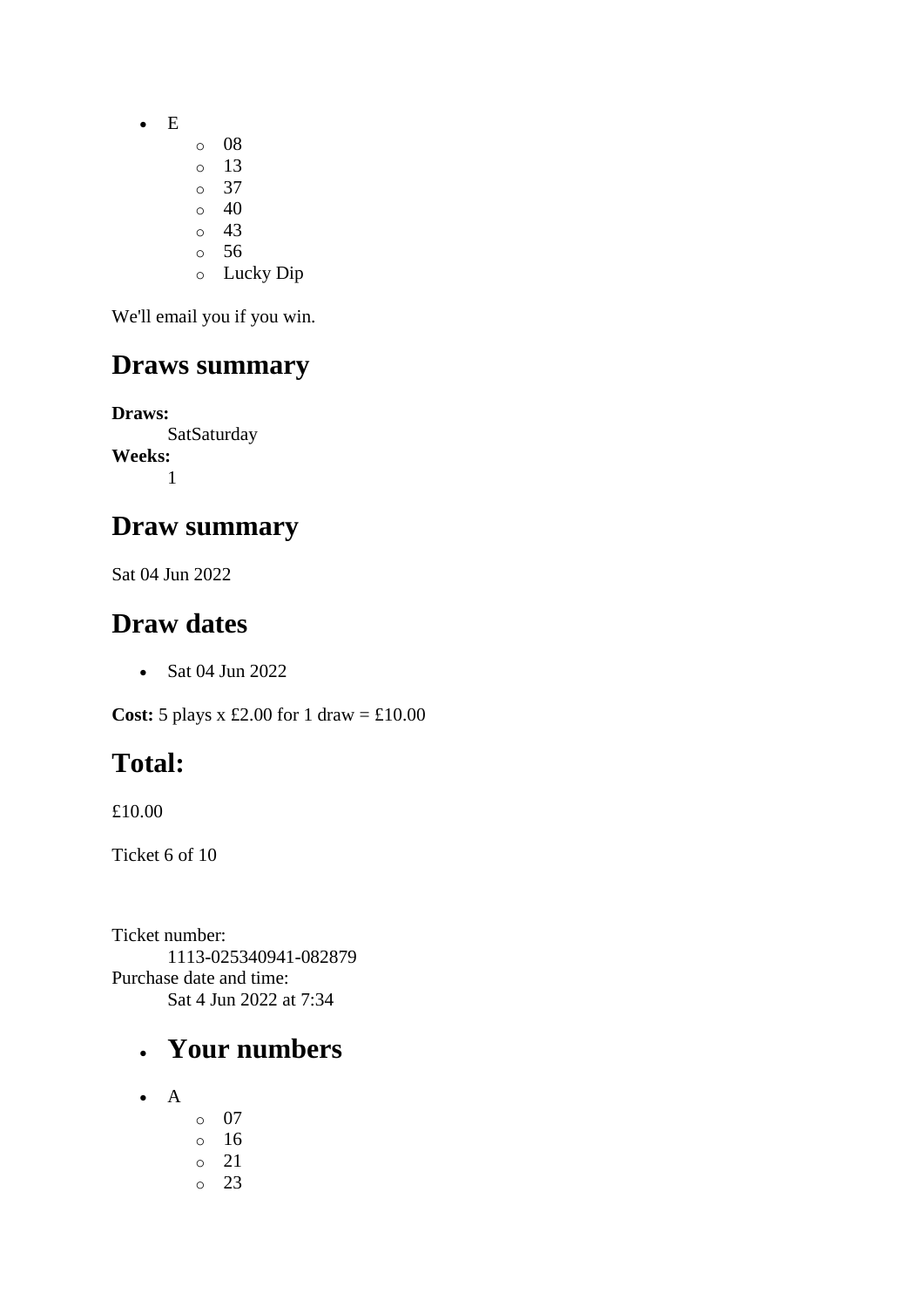- E
  - 08
  - 13
  - 37
  - 40
  - 43
  - 56
  - Lucky Dip

We'll email you if you win.

## Draws summary

**Draws:**
SatSaturday
**Weeks:**
1

## Draw summary

Sat 04 Jun 2022

## Draw dates

- Sat 04 Jun 2022

**Cost:** 5 plays x £2.00 for 1 draw = £10.00

## Total:

£10.00

Ticket 6 of 10

Ticket number:
1113-025340941-082879
Purchase date and time:
Sat 4 Jun 2022 at 7:34

- ## Your numbers

- A
  - 07
  - 16
  - 21
  - 23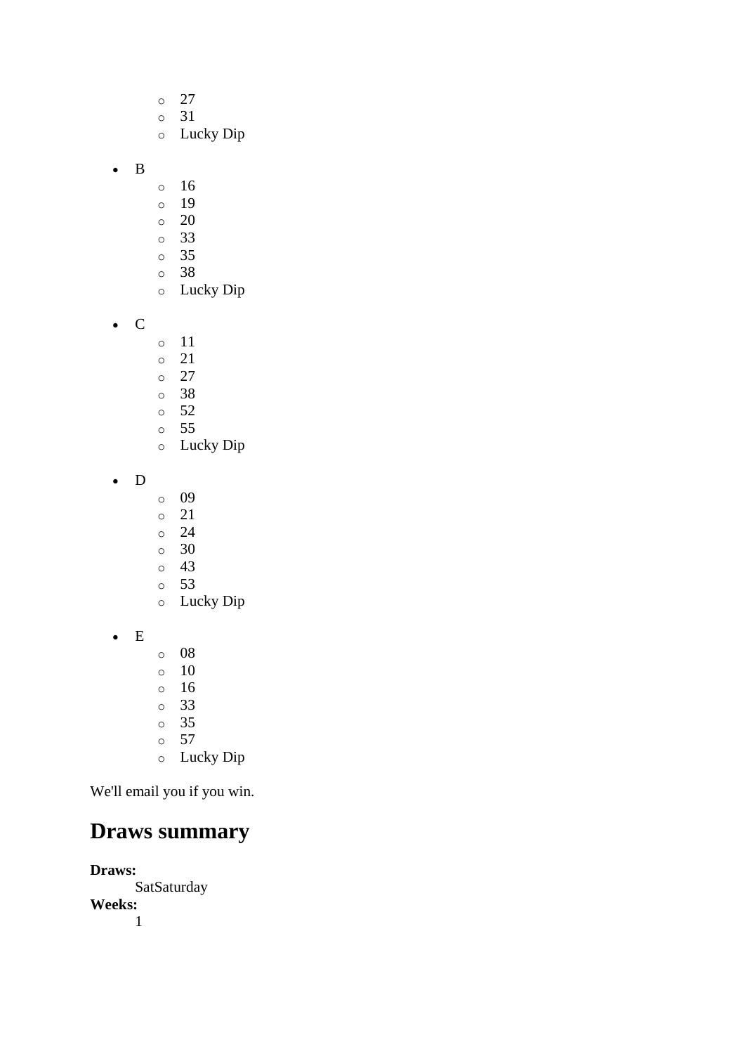- 27
    - 31
    - Lucky Dip

- B
    - 16
    - 19
    - 20
    - 33
    - 35
    - 38
    - Lucky Dip

- C
    - 11
    - 21
    - 27
    - 38
    - 52
    - 55
    - Lucky Dip

- D
    - 09
    - 21
    - 24
    - 30
    - 43
    - 53
    - Lucky Dip

- E
    - 08
    - 10
    - 16
    - 33
    - 35
    - 57
    - Lucky Dip

We'll email you if you win.

## Draws summary

**Draws:**
    SatSaturday
**Weeks:**
    1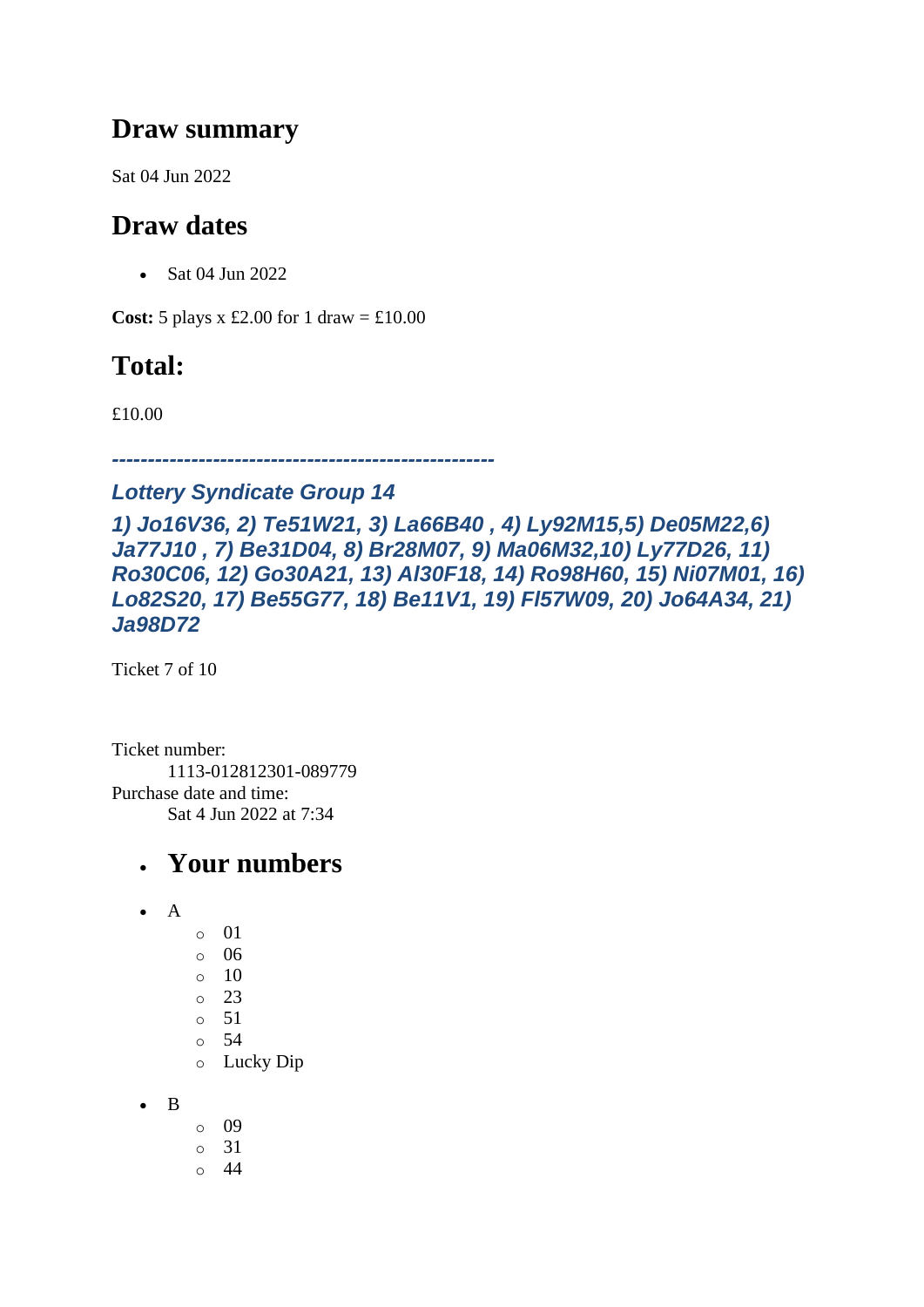## Draw summary

Sat 04 Jun 2022

## Draw dates

- Sat 04 Jun 2022

**Cost:** 5 plays x £2.00 for 1 draw = £10.00

## Total:

£10.00

***-----------------------------------------------------***

### *Lottery Syndicate Group 14*

### *1) Jo16V36, 2) Te51W21, 3) La66B40 , 4) Ly92M15,5) De05M22,6) Ja77J10 , 7) Be31D04, 8) Br28M07, 9) Ma06M32,10) Ly77D26, 11) Ro30C06, 12) Go30A21, 13) Al30F18, 14) Ro98H60, 15) Ni07M01, 16) Lo82S20, 17) Be55G77, 18) Be11V1, 19) Fl57W09, 20) Jo64A34, 21) Ja98D72*

Ticket 7 of 10

Ticket number:
    1113-012812301-089779
Purchase date and time:
    Sat 4 Jun 2022 at 7:34

- ## Your numbers

- A
  - 01
  - 06
  - 10
  - 23
  - 51
  - 54
  - Lucky Dip
- B
  - 09
  - 31
  - 44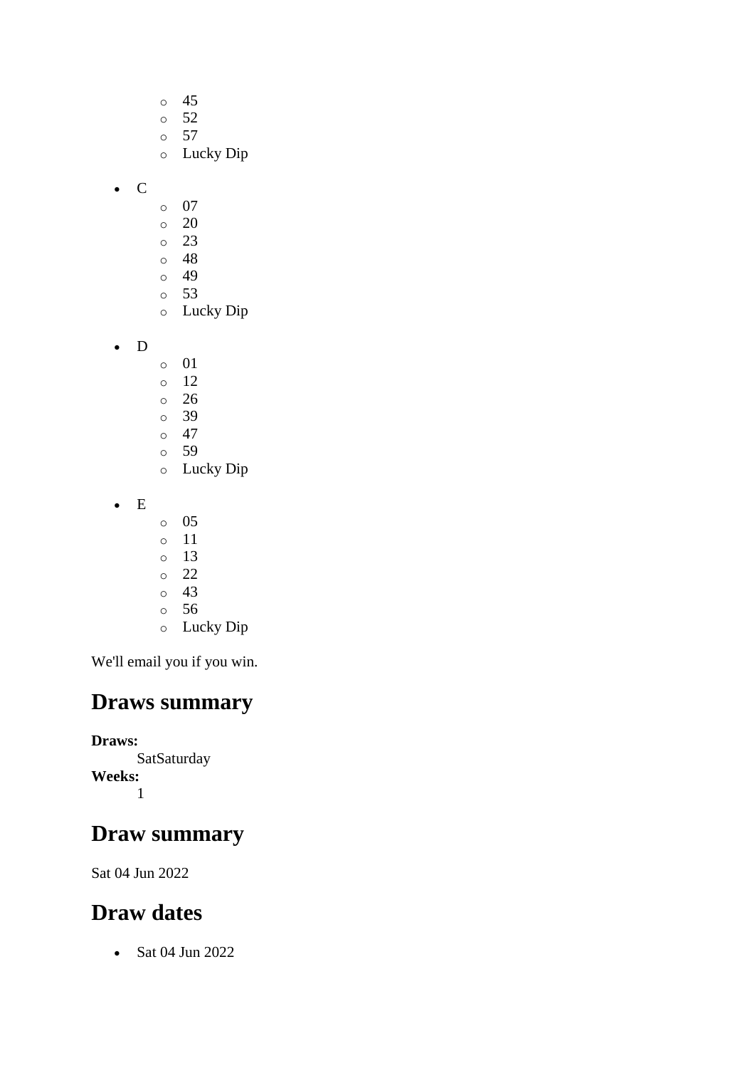- 45
  - 52
  - 57
  - Lucky Dip

- C
  - 07
  - 20
  - 23
  - 48
  - 49
  - 53
  - Lucky Dip

- D
  - 01
  - 12
  - 26
  - 39
  - 47
  - 59
  - Lucky Dip

- E
  - 05
  - 11
  - 13
  - 22
  - 43
  - 56
  - Lucky Dip

We'll email you if you win.

## Draws summary

**Draws:**
: SatSaturday

**Weeks:**
: 1

## Draw summary

Sat 04 Jun 2022

## Draw dates

- Sat 04 Jun 2022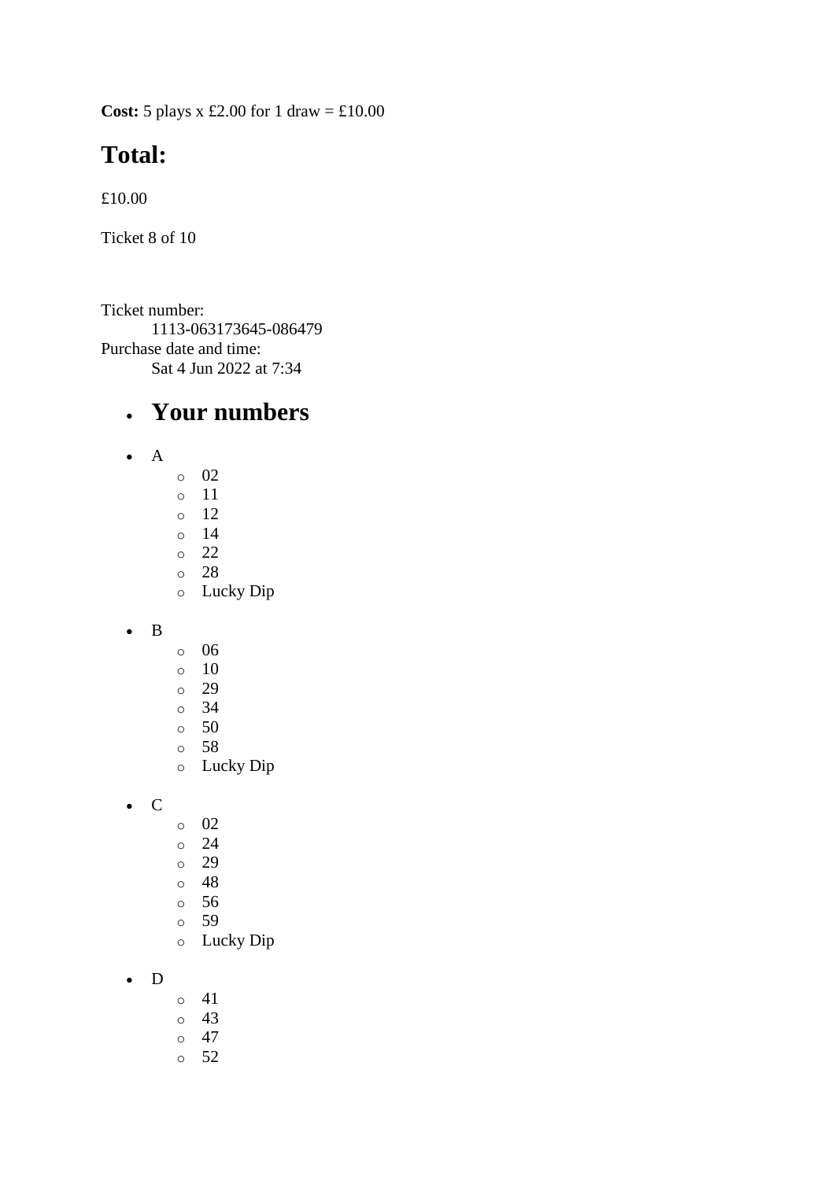**Cost:** 5 plays x £2.00 for 1 draw = £10.00

## Total:

£10.00

Ticket 8 of 10

Ticket number:
    1113-063173645-086479
Purchase date and time:
    Sat 4 Jun 2022 at 7:34

- ## Your numbers

- A
  - 02
  - 11
  - 12
  - 14
  - 22
  - 28
  - Lucky Dip

- B
  - 06
  - 10
  - 29
  - 34
  - 50
  - 58
  - Lucky Dip

- C
  - 02
  - 24
  - 29
  - 48
  - 56
  - 59
  - Lucky Dip

- D
  - 41
  - 43
  - 47
  - 52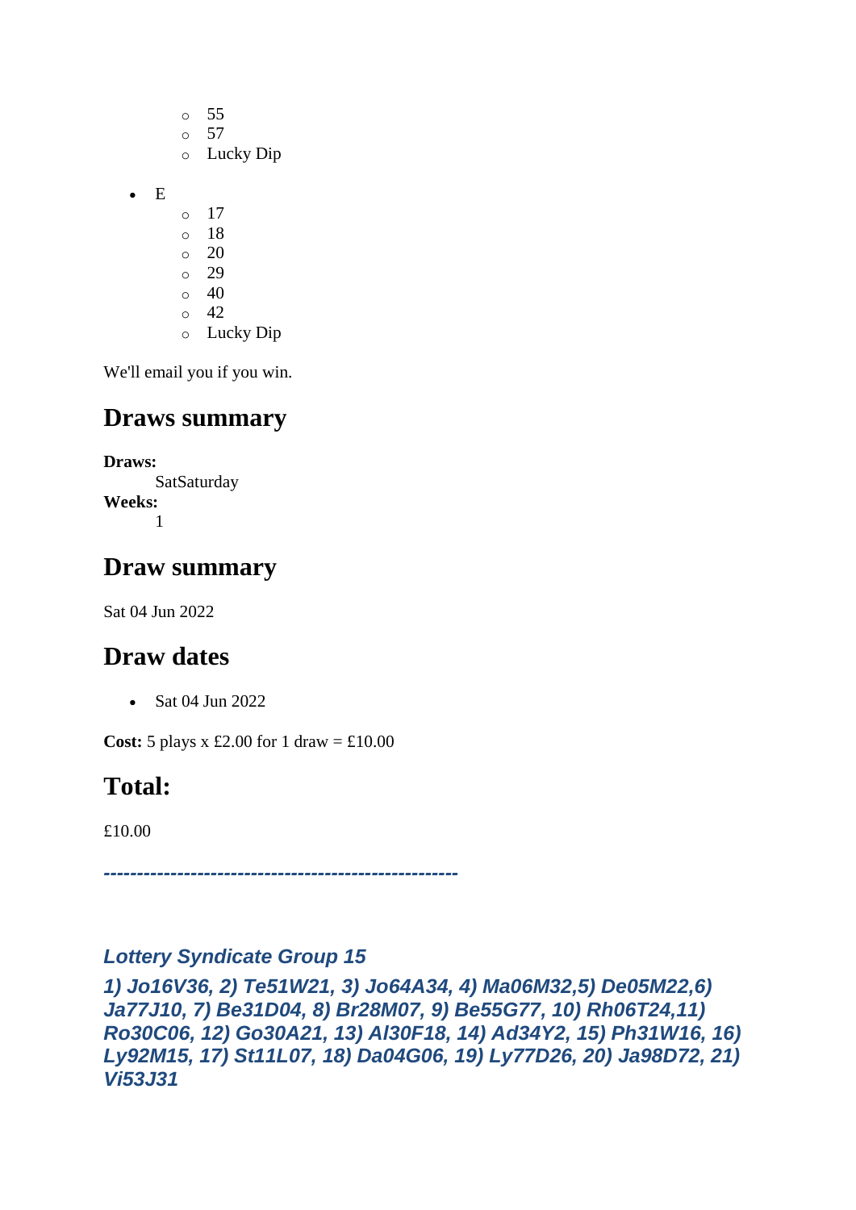- 55
    - 57
    - Lucky Dip

- E
    - 17
    - 18
    - 20
    - 29
    - 40
    - 42
    - Lucky Dip

We'll email you if you win.

## Draws summary

**Draws:**
SatSaturday

**Weeks:**
1

## Draw summary

Sat 04 Jun 2022

## Draw dates

- Sat 04 Jun 2022

**Cost:** 5 plays x £2.00 for 1 draw = £10.00

## Total:

£10.00

***-----------------------------------------------------***

***Lottery Syndicate Group 15***

***1) Jo16V36, 2) Te51W21, 3) Jo64A34, 4) Ma06M32,5) De05M22,6) Ja77J10, 7) Be31D04, 8) Br28M07, 9) Be55G77, 10) Rh06T24,11) Ro30C06, 12) Go30A21, 13) Al30F18, 14) Ad34Y2, 15) Ph31W16, 16) Ly92M15, 17) St11L07, 18) Da04G06, 19) Ly77D26, 20) Ja98D72, 21) Vi53J31***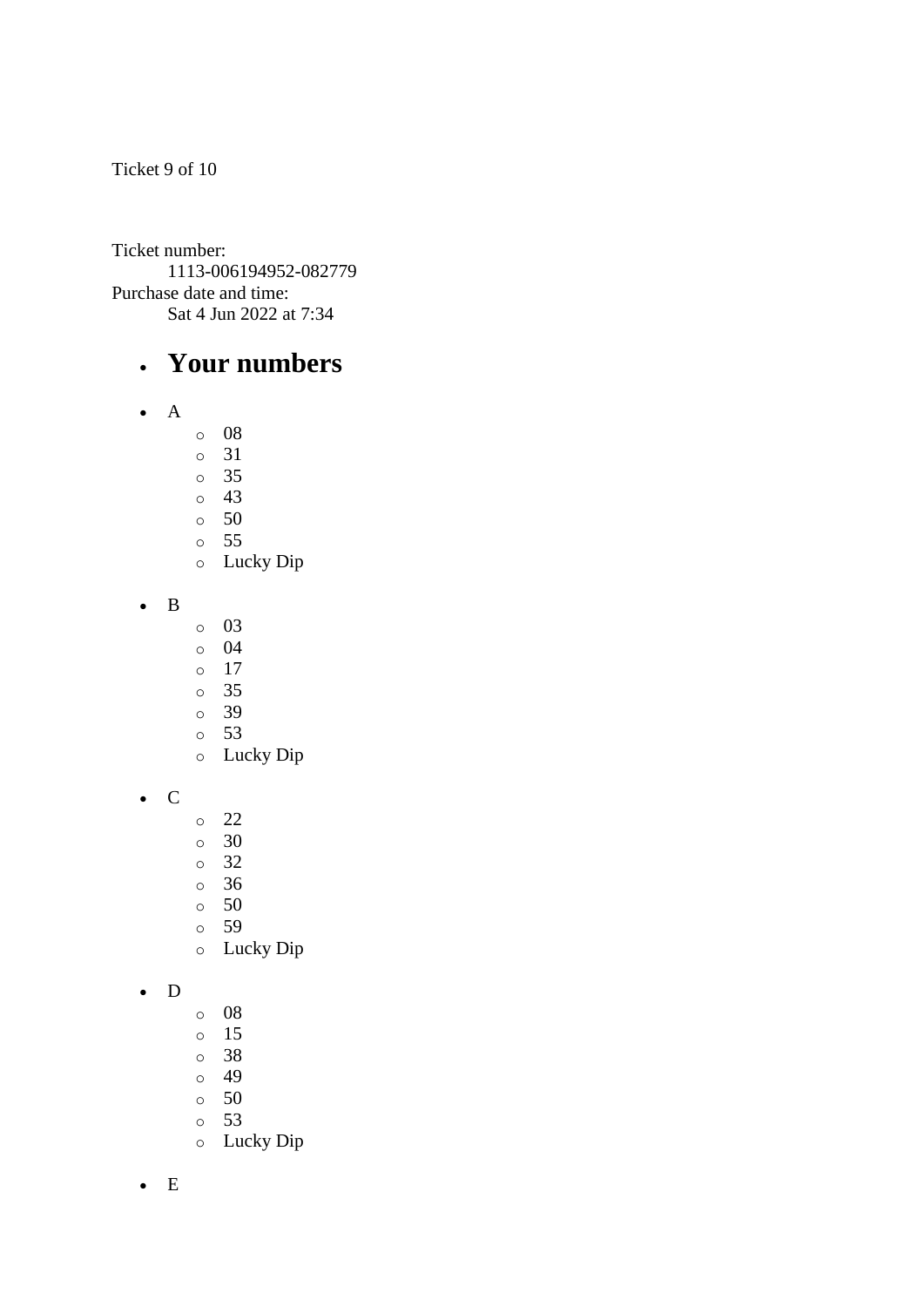Ticket 9 of 10

Ticket number:
: 1113-006194952-082779

Purchase date and time:
: Sat 4 Jun 2022 at 7:34

- ## Your numbers

- A
    - 08
    - 31
    - 35
    - 43
    - 50
    - 55
    - Lucky Dip
- B
    - 03
    - 04
    - 17
    - 35
    - 39
    - 53
    - Lucky Dip
- C
    - 22
    - 30
    - 32
    - 36
    - 50
    - 59
    - Lucky Dip
- D
    - 08
    - 15
    - 38
    - 49
    - 50
    - 53
    - Lucky Dip
- E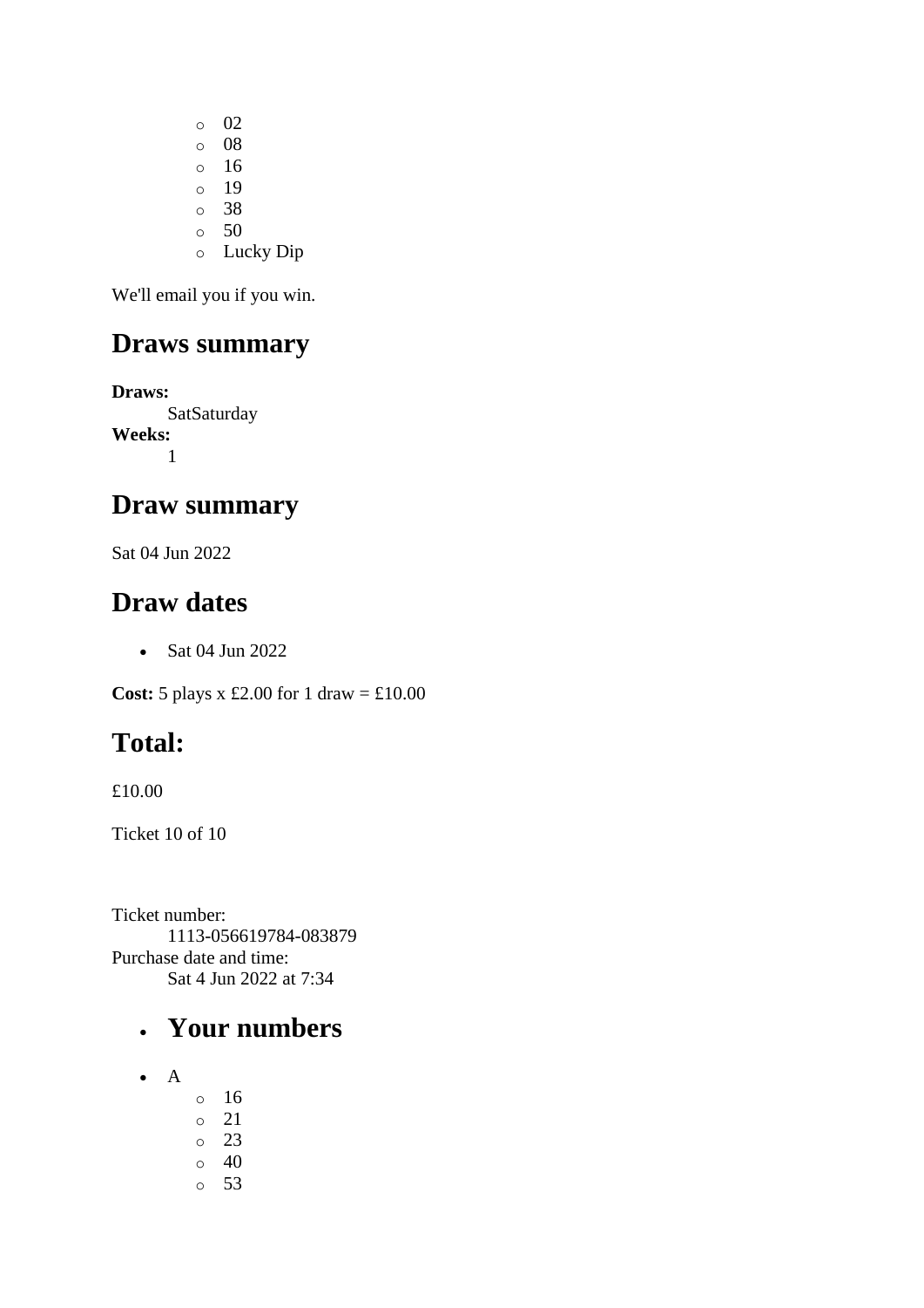- 02
    - 08
    - 16
    - 19
    - 38
    - 50
    - Lucky Dip

We'll email you if you win.

## Draws summary

**Draws:**
: SatSaturday

**Weeks:**
: 1

## Draw summary

Sat 04 Jun 2022

## Draw dates

- Sat 04 Jun 2022

**Cost:** 5 plays x £2.00 for 1 draw = £10.00

## Total:

£10.00

Ticket 10 of 10

Ticket number:
: 1113-056619784-083879

Purchase date and time:
: Sat 4 Jun 2022 at 7:34

- ## Your numbers

- A
    - 16
    - 21
    - 23
    - 40
    - 53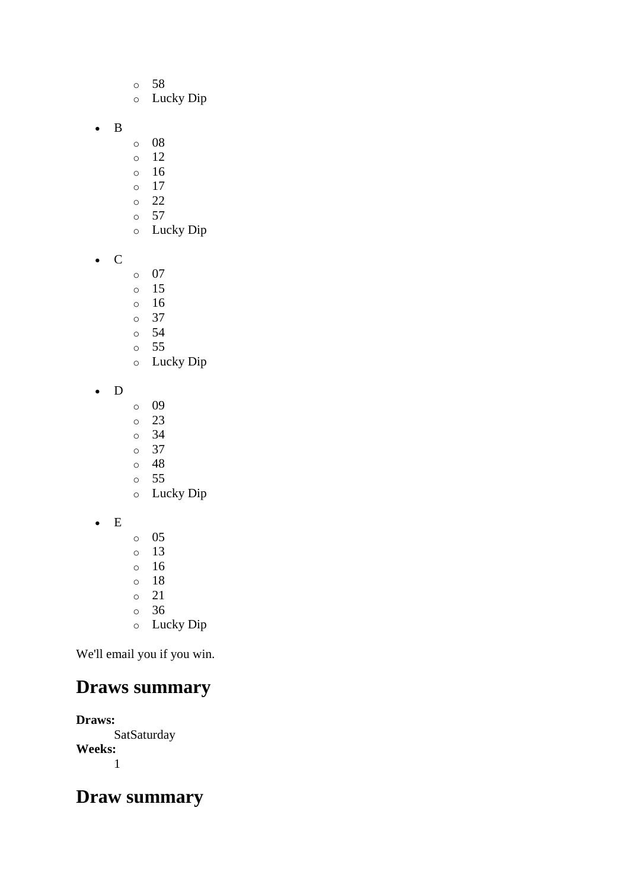- 58
  - Lucky Dip

- B
  - 08
  - 12
  - 16
  - 17
  - 22
  - 57
  - Lucky Dip

- C
  - 07
  - 15
  - 16
  - 37
  - 54
  - 55
  - Lucky Dip

- D
  - 09
  - 23
  - 34
  - 37
  - 48
  - 55
  - Lucky Dip

- E
  - 05
  - 13
  - 16
  - 18
  - 21
  - 36
  - Lucky Dip

We'll email you if you win.

## Draws summary

**Draws:**
SatSaturday
**Weeks:**
1

## Draw summary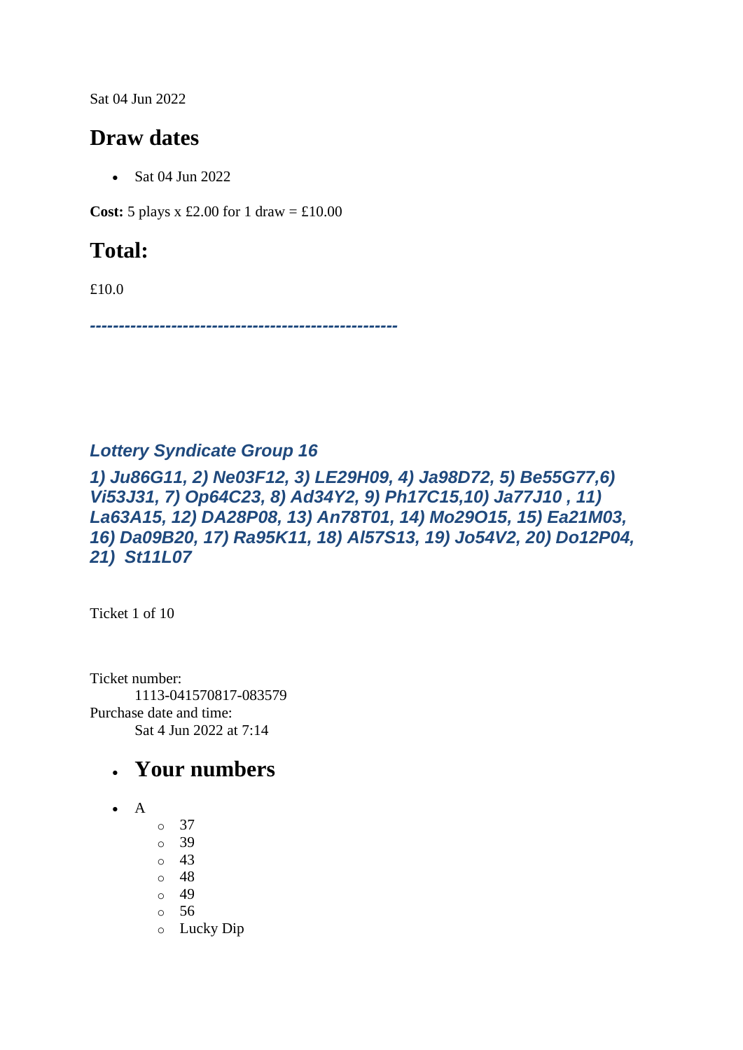Sat 04 Jun 2022

## Draw dates

- Sat 04 Jun 2022

**Cost:** 5 plays x £2.00 for 1 draw = £10.00

## Total:

£10.0

***-----------------------------------------------------***

### *Lottery Syndicate Group 16*

### *1) Ju86G11, 2) Ne03F12, 3) LE29H09, 4) Ja98D72, 5) Be55G77,6) Vi53J31, 7) Op64C23, 8) Ad34Y2, 9) Ph17C15,10) Ja77J10 , 11) La63A15, 12) DA28P08, 13) An78T01, 14) Mo29O15, 15) Ea21M03, 16) Da09B20, 17) Ra95K11, 18) Al57S13, 19) Jo54V2, 20) Do12P04, 21) St11L07*

Ticket 1 of 10

Ticket number:
 1113-041570817-083579
Purchase date and time:
 Sat 4 Jun 2022 at 7:14

- ## Your numbers

- A
    - 37
    - 39
    - 43
    - 48
    - 49
    - 56
    - Lucky Dip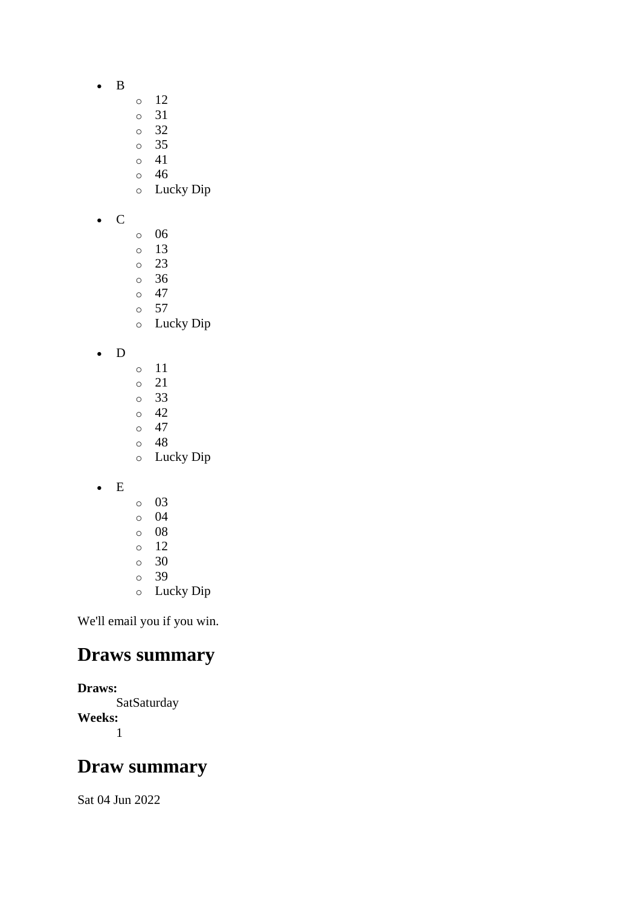- B
  - 12
  - 31
  - 32
  - 35
  - 41
  - 46
  - Lucky Dip

- C
  - 06
  - 13
  - 23
  - 36
  - 47
  - 57
  - Lucky Dip

- D
  - 11
  - 21
  - 33
  - 42
  - 47
  - 48
  - Lucky Dip

- E
  - 03
  - 04
  - 08
  - 12
  - 30
  - 39
  - Lucky Dip

We'll email you if you win.

## Draws summary

**Draws:**
SatSaturday

**Weeks:**
1

## Draw summary

Sat 04 Jun 2022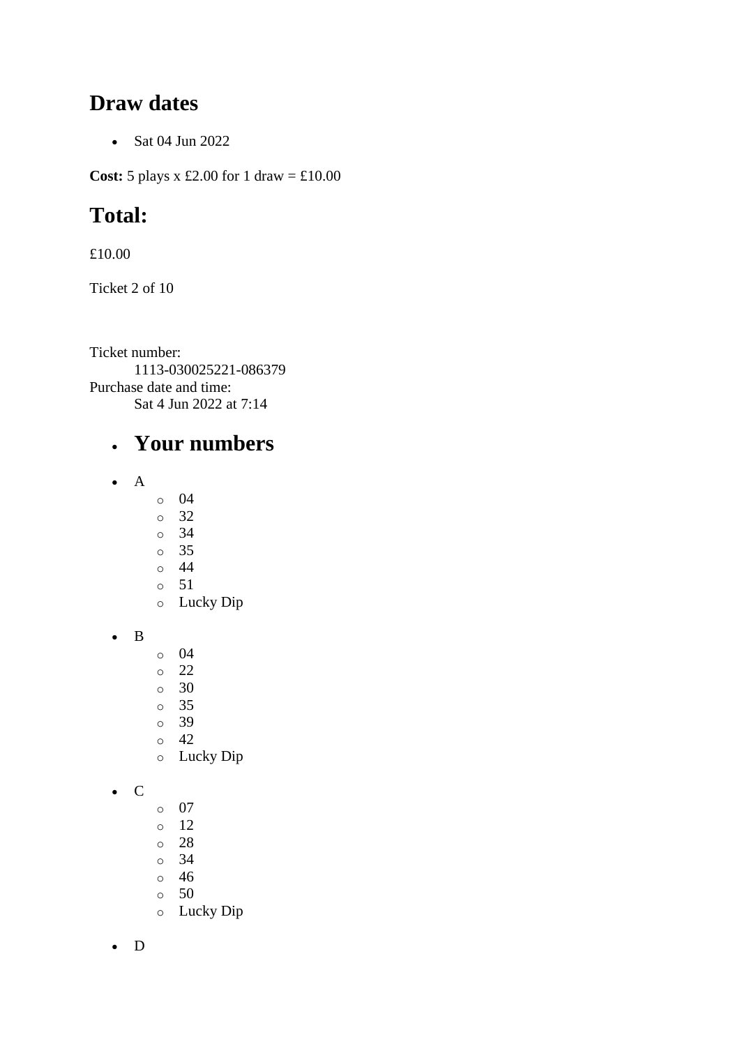## Draw dates

- Sat 04 Jun 2022

**Cost:** 5 plays x £2.00 for 1 draw = £10.00

## Total:

£10.00

Ticket 2 of 10

Ticket number:
    1113-030025221-086379
Purchase date and time:
    Sat 4 Jun 2022 at 7:14

- ## Your numbers

- A
  - 04
  - 32
  - 34
  - 35
  - 44
  - 51
  - Lucky Dip

- B
  - 04
  - 22
  - 30
  - 35
  - 39
  - 42
  - Lucky Dip

- C
  - 07
  - 12
  - 28
  - 34
  - 46
  - 50
  - Lucky Dip

- D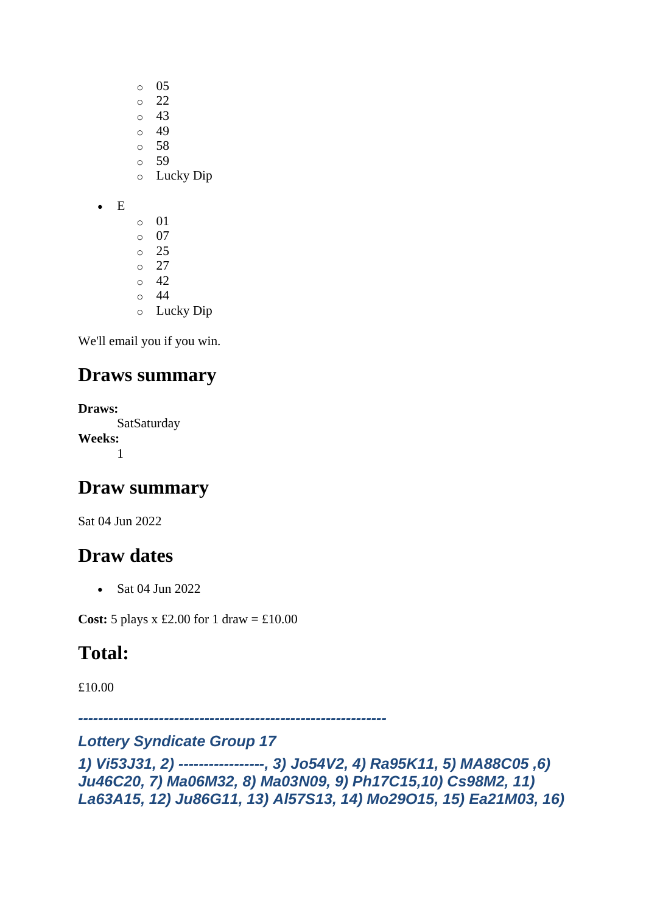- 05
    - 22
    - 43
    - 49
    - 58
    - 59
    - Lucky Dip

- E
    - 01
    - 07
    - 25
    - 27
    - 42
    - 44
    - Lucky Dip

We'll email you if you win.

## Draws summary

**Draws:**
SatSaturday
**Weeks:**
1

## Draw summary

Sat 04 Jun 2022

## Draw dates

- Sat 04 Jun 2022

**Cost:** 5 plays x £2.00 for 1 draw = £10.00

## Total:

£10.00

***-------------------------------------------------------------***

***Lottery Syndicate Group 17***

***1) Vi53J31, 2) -----------------, 3) Jo54V2, 4) Ra95K11, 5) MA88C05 ,6) Ju46C20, 7) Ma06M32, 8) Ma03N09, 9) Ph17C15,10) Cs98M2, 11) La63A15, 12) Ju86G11, 13) Al57S13, 14) Mo29O15, 15) Ea21M03, 16)***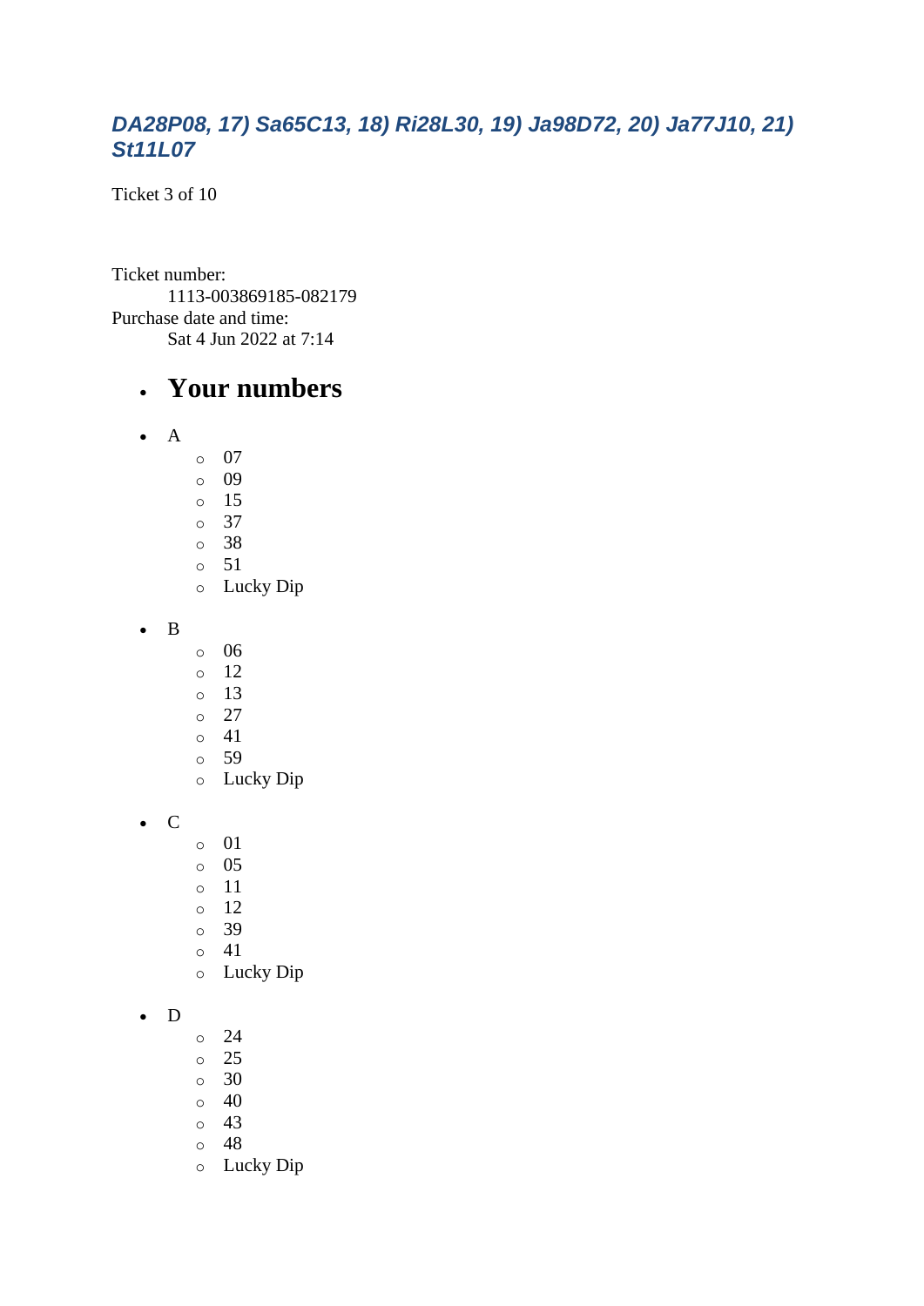### *DA28P08, 17) Sa65C13, 18) Ri28L30, 19) Ja98D72, 20) Ja77J10, 21) St11L07*

Ticket 3 of 10

Ticket number:
    1113-003869185-082179
Purchase date and time:
    Sat 4 Jun 2022 at 7:14

- ## Your numbers

- A
  - 07
  - 09
  - 15
  - 37
  - 38
  - 51
  - Lucky Dip

- B
  - 06
  - 12
  - 13
  - 27
  - 41
  - 59
  - Lucky Dip

- C
  - 01
  - 05
  - 11
  - 12
  - 39
  - 41
  - Lucky Dip

- D
  - 24
  - 25
  - 30
  - 40
  - 43
  - 48
  - Lucky Dip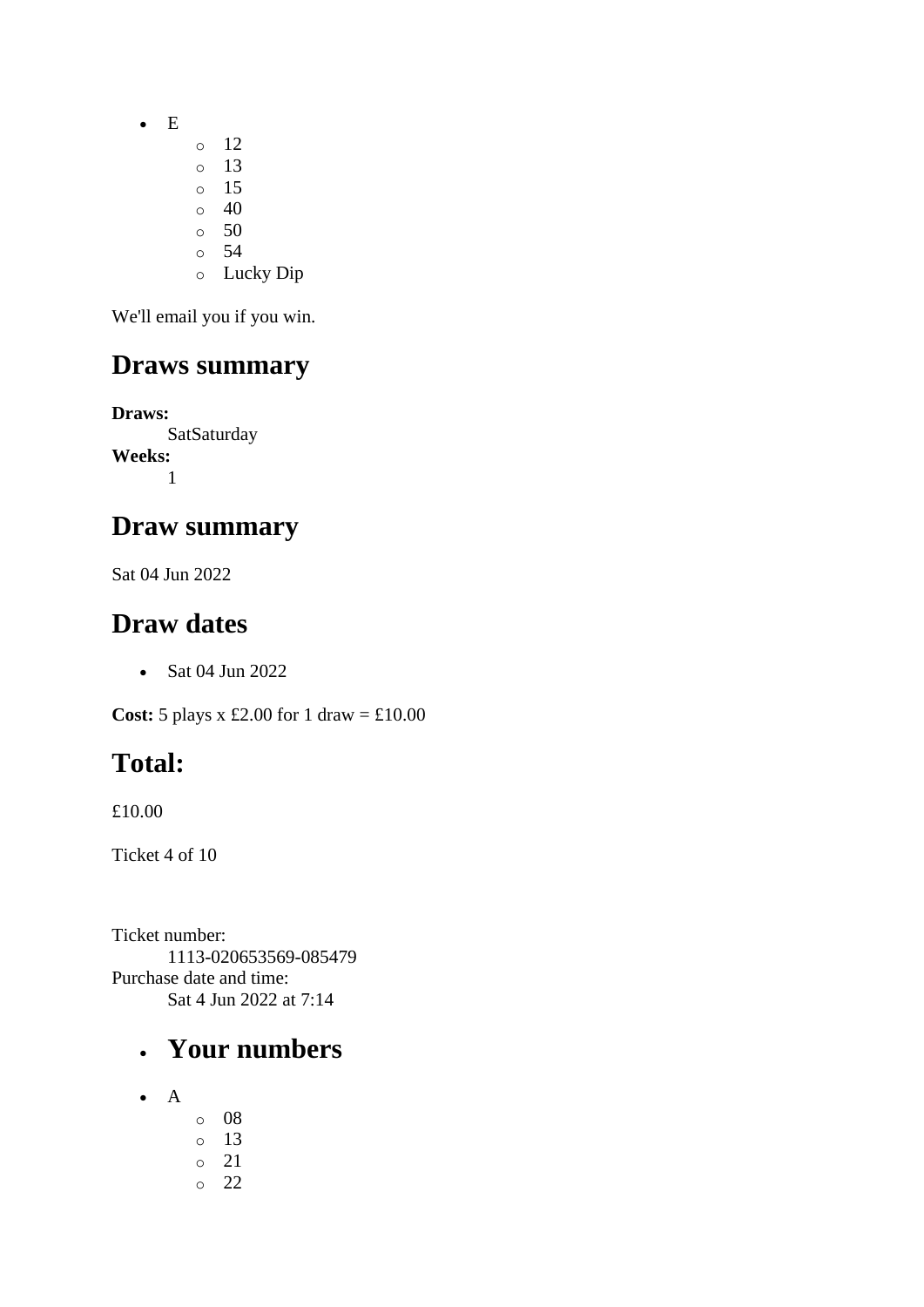- E
    - 12
    - 13
    - 15
    - 40
    - 50
    - 54
    - Lucky Dip

We'll email you if you win.

## Draws summary

**Draws:**
SatSaturday
**Weeks:**
1

## Draw summary

Sat 04 Jun 2022

## Draw dates

- Sat 04 Jun 2022

**Cost:** 5 plays x £2.00 for 1 draw = £10.00

## Total:

£10.00

Ticket 4 of 10

Ticket number:
1113-020653569-085479
Purchase date and time:
Sat 4 Jun 2022 at 7:14

- ## Your numbers

- A
    - 08
    - 13
    - 21
    - 22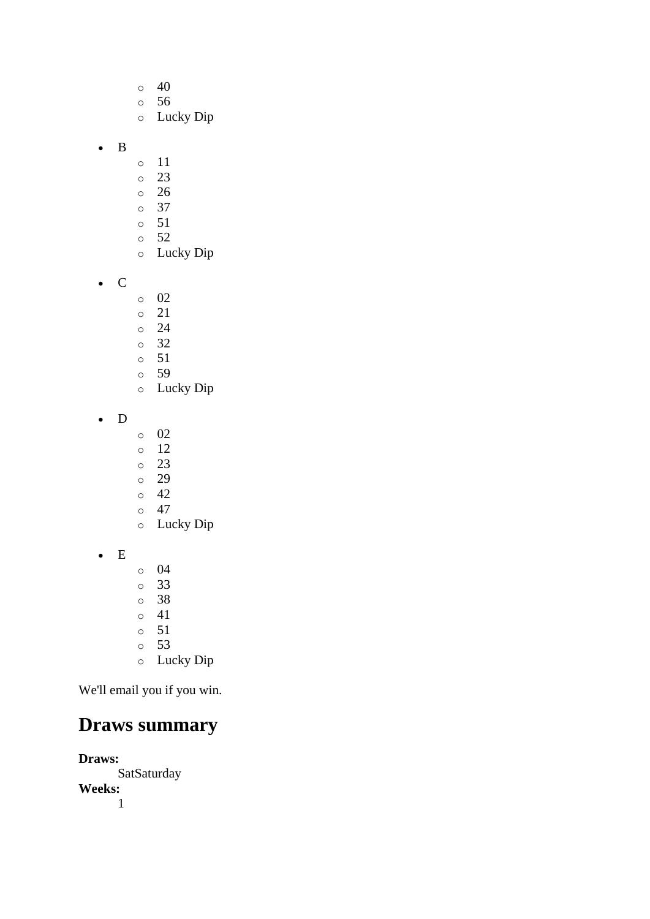- 40
    - 56
    - Lucky Dip

- B
    - 11
    - 23
    - 26
    - 37
    - 51
    - 52
    - Lucky Dip

- C
    - 02
    - 21
    - 24
    - 32
    - 51
    - 59
    - Lucky Dip

- D
    - 02
    - 12
    - 23
    - 29
    - 42
    - 47
    - Lucky Dip

- E
    - 04
    - 33
    - 38
    - 41
    - 51
    - 53
    - Lucky Dip

We'll email you if you win.

## Draws summary

**Draws:**
SatSaturday
**Weeks:**
1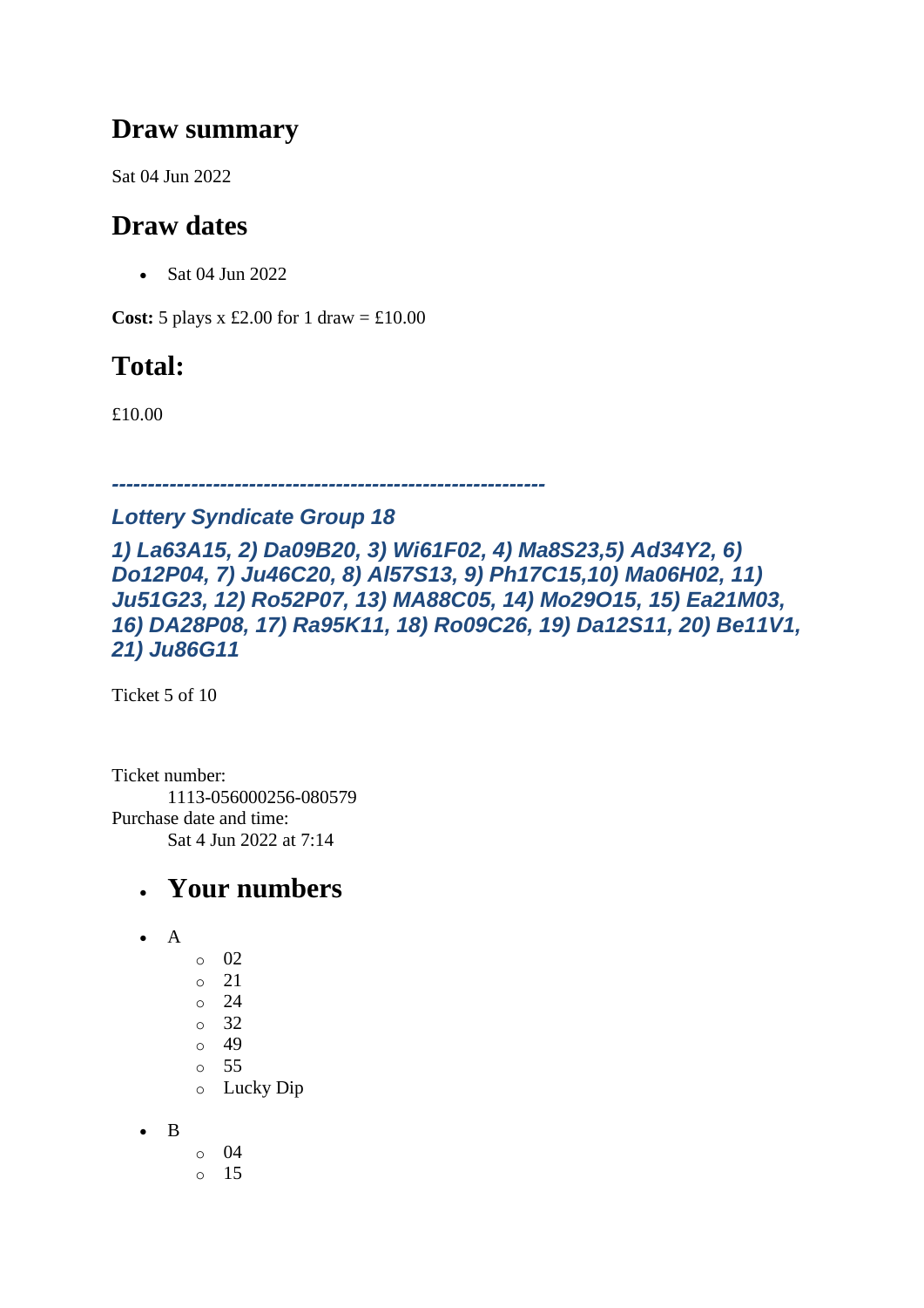## Draw summary

Sat 04 Jun 2022

## Draw dates

- Sat 04 Jun 2022

**Cost:** 5 plays x £2.00 for 1 draw = £10.00

## Total:

£10.00

***------------------------------------------------------------***

### *Lottery Syndicate Group 18*

### *1) La63A15, 2) Da09B20, 3) Wi61F02, 4) Ma8S23,5) Ad34Y2, 6) Do12P04, 7) Ju46C20, 8) Al57S13, 9) Ph17C15,10) Ma06H02, 11) Ju51G23, 12) Ro52P07, 13) MA88C05, 14) Mo29O15, 15) Ea21M03, 16) DA28P08, 17) Ra95K11, 18) Ro09C26, 19) Da12S11, 20) Be11V1, 21) Ju86G11*

Ticket 5 of 10

Ticket number:
    1113-056000256-080579
Purchase date and time:
    Sat 4 Jun 2022 at 7:14

- ## Your numbers

- A
  - 02
  - 21
  - 24
  - 32
  - 49
  - 55
  - Lucky Dip
- B
  - 04
  - 15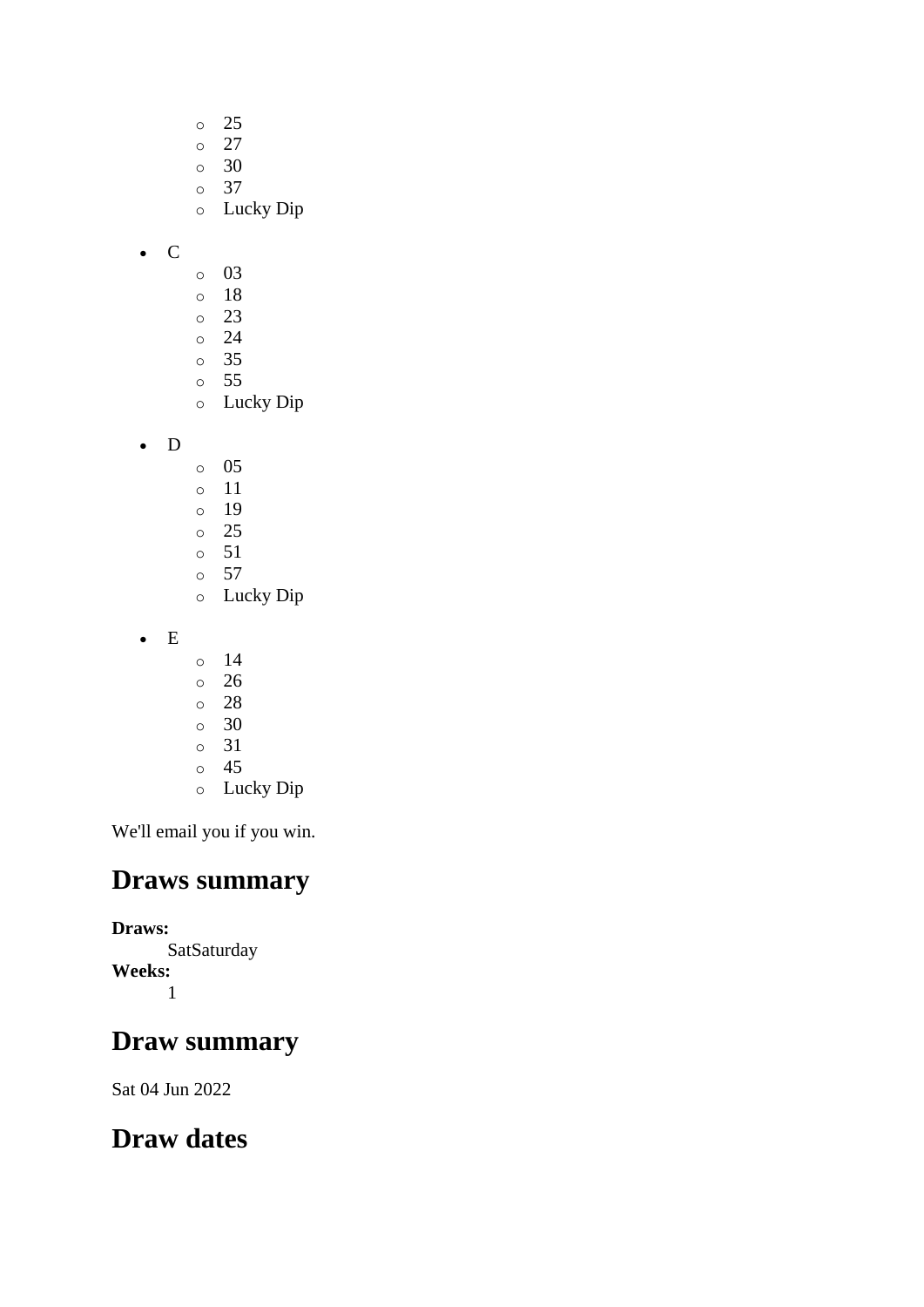- 25
    - 27
    - 30
    - 37
    - Lucky Dip

- C
    - 03
    - 18
    - 23
    - 24
    - 35
    - 55
    - Lucky Dip

- D
    - 05
    - 11
    - 19
    - 25
    - 51
    - 57
    - Lucky Dip

- E
    - 14
    - 26
    - 28
    - 30
    - 31
    - 45
    - Lucky Dip

We'll email you if you win.

## Draws summary

**Draws:**
: SatSaturday

**Weeks:**
: 1

## Draw summary

Sat 04 Jun 2022

## Draw dates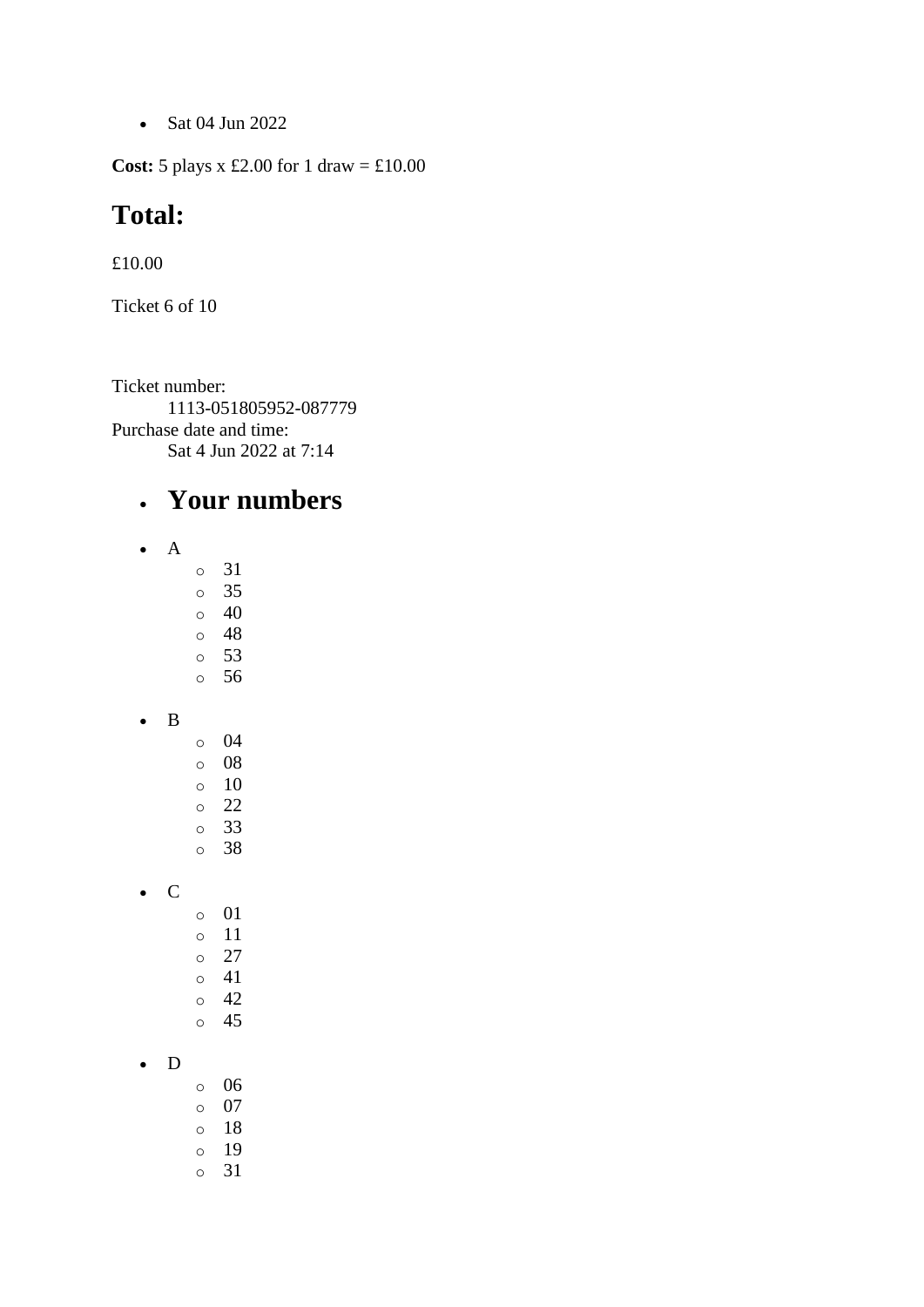- Sat 04 Jun 2022

**Cost:** 5 plays x £2.00 for 1 draw = £10.00

## Total:

£10.00

Ticket 6 of 10

Ticket number:
    1113-051805952-087779
Purchase date and time:
    Sat 4 Jun 2022 at 7:14

- ## Your numbers

- A
    - 31
    - 35
    - 40
    - 48
    - 53
    - 56

- B
    - 04
    - 08
    - 10
    - 22
    - 33
    - 38

- C
    - 01
    - 11
    - 27
    - 41
    - 42
    - 45

- D
    - 06
    - 07
    - 18
    - 19
    - 31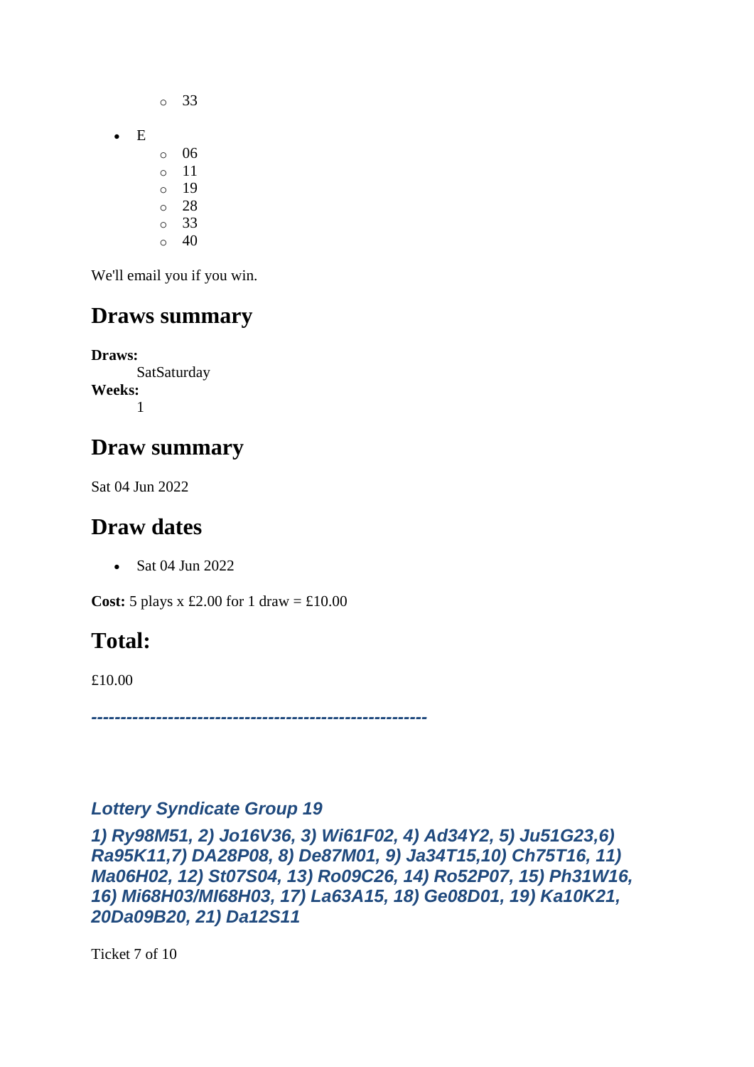- 33

- E
    - 06
    - 11
    - 19
    - 28
    - 33
    - 40

We'll email you if you win.

## Draws summary

**Draws:**
SatSaturday

**Weeks:**
1

## Draw summary

Sat 04 Jun 2022

## Draw dates

- Sat 04 Jun 2022

**Cost:** 5 plays x £2.00 for 1 draw = £10.00

## Total:

£10.00

***---------------------------------------------------------***

### *Lottery Syndicate Group 19*

### *1) Ry98M51, 2) Jo16V36, 3) Wi61F02, 4) Ad34Y2, 5) Ju51G23,6) Ra95K11,7) DA28P08, 8) De87M01, 9) Ja34T15,10) Ch75T16, 11) Ma06H02, 12) St07S04, 13) Ro09C26, 14) Ro52P07, 15) Ph31W16, 16) Mi68H03/MI68H03, 17) La63A15, 18) Ge08D01, 19) Ka10K21, 20Da09B20, 21) Da12S11*

Ticket 7 of 10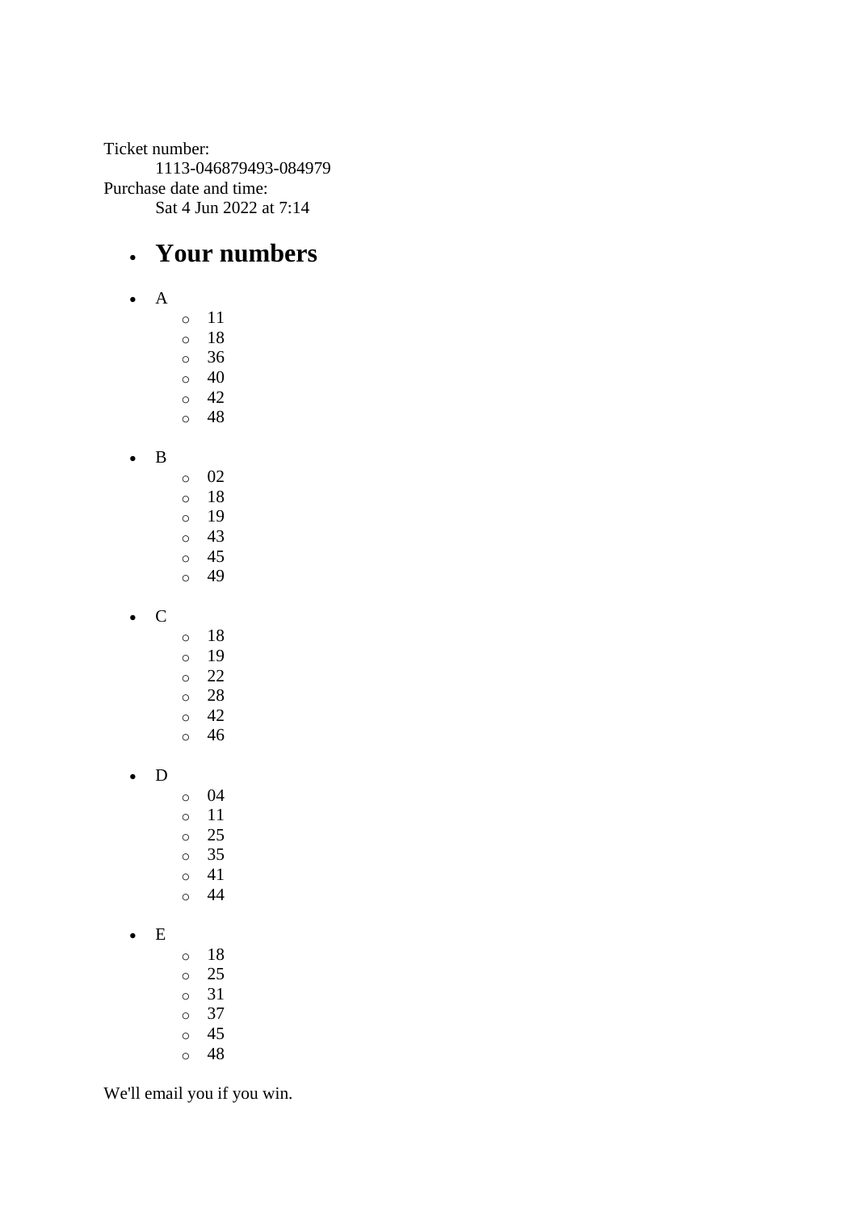Ticket number:
    1113-046879493-084979
Purchase date and time:
    Sat 4 Jun 2022 at 7:14

- ## Your numbers

- A
    - 11
    - 18
    - 36
    - 40
    - 42
    - 48

- B
    - 02
    - 18
    - 19
    - 43
    - 45
    - 49

- C
    - 18
    - 19
    - 22
    - 28
    - 42
    - 46

- D
    - 04
    - 11
    - 25
    - 35
    - 41
    - 44

- E
    - 18
    - 25
    - 31
    - 37
    - 45
    - 48

We'll email you if you win.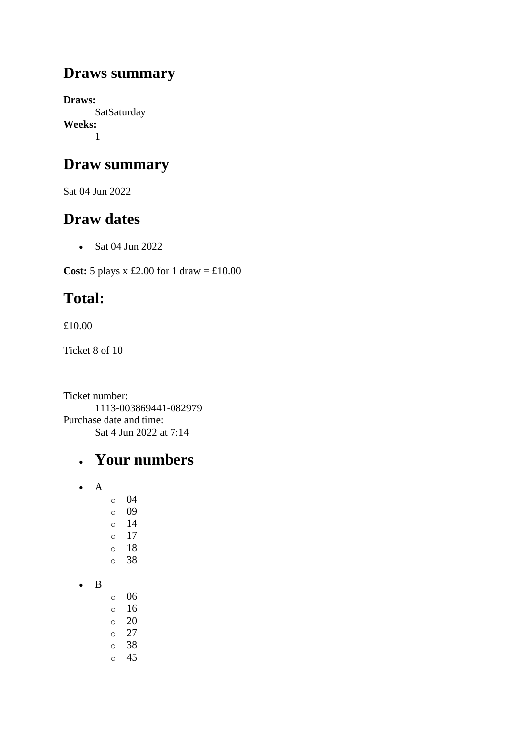## Draws summary

**Draws:**
SatSaturday
**Weeks:**
1

## Draw summary

Sat 04 Jun 2022

## Draw dates

- Sat 04 Jun 2022

**Cost:** 5 plays x £2.00 for 1 draw = £10.00

## Total:

£10.00

Ticket 8 of 10

Ticket number:
1113-003869441-082979
Purchase date and time:
Sat 4 Jun 2022 at 7:14

- ## Your numbers

- A
  - 04
  - 09
  - 14
  - 17
  - 18
  - 38
- B
  - 06
  - 16
  - 20
  - 27
  - 38
  - 45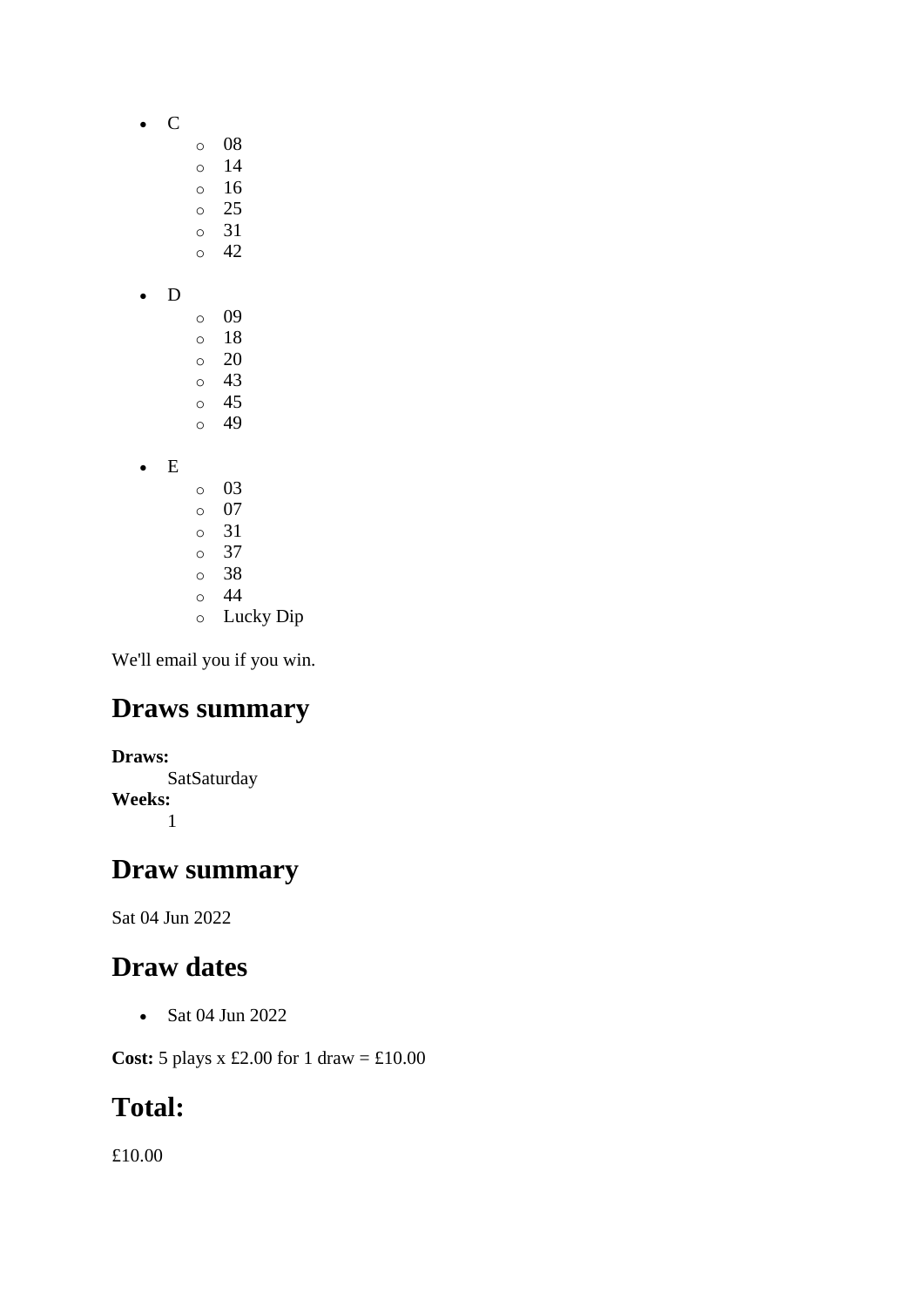- C
    - 08
    - 14
    - 16
    - 25
    - 31
    - 42
- D
    - 09
    - 18
    - 20
    - 43
    - 45
    - 49
- E
    - 03
    - 07
    - 31
    - 37
    - 38
    - 44
    - Lucky Dip

We'll email you if you win.

## Draws summary

**Draws:**
: SatSaturday

**Weeks:**
: 1

## Draw summary

Sat 04 Jun 2022

## Draw dates

- Sat 04 Jun 2022

**Cost:** 5 plays x £2.00 for 1 draw = £10.00

## Total:

£10.00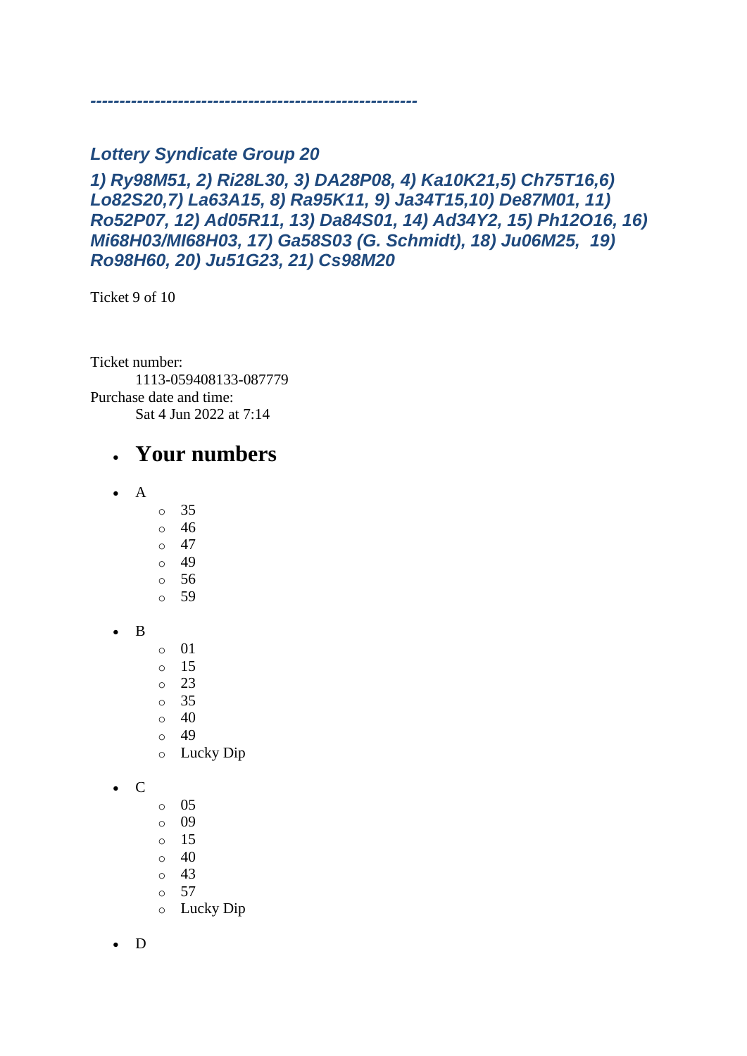---

### *Lottery Syndicate Group 20*

### *1) Ry98M51, 2) Ri28L30, 3) DA28P08, 4) Ka10K21,5) Ch75T16,6) Lo82S20,7) La63A15, 8) Ra95K11, 9) Ja34T15,10) De87M01, 11) Ro52P07, 12) Ad05R11, 13) Da84S01, 14) Ad34Y2, 15) Ph12O16, 16) Mi68H03/MI68H03, 17) Ga58S03 (G. Schmidt), 18) Ju06M25, 19) Ro98H60, 20) Ju51G23, 21) Cs98M20*

Ticket 9 of 10

Ticket number:
 1113-059408133-087779
Purchase date and time:
 Sat 4 Jun 2022 at 7:14

- ## Your numbers

- A
  - 35
  - 46
  - 47
  - 49
  - 56
  - 59
- B
  - 01
  - 15
  - 23
  - 35
  - 40
  - 49
  - Lucky Dip
- C
  - 05
  - 09
  - 15
  - 40
  - 43
  - 57
  - Lucky Dip
- D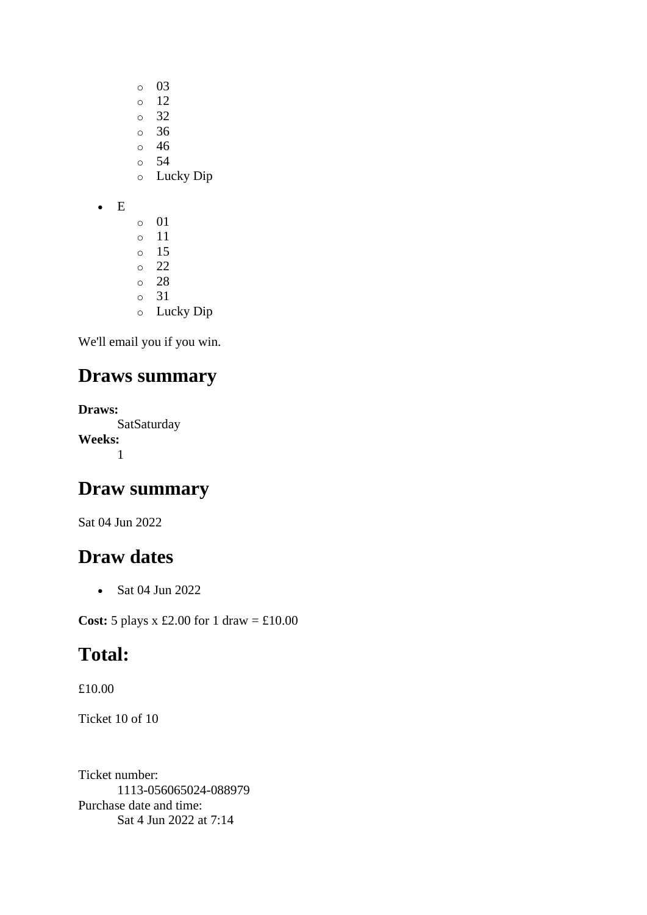- 03
  - 12
  - 32
  - 36
  - 46
  - 54
  - Lucky Dip

- E
  - 01
  - 11
  - 15
  - 22
  - 28
  - 31
  - Lucky Dip

We'll email you if you win.

## Draws summary

**Draws:**
SatSaturday
**Weeks:**
1

## Draw summary

Sat 04 Jun 2022

## Draw dates

- Sat 04 Jun 2022

**Cost:** 5 plays x £2.00 for 1 draw = £10.00

## Total:

£10.00

Ticket 10 of 10

Ticket number:
1113-056065024-088979
Purchase date and time:
Sat 4 Jun 2022 at 7:14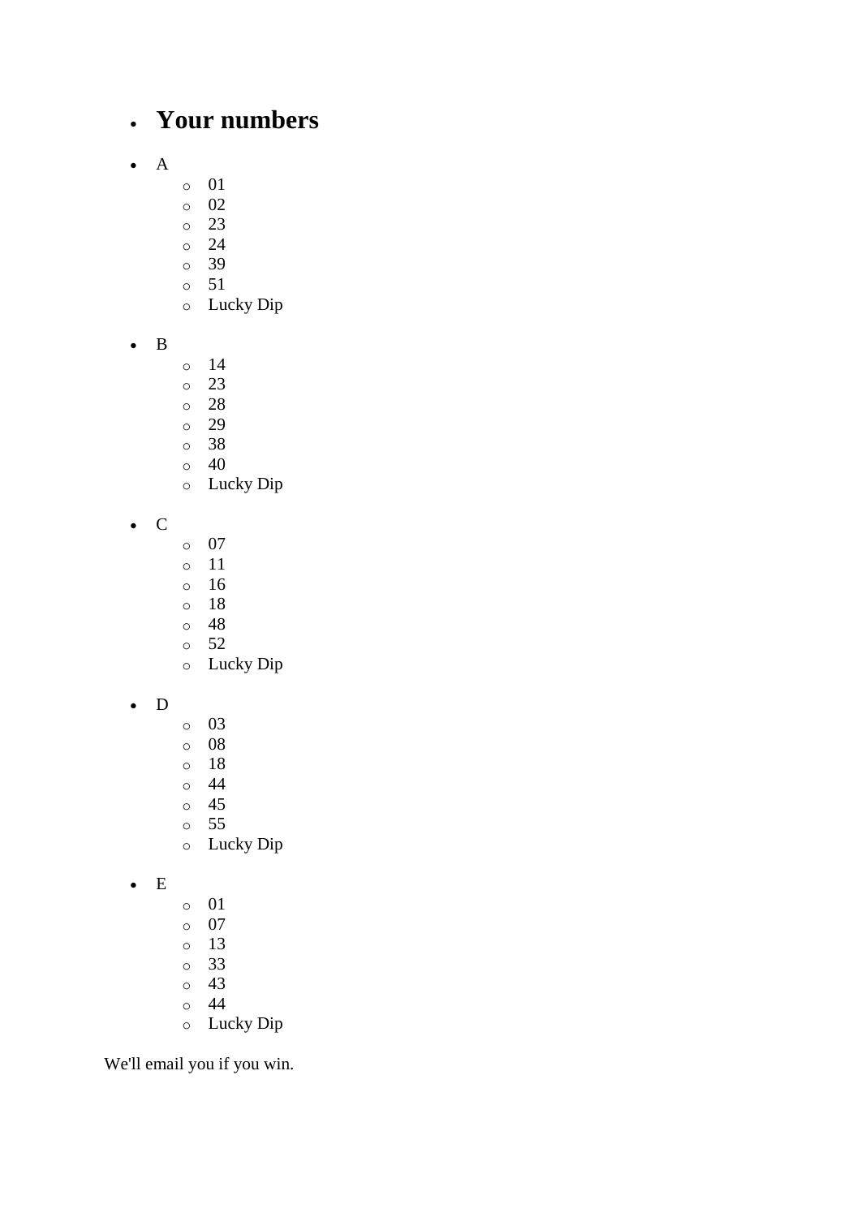- ## Your numbers

- A
    - 01
    - 02
    - 23
    - 24
    - 39
    - 51
    - Lucky Dip

- B
    - 14
    - 23
    - 28
    - 29
    - 38
    - 40
    - Lucky Dip

- C
    - 07
    - 11
    - 16
    - 18
    - 48
    - 52
    - Lucky Dip

- D
    - 03
    - 08
    - 18
    - 44
    - 45
    - 55
    - Lucky Dip

- E
    - 01
    - 07
    - 13
    - 33
    - 43
    - 44
    - Lucky Dip

We'll email you if you win.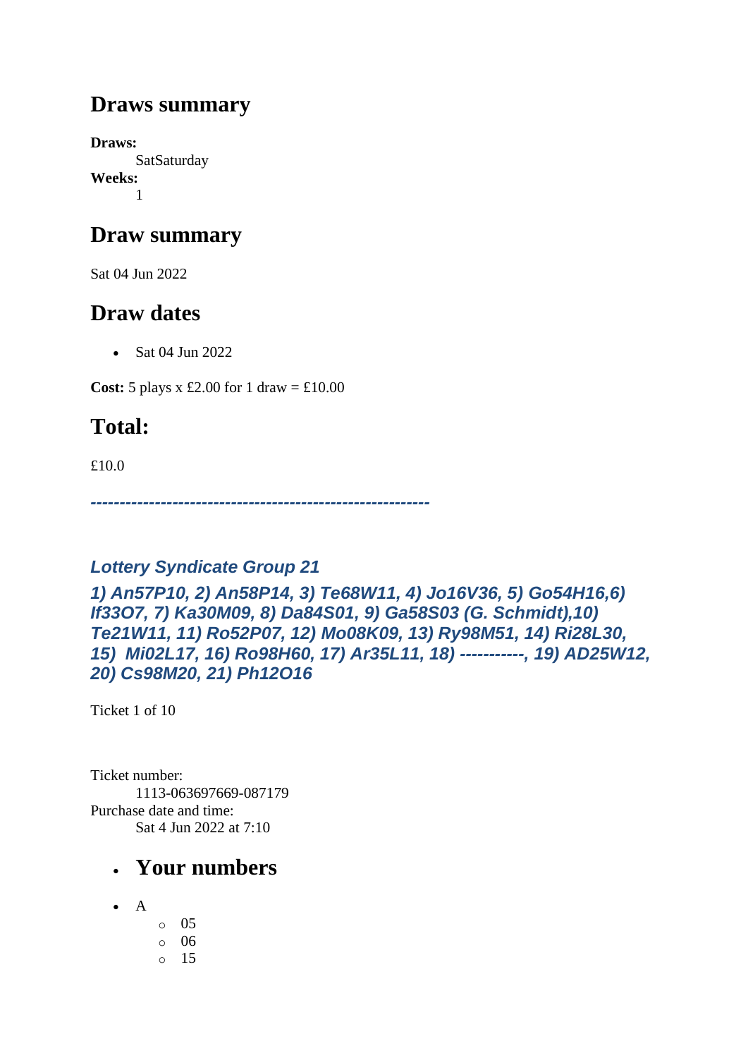## Draws summary

**Draws:**
SatSaturday
**Weeks:**
1

## Draw summary

Sat 04 Jun 2022

## Draw dates

- Sat 04 Jun 2022

**Cost:** 5 plays x £2.00 for 1 draw = £10.00

## Total:

£10.0

***----------------------------------------------------------***

***Lottery Syndicate Group 21***

***1) An57P10, 2) An58P14, 3) Te68W11, 4) Jo16V36, 5) Go54H16,6) If33O7, 7) Ka30M09, 8) Da84S01, 9) Ga58S03 (G. Schmidt),10) Te21W11, 11) Ro52P07, 12) Mo08K09, 13) Ry98M51, 14) Ri28L30, 15) Mi02L17, 16) Ro98H60, 17) Ar35L11, 18) -----------, 19) AD25W12, 20) Cs98M20, 21) Ph12O16***

Ticket 1 of 10

Ticket number:
1113-063697669-087179
Purchase date and time:
Sat 4 Jun 2022 at 7:10

- ## Your numbers

- A
  - 05
  - 06
  - 15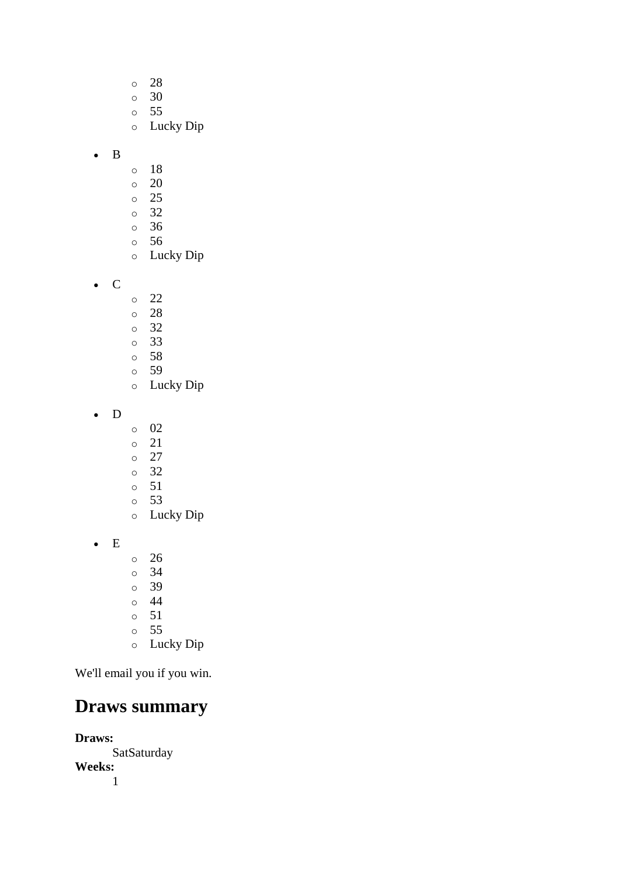- 28
  - 30
  - 55
  - Lucky Dip
- B
  - 18
  - 20
  - 25
  - 32
  - 36
  - 56
  - Lucky Dip
- C
  - 22
  - 28
  - 32
  - 33
  - 58
  - 59
  - Lucky Dip
- D
  - 02
  - 21
  - 27
  - 32
  - 51
  - 53
  - Lucky Dip
- E
  - 26
  - 34
  - 39
  - 44
  - 51
  - 55
  - Lucky Dip

We'll email you if you win.

## Draws summary

**Draws:**
SatSaturday

**Weeks:**
1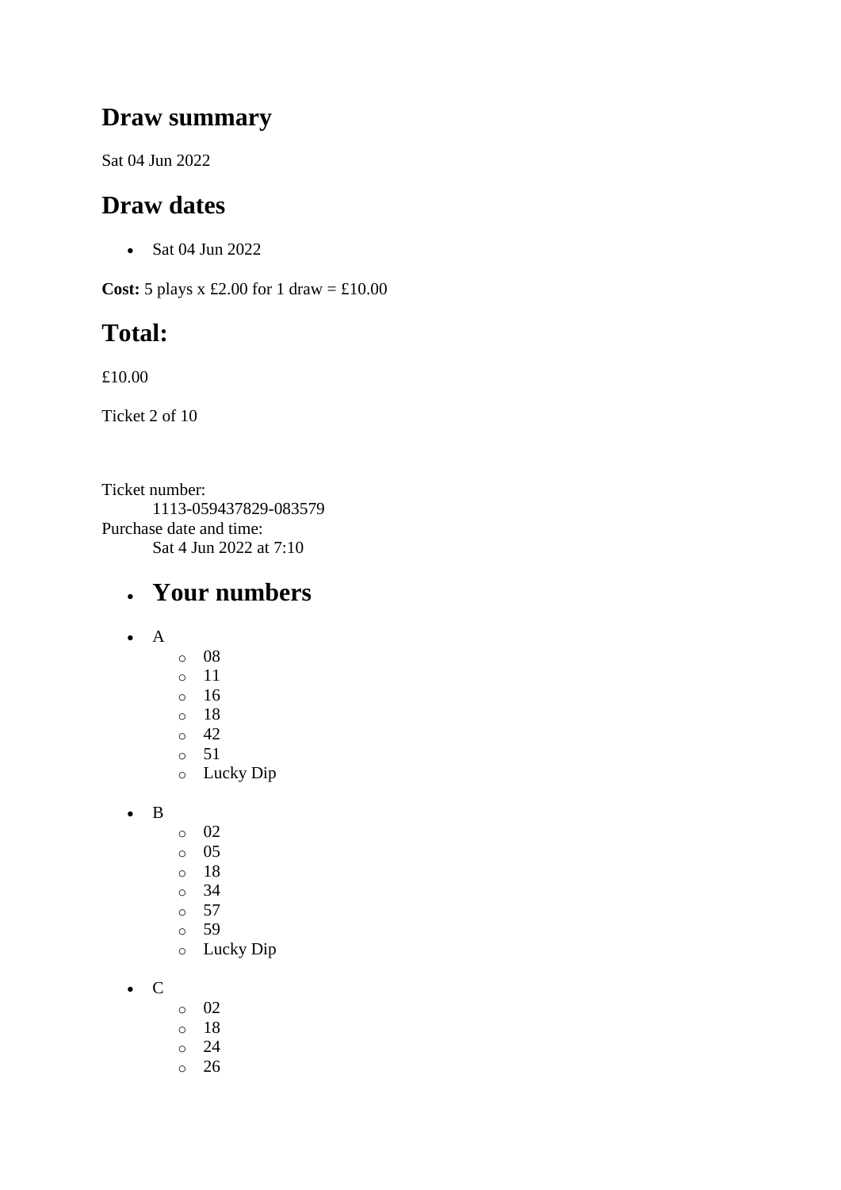## Draw summary

Sat 04 Jun 2022

## Draw dates

- Sat 04 Jun 2022

**Cost:** 5 plays x £2.00 for 1 draw = £10.00

## Total:

£10.00

Ticket 2 of 10

Ticket number:
    1113-059437829-083579
Purchase date and time:
    Sat 4 Jun 2022 at 7:10

- ## Your numbers

- A
  - 08
  - 11
  - 16
  - 18
  - 42
  - 51
  - Lucky Dip

- B
  - 02
  - 05
  - 18
  - 34
  - 57
  - 59
  - Lucky Dip

- C
  - 02
  - 18
  - 24
  - 26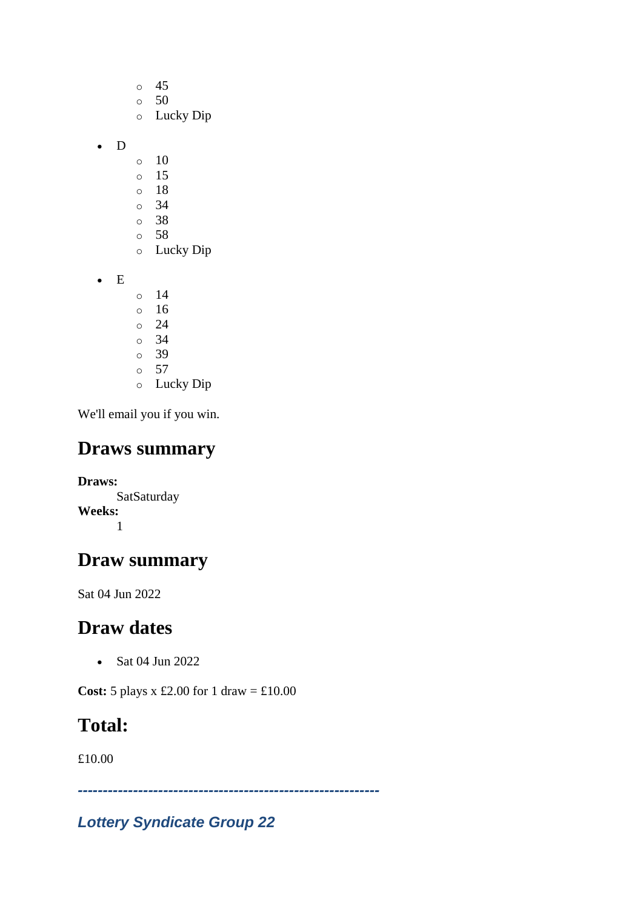- 45
  - 50
  - Lucky Dip

- D
  - 10
  - 15
  - 18
  - 34
  - 38
  - 58
  - Lucky Dip

- E
  - 14
  - 16
  - 24
  - 34
  - 39
  - 57
  - Lucky Dip

We'll email you if you win.

## Draws summary

**Draws:**
SatSaturday
**Weeks:**
1

## Draw summary

Sat 04 Jun 2022

## Draw dates

- Sat 04 Jun 2022

**Cost:** 5 plays x £2.00 for 1 draw = £10.00

## Total:

£10.00

***-----------------------------------------------------------***

***Lottery Syndicate Group 22***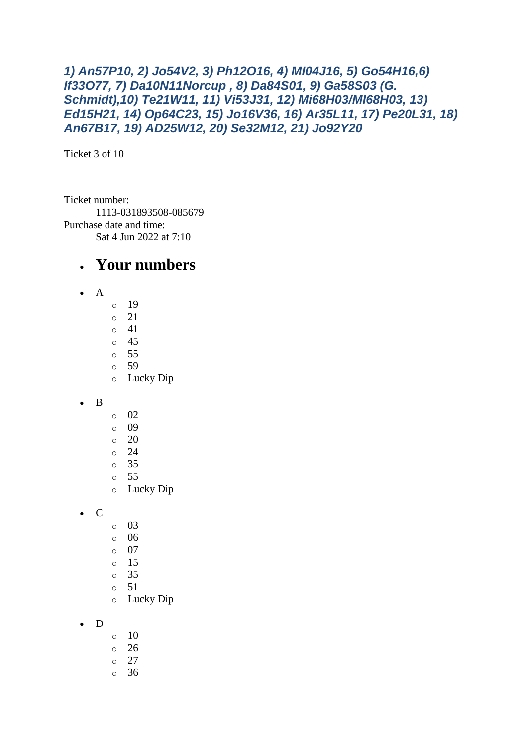***1) An57P10, 2) Jo54V2, 3) Ph12O16, 4) MI04J16, 5) Go54H16,6) If33O77, 7) Da10N11Norcup , 8) Da84S01, 9) Ga58S03 (G. Schmidt),10) Te21W11, 11) Vi53J31, 12) Mi68H03/MI68H03, 13) Ed15H21, 14) Op64C23, 15) Jo16V36, 16) Ar35L11, 17) Pe20L31, 18) An67B17, 19) AD25W12, 20) Se32M12, 21) Jo92Y20***

Ticket 3 of 10

Ticket number:
    1113-031893508-085679
Purchase date and time:
    Sat 4 Jun 2022 at 7:10

- **Your numbers**

- A
    - 19
    - 21
    - 41
    - 45
    - 55
    - 59
    - Lucky Dip
- B
    - 02
    - 09
    - 20
    - 24
    - 35
    - 55
    - Lucky Dip
- C
    - 03
    - 06
    - 07
    - 15
    - 35
    - 51
    - Lucky Dip
- D
    - 10
    - 26
    - 27
    - 36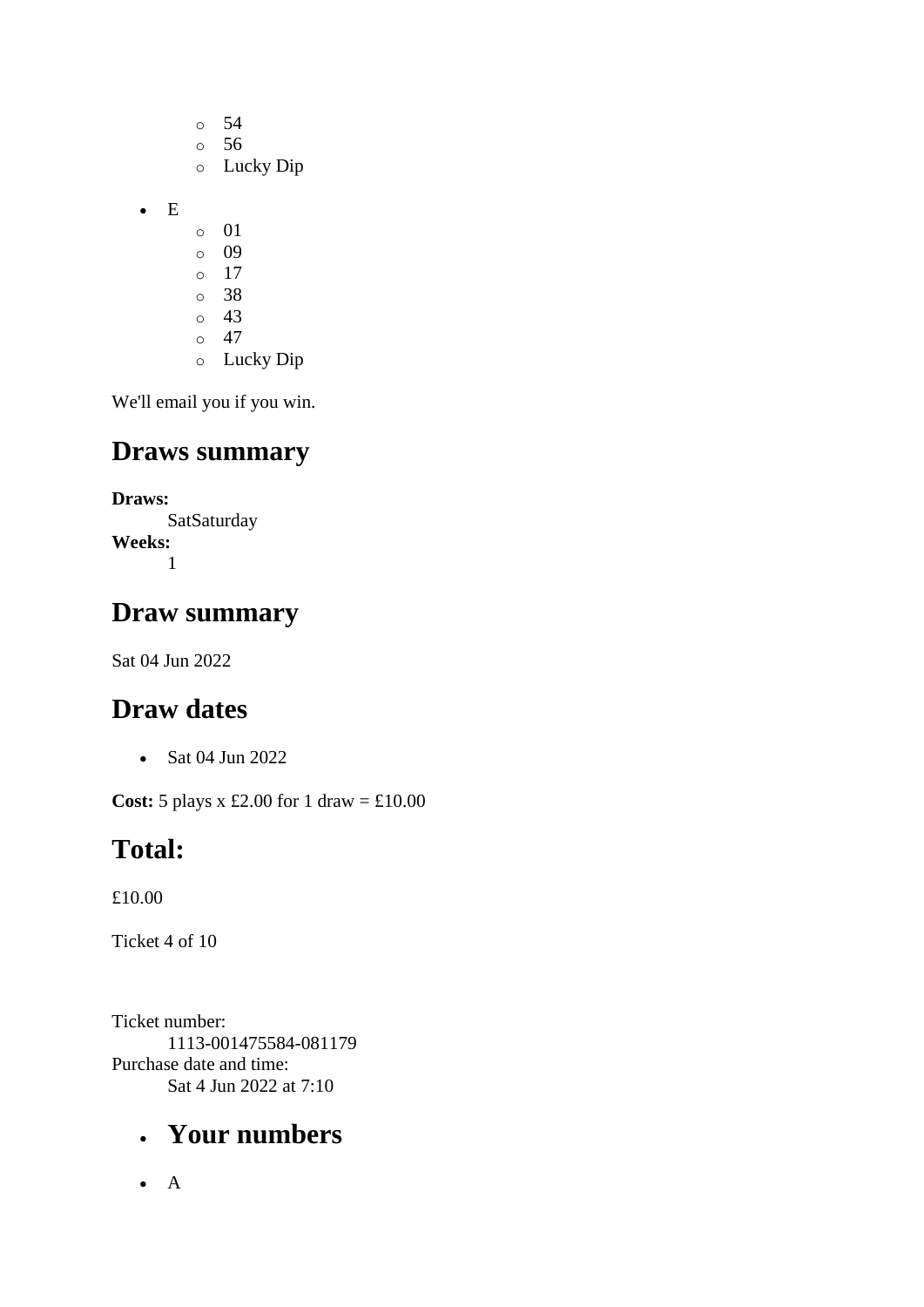- 54
    - 56
    - Lucky Dip

- E
    - 01
    - 09
    - 17
    - 38
    - 43
    - 47
    - Lucky Dip

We'll email you if you win.

## Draws summary

**Draws:**
    SatSaturday
**Weeks:**
    1

## Draw summary

Sat 04 Jun 2022

## Draw dates

- Sat 04 Jun 2022

**Cost:** 5 plays x £2.00 for 1 draw = £10.00

## Total:

£10.00

Ticket 4 of 10

Ticket number:
    1113-001475584-081179
Purchase date and time:
    Sat 4 Jun 2022 at 7:10

- ## Your numbers

- A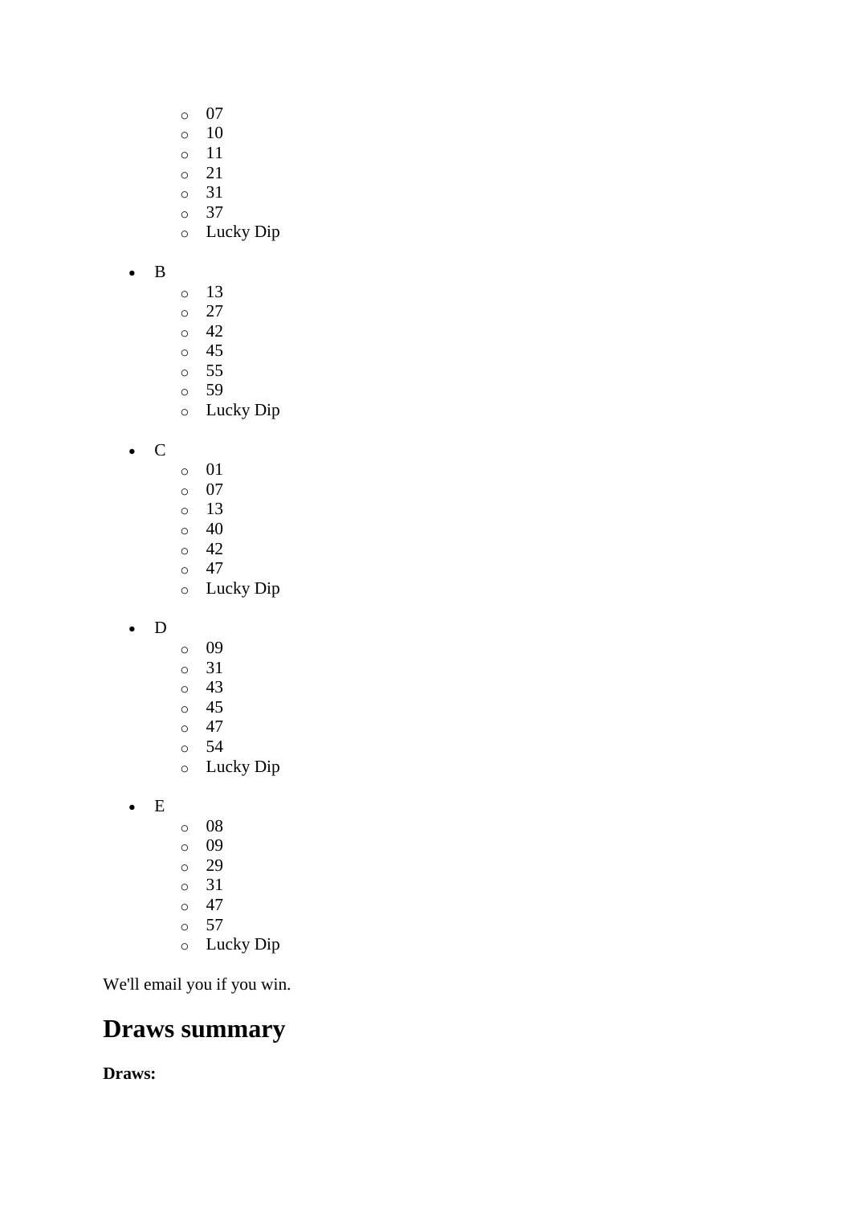- 07
  - 10
  - 11
  - 21
  - 31
  - 37
  - Lucky Dip

- B
  - 13
  - 27
  - 42
  - 45
  - 55
  - 59
  - Lucky Dip

- C
  - 01
  - 07
  - 13
  - 40
  - 42
  - 47
  - Lucky Dip

- D
  - 09
  - 31
  - 43
  - 45
  - 47
  - 54
  - Lucky Dip

- E
  - 08
  - 09
  - 29
  - 31
  - 47
  - 57
  - Lucky Dip

We'll email you if you win.

## Draws summary

**Draws:**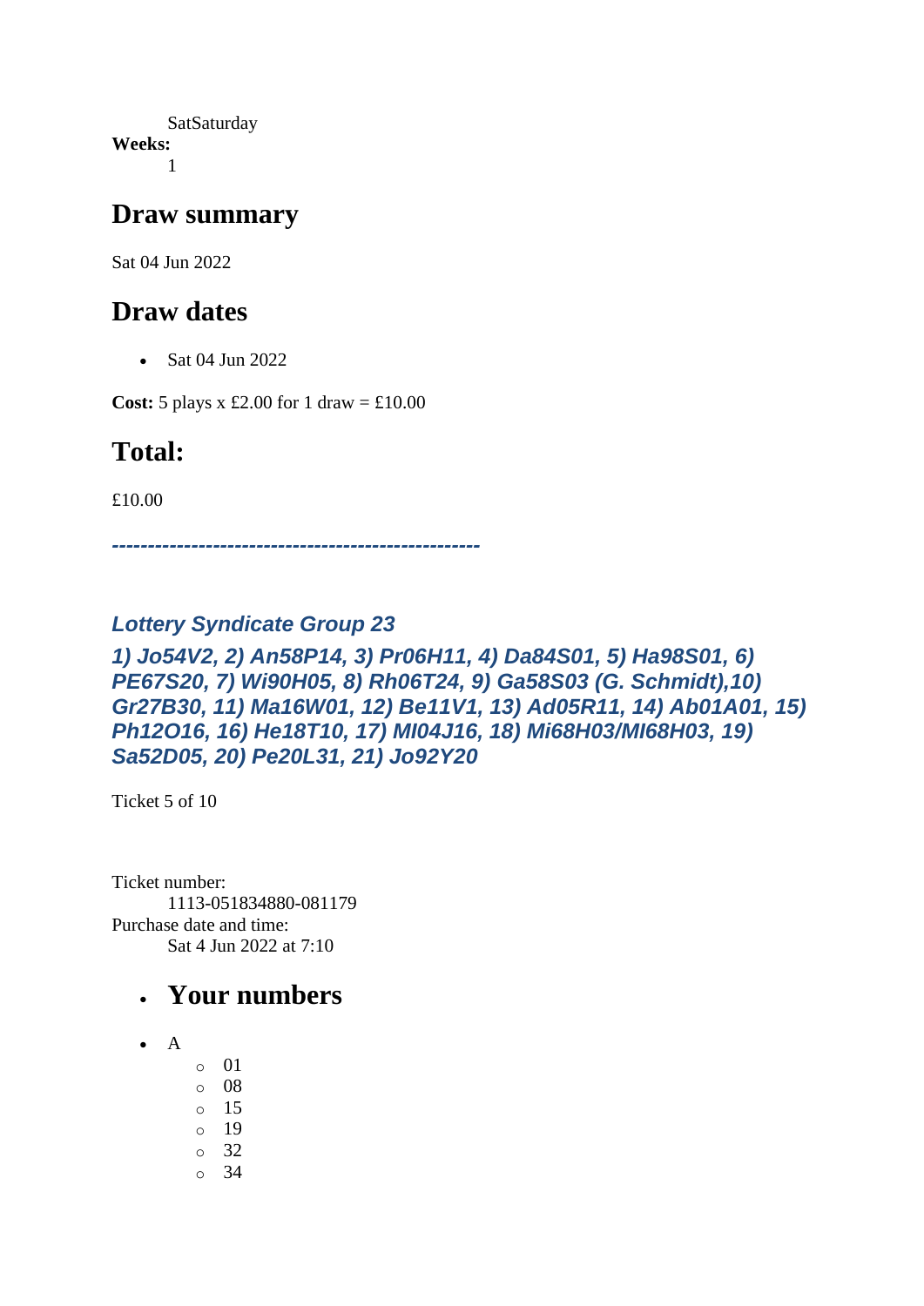SatSaturday

**Weeks:**

1

## Draw summary

Sat 04 Jun 2022

## Draw dates

- Sat 04 Jun 2022

**Cost:** 5 plays x £2.00 for 1 draw = £10.00

## Total:

£10.00

***--------------------------------------------------***

### *Lottery Syndicate Group 23*

***1) Jo54V2, 2) An58P14, 3) Pr06H11, 4) Da84S01, 5) Ha98S01, 6) PE67S20, 7) Wi90H05, 8) Rh06T24, 9) Ga58S03 (G. Schmidt),10) Gr27B30, 11) Ma16W01, 12) Be11V1, 13) Ad05R11, 14) Ab01A01, 15) Ph12O16, 16) He18T10, 17) MI04J16, 18) Mi68H03/MI68H03, 19) Sa52D05, 20) Pe20L31, 21) Jo92Y20***

Ticket 5 of 10

Ticket number:

1113-051834880-081179

Purchase date and time:

Sat 4 Jun 2022 at 7:10

- ## Your numbers

- A
  - 01
  - 08
  - 15
  - 19
  - 32
  - 34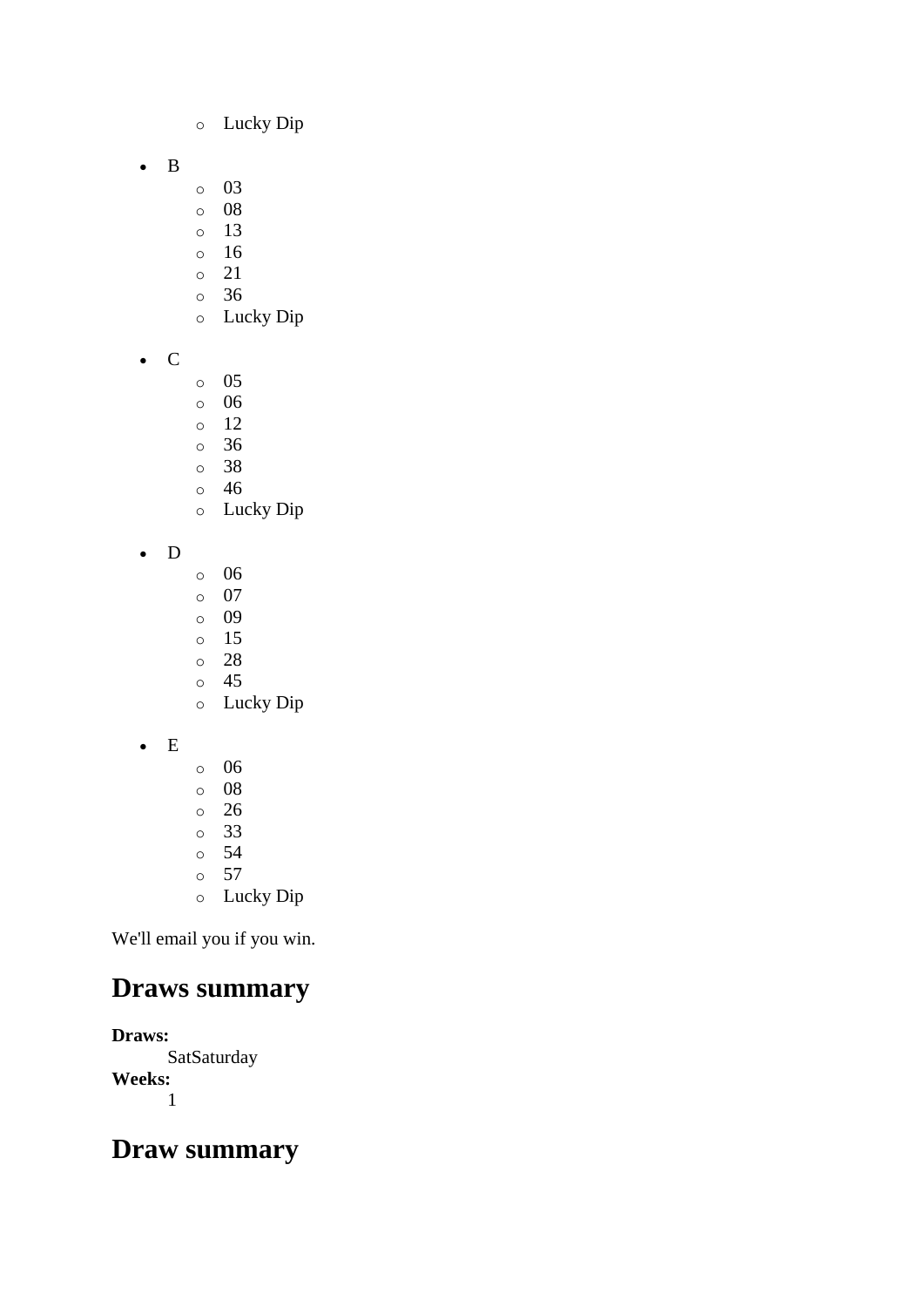- Lucky Dip

- B
    - 03
    - 08
    - 13
    - 16
    - 21
    - 36
    - Lucky Dip

- C
    - 05
    - 06
    - 12
    - 36
    - 38
    - 46
    - Lucky Dip

- D
    - 06
    - 07
    - 09
    - 15
    - 28
    - 45
    - Lucky Dip

- E
    - 06
    - 08
    - 26
    - 33
    - 54
    - 57
    - Lucky Dip

We'll email you if you win.

## Draws summary

**Draws:**
SatSaturday

**Weeks:**
1

## Draw summary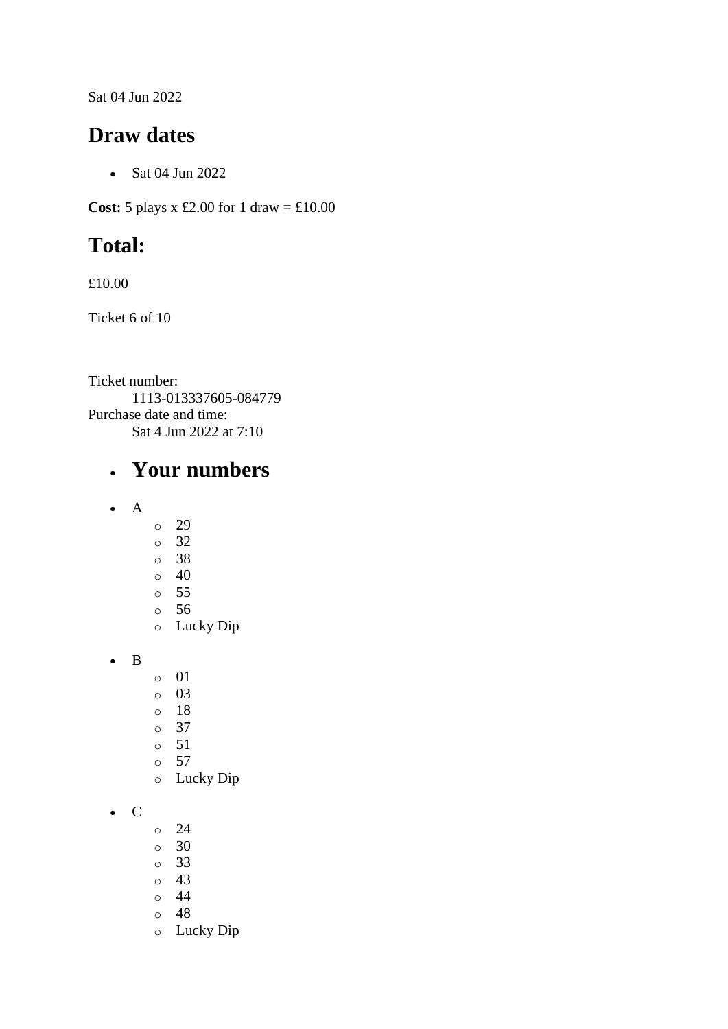Sat 04 Jun 2022

## Draw dates

- Sat 04 Jun 2022

**Cost:** 5 plays x £2.00 for 1 draw = £10.00

## Total:

£10.00

Ticket 6 of 10

Ticket number:
    1113-013337605-084779
Purchase date and time:
    Sat 4 Jun 2022 at 7:10

- ## Your numbers

- A
    - 29
    - 32
    - 38
    - 40
    - 55
    - 56
    - Lucky Dip

- B
    - 01
    - 03
    - 18
    - 37
    - 51
    - 57
    - Lucky Dip

- C
    - 24
    - 30
    - 33
    - 43
    - 44
    - 48
    - Lucky Dip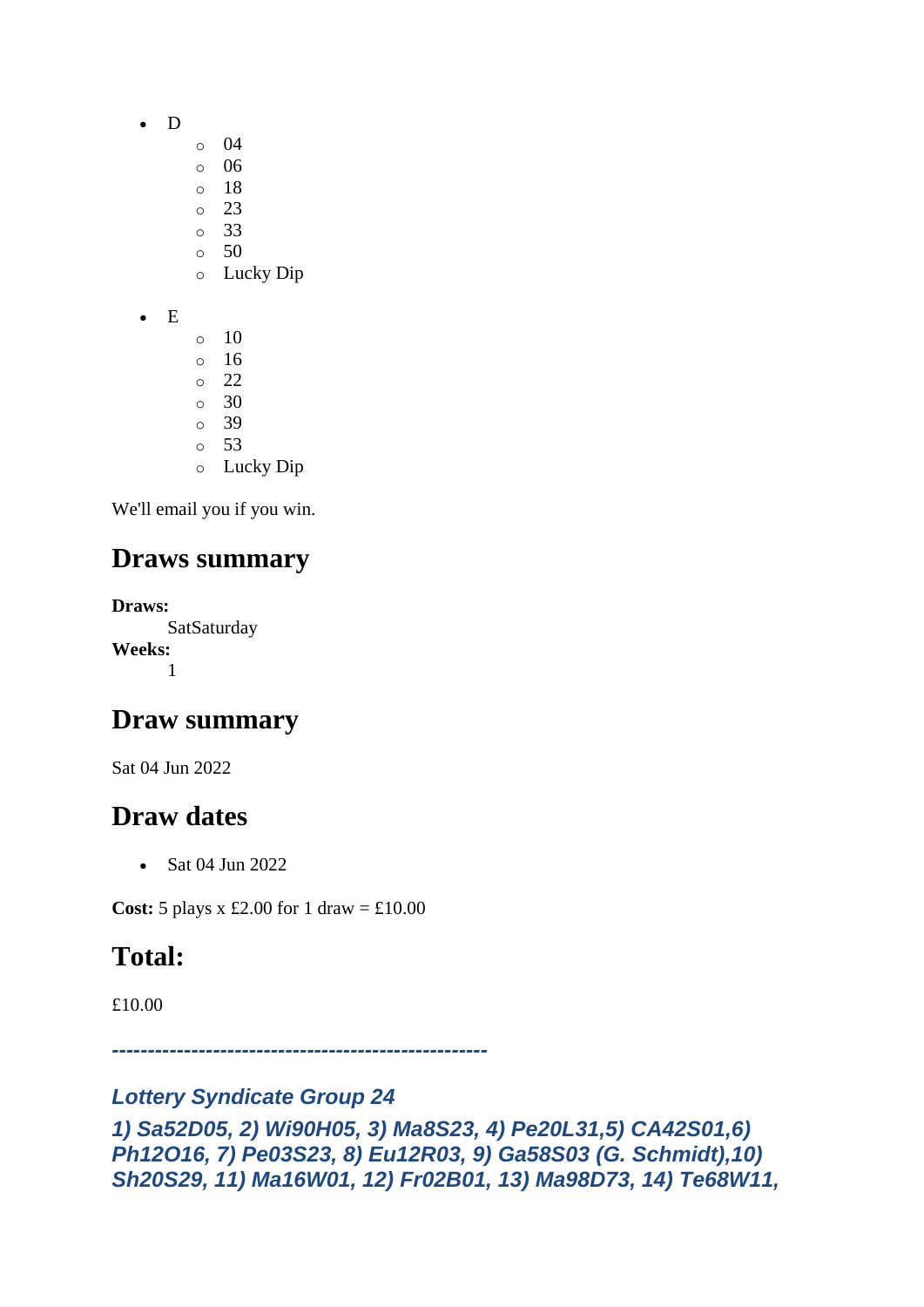- D
  - 04
  - 06
  - 18
  - 23
  - 33
  - 50
  - Lucky Dip
- E
  - 10
  - 16
  - 22
  - 30
  - 39
  - 53
  - Lucky Dip

We'll email you if you win.

## Draws summary

**Draws:**
: SatSaturday

**Weeks:**
: 1

## Draw summary

Sat 04 Jun 2022

## Draw dates

- Sat 04 Jun 2022

**Cost:** 5 plays x £2.00 for 1 draw = £10.00

## Total:

£10.00

***---------------------------------------------------***

### *Lottery Syndicate Group 24*

***1) Sa52D05, 2) Wi90H05, 3) Ma8S23, 4) Pe20L31,5) CA42S01,6) Ph12O16, 7) Pe03S23, 8) Eu12R03, 9) Ga58S03 (G. Schmidt),10) Sh20S29, 11) Ma16W01, 12) Fr02B01, 13) Ma98D73, 14) Te68W11,***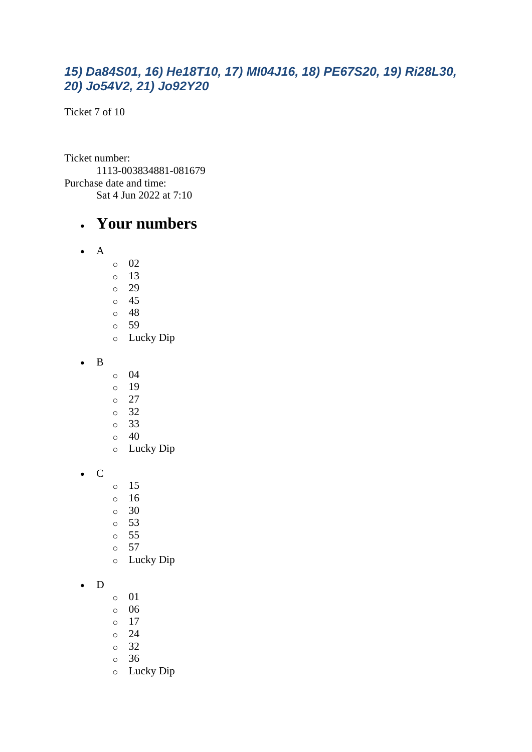### *15) Da84S01, 16) He18T10, 17) MI04J16, 18) PE67S20, 19) Ri28L30, 20) Jo54V2, 21) Jo92Y20*

Ticket 7 of 10

Ticket number:
    1113-003834881-081679
Purchase date and time:
    Sat 4 Jun 2022 at 7:10

- ## Your numbers

- A
  - 02
  - 13
  - 29
  - 45
  - 48
  - 59
  - Lucky Dip
- B
  - 04
  - 19
  - 27
  - 32
  - 33
  - 40
  - Lucky Dip
- C
  - 15
  - 16
  - 30
  - 53
  - 55
  - 57
  - Lucky Dip
- D
  - 01
  - 06
  - 17
  - 24
  - 32
  - 36
  - Lucky Dip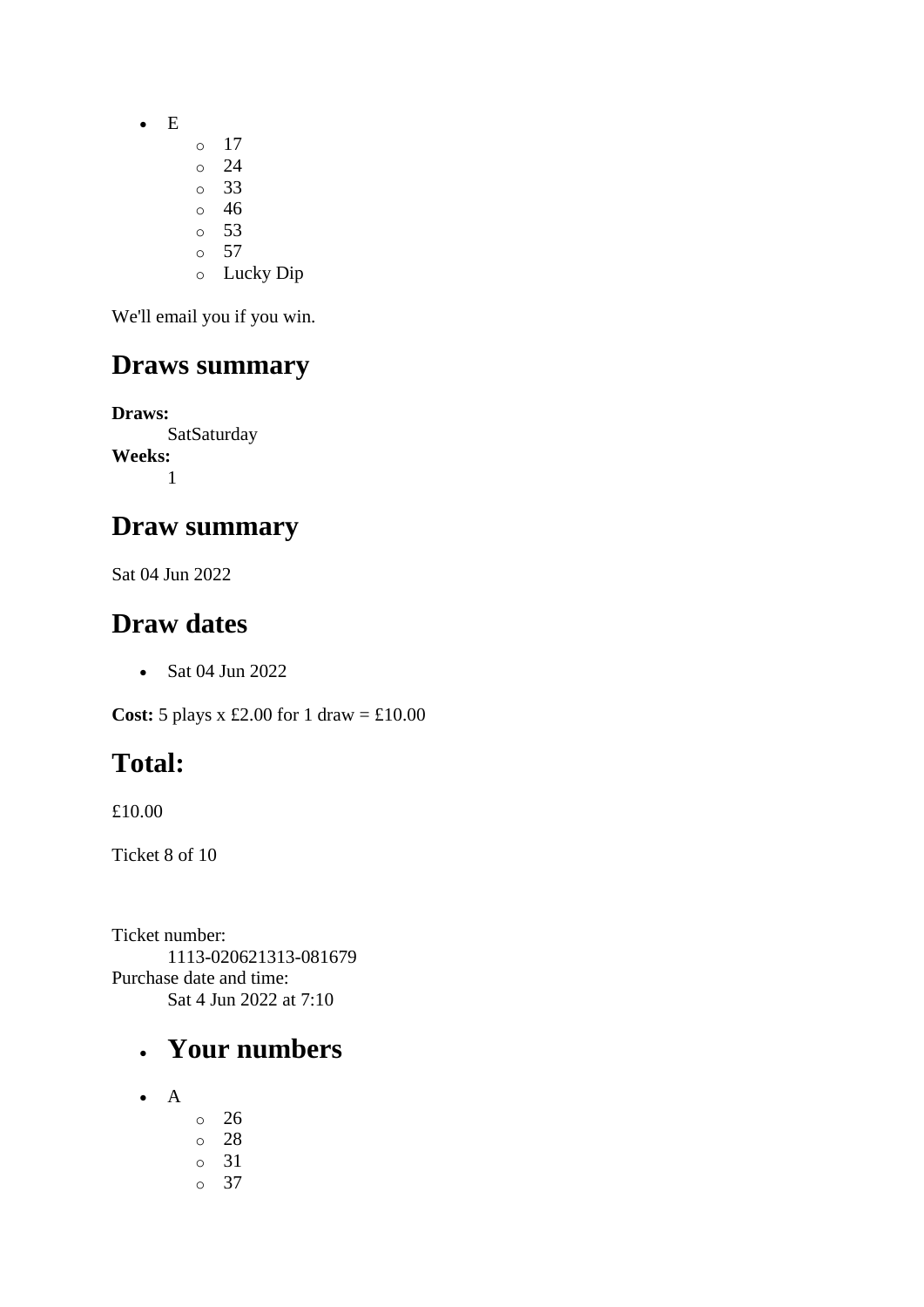- E
    - 17
    - 24
    - 33
    - 46
    - 53
    - 57
    - Lucky Dip

We'll email you if you win.

## Draws summary

**Draws:**
: SatSaturday

**Weeks:**
: 1

## Draw summary

Sat 04 Jun 2022

## Draw dates

- Sat 04 Jun 2022

**Cost:** 5 plays x £2.00 for 1 draw = £10.00

## Total:

£10.00

Ticket 8 of 10

Ticket number:
: 1113-020621313-081679

Purchase date and time:
: Sat 4 Jun 2022 at 7:10

- ## Your numbers

- A
    - 26
    - 28
    - 31
    - 37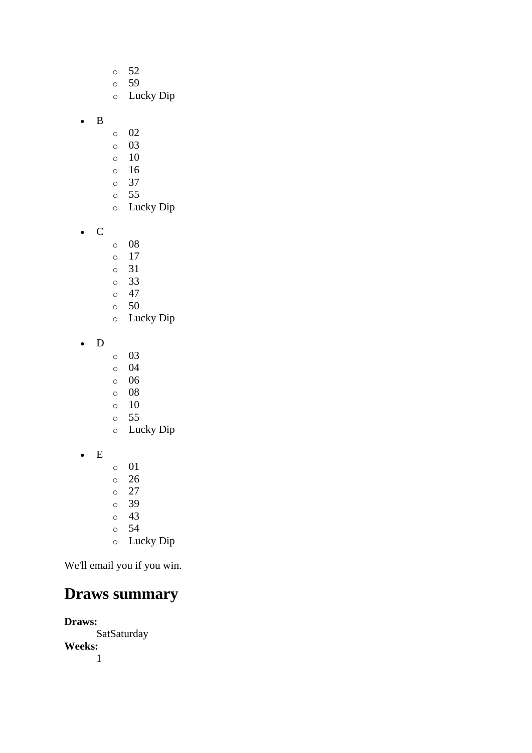- 52
  - 59
  - Lucky Dip

- B
  - 02
  - 03
  - 10
  - 16
  - 37
  - 55
  - Lucky Dip

- C
  - 08
  - 17
  - 31
  - 33
  - 47
  - 50
  - Lucky Dip

- D
  - 03
  - 04
  - 06
  - 08
  - 10
  - 55
  - Lucky Dip

- E
  - 01
  - 26
  - 27
  - 39
  - 43
  - 54
  - Lucky Dip

We'll email you if you win.

## Draws summary

**Draws:**
SatSaturday

**Weeks:**
1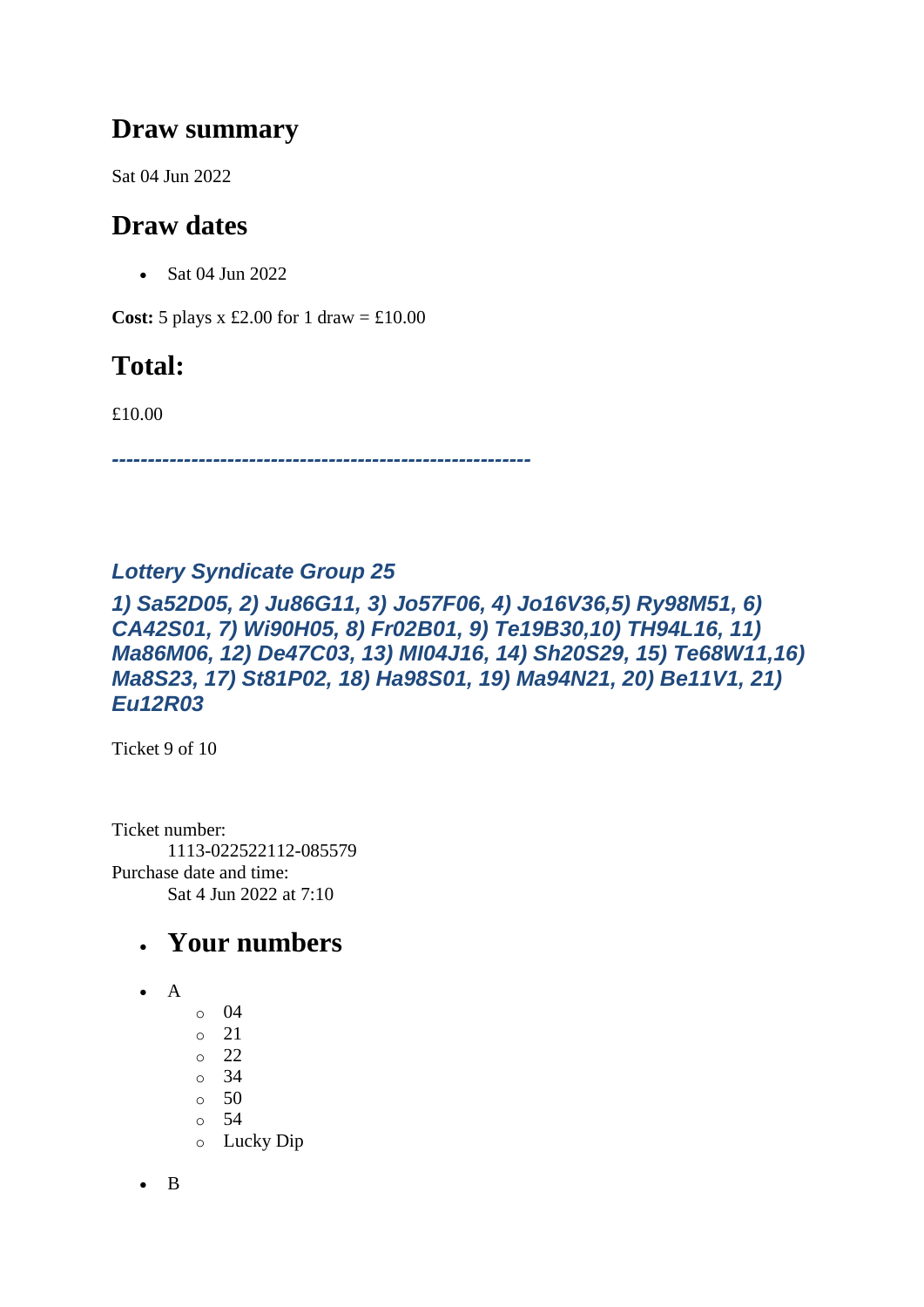## Draw summary

Sat 04 Jun 2022

## Draw dates

- Sat 04 Jun 2022

**Cost:** 5 plays x £2.00 for 1 draw = £10.00

## Total:

£10.00

***----------------------------------------------------------***

### *Lottery Syndicate Group 25*

***1) Sa52D05, 2) Ju86G11, 3) Jo57F06, 4) Jo16V36,5) Ry98M51, 6) CA42S01, 7) Wi90H05, 8) Fr02B01, 9) Te19B30,10) TH94L16, 11) Ma86M06, 12) De47C03, 13) Ml04J16, 14) Sh20S29, 15) Te68W11,16) Ma8S23, 17) St81P02, 18) Ha98S01, 19) Ma94N21, 20) Be11V1, 21) Eu12R03***

Ticket 9 of 10

Ticket number:
    1113-022522112-085579
Purchase date and time:
    Sat 4 Jun 2022 at 7:10

- ## Your numbers

- A
  - 04
  - 21
  - 22
  - 34
  - 50
  - 54
  - Lucky Dip

- B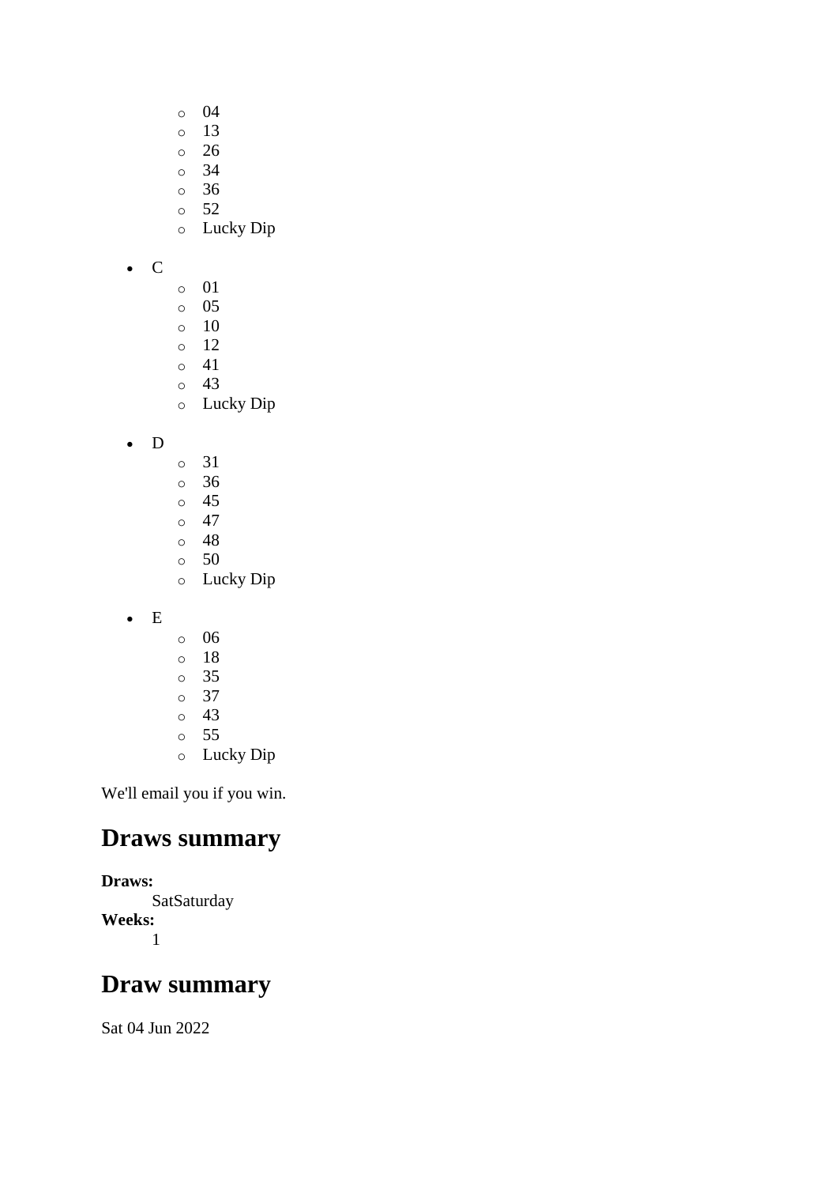- 04
  - 13
  - 26
  - 34
  - 36
  - 52
  - Lucky Dip

- C
  - 01
  - 05
  - 10
  - 12
  - 41
  - 43
  - Lucky Dip

- D
  - 31
  - 36
  - 45
  - 47
  - 48
  - 50
  - Lucky Dip

- E
  - 06
  - 18
  - 35
  - 37
  - 43
  - 55
  - Lucky Dip

We'll email you if you win.

## Draws summary

**Draws:**
: SatSaturday

**Weeks:**
: 1

## Draw summary

Sat 04 Jun 2022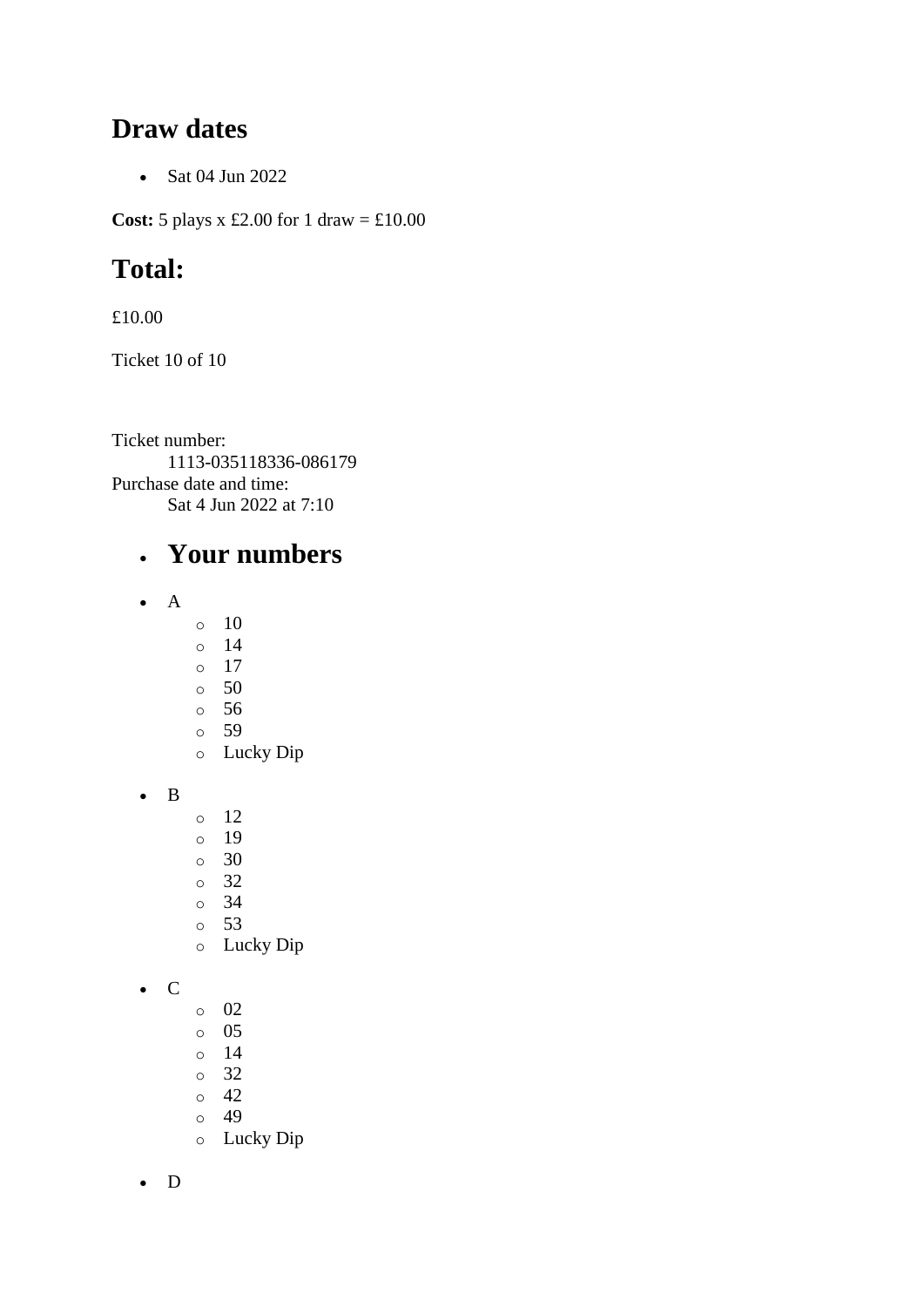## Draw dates

- Sat 04 Jun 2022

**Cost:** 5 plays x £2.00 for 1 draw = £10.00

## Total:

£10.00

Ticket 10 of 10

Ticket number:
  1113-035118336-086179
Purchase date and time:
  Sat 4 Jun 2022 at 7:10

- ## Your numbers

- A
  - 10
  - 14
  - 17
  - 50
  - 56
  - 59
  - Lucky Dip

- B
  - 12
  - 19
  - 30
  - 32
  - 34
  - 53
  - Lucky Dip

- C
  - 02
  - 05
  - 14
  - 32
  - 42
  - 49
  - Lucky Dip

- D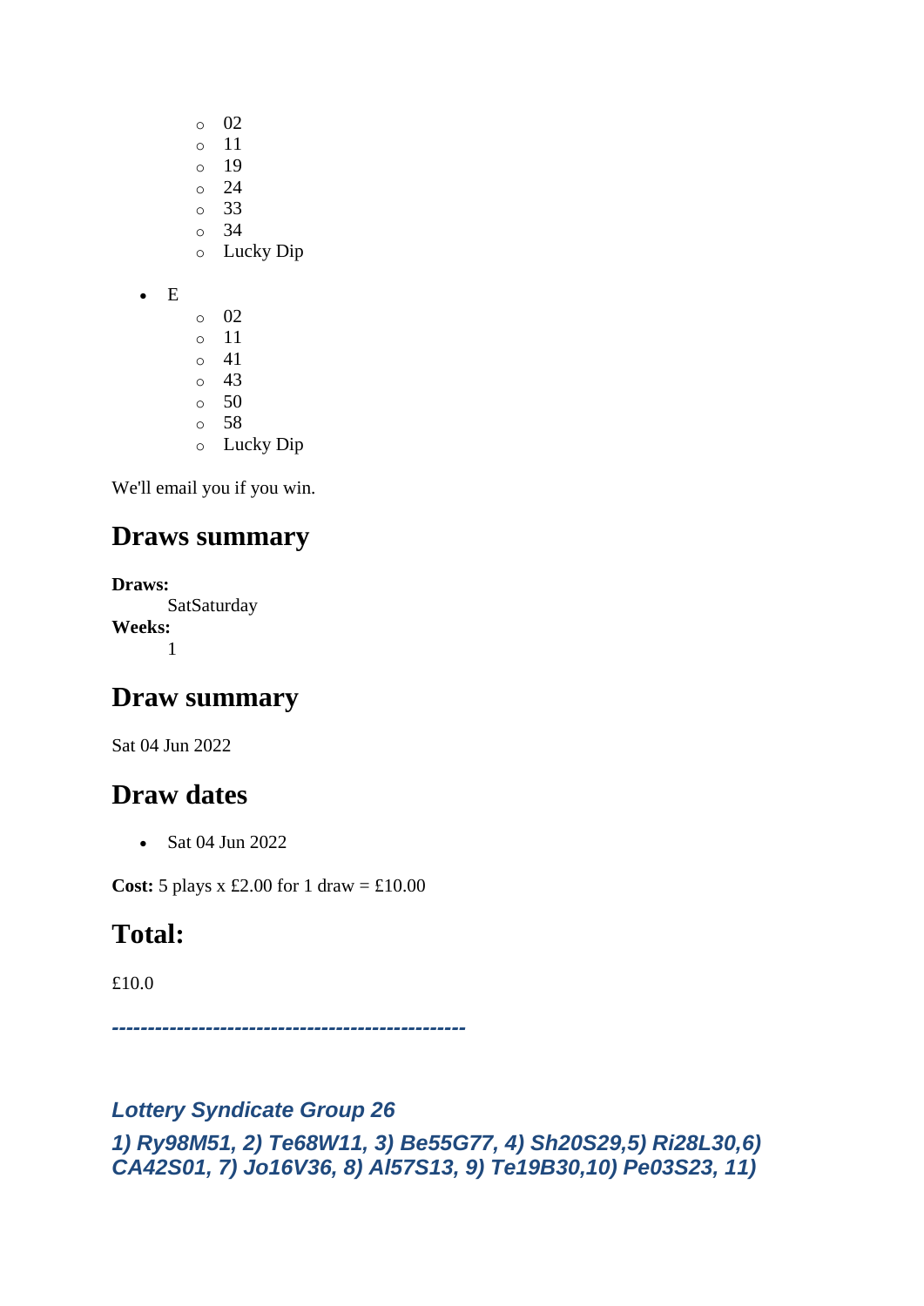- 02
  - 11
  - 19
  - 24
  - 33
  - 34
  - Lucky Dip

- E
  - 02
  - 11
  - 41
  - 43
  - 50
  - 58
  - Lucky Dip

We'll email you if you win.

## Draws summary

**Draws:**
SatSaturday
**Weeks:**
1

## Draw summary

Sat 04 Jun 2022

## Draw dates

- Sat 04 Jun 2022

**Cost:** 5 plays x £2.00 for 1 draw = £10.00

## Total:

£10.0

***-------------------------------------------------***

***Lottery Syndicate Group 26***

***1) Ry98M51, 2) Te68W11, 3) Be55G77, 4) Sh20S29,5) Ri28L30,6) CA42S01, 7) Jo16V36, 8) Al57S13, 9) Te19B30,10) Pe03S23, 11)***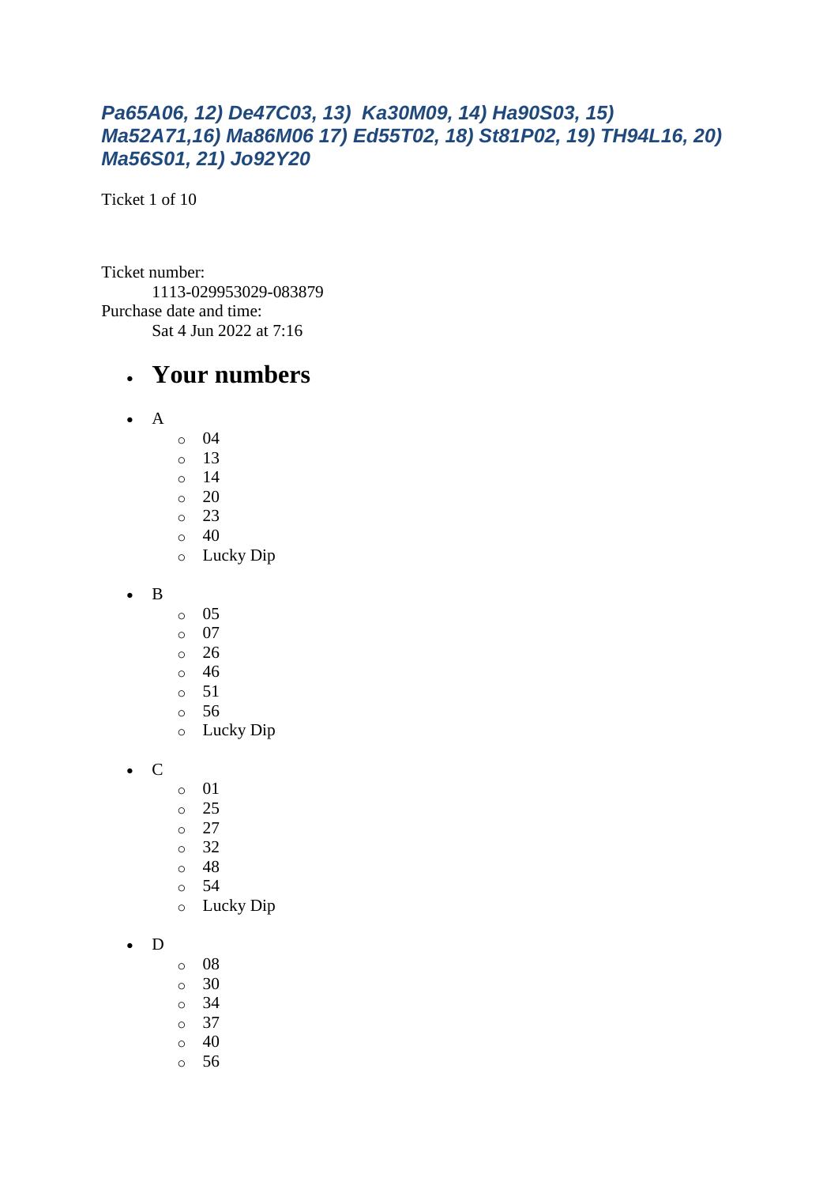***Pa65A06, 12) De47C03, 13) Ka30M09, 14) Ha90S03, 15) Ma52A71,16) Ma86M06 17) Ed55T02, 18) St81P02, 19) TH94L16, 20) Ma56S01, 21) Jo92Y20***

Ticket 1 of 10

Ticket number:
    1113-029953029-083879
Purchase date and time:
    Sat 4 Jun 2022 at 7:16

- ## Your numbers

- A
    - 04
    - 13
    - 14
    - 20
    - 23
    - 40
    - Lucky Dip
- B
    - 05
    - 07
    - 26
    - 46
    - 51
    - 56
    - Lucky Dip
- C
    - 01
    - 25
    - 27
    - 32
    - 48
    - 54
    - Lucky Dip
- D
    - 08
    - 30
    - 34
    - 37
    - 40
    - 56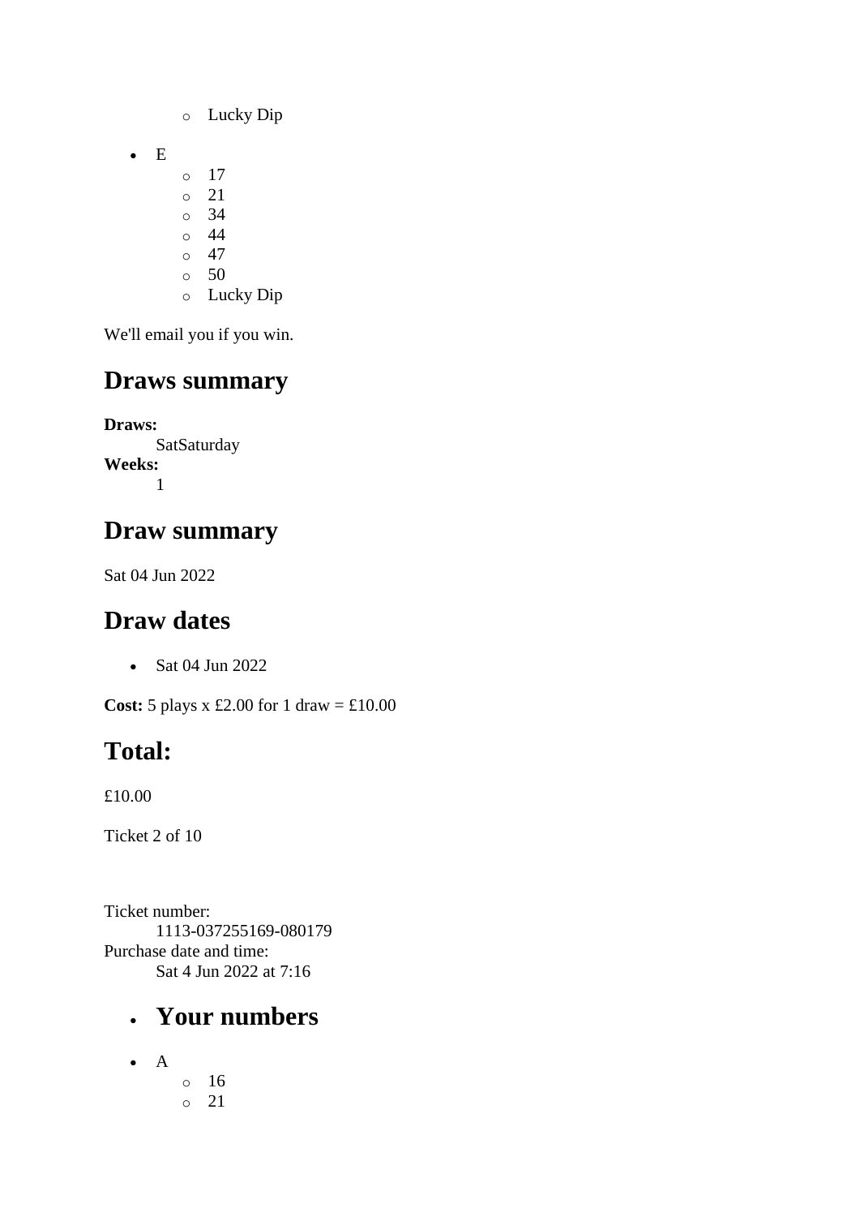- Lucky Dip

- E
    - 17
    - 21
    - 34
    - 44
    - 47
    - 50
    - Lucky Dip

We'll email you if you win.

## Draws summary

**Draws:**
SatSaturday
**Weeks:**
1

## Draw summary

Sat 04 Jun 2022

## Draw dates

- Sat 04 Jun 2022

**Cost:** 5 plays x £2.00 for 1 draw = £10.00

## Total:

£10.00

Ticket 2 of 10

Ticket number:
1113-037255169-080179
Purchase date and time:
Sat 4 Jun 2022 at 7:16

- ## Your numbers

- A
    - 16
    - 21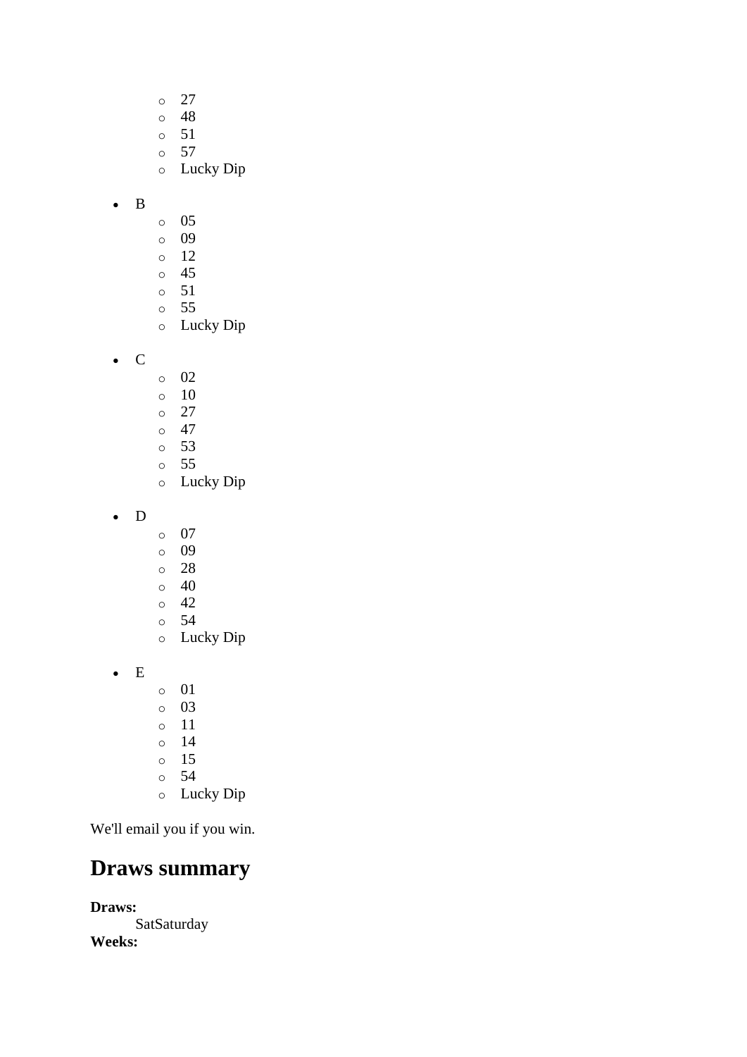- 27
  - 48
  - 51
  - 57
  - Lucky Dip

- B
  - 05
  - 09
  - 12
  - 45
  - 51
  - 55
  - Lucky Dip

- C
  - 02
  - 10
  - 27
  - 47
  - 53
  - 55
  - Lucky Dip

- D
  - 07
  - 09
  - 28
  - 40
  - 42
  - 54
  - Lucky Dip

- E
  - 01
  - 03
  - 11
  - 14
  - 15
  - 54
  - Lucky Dip

We'll email you if you win.

## Draws summary

**Draws:**
SatSaturday
**Weeks:**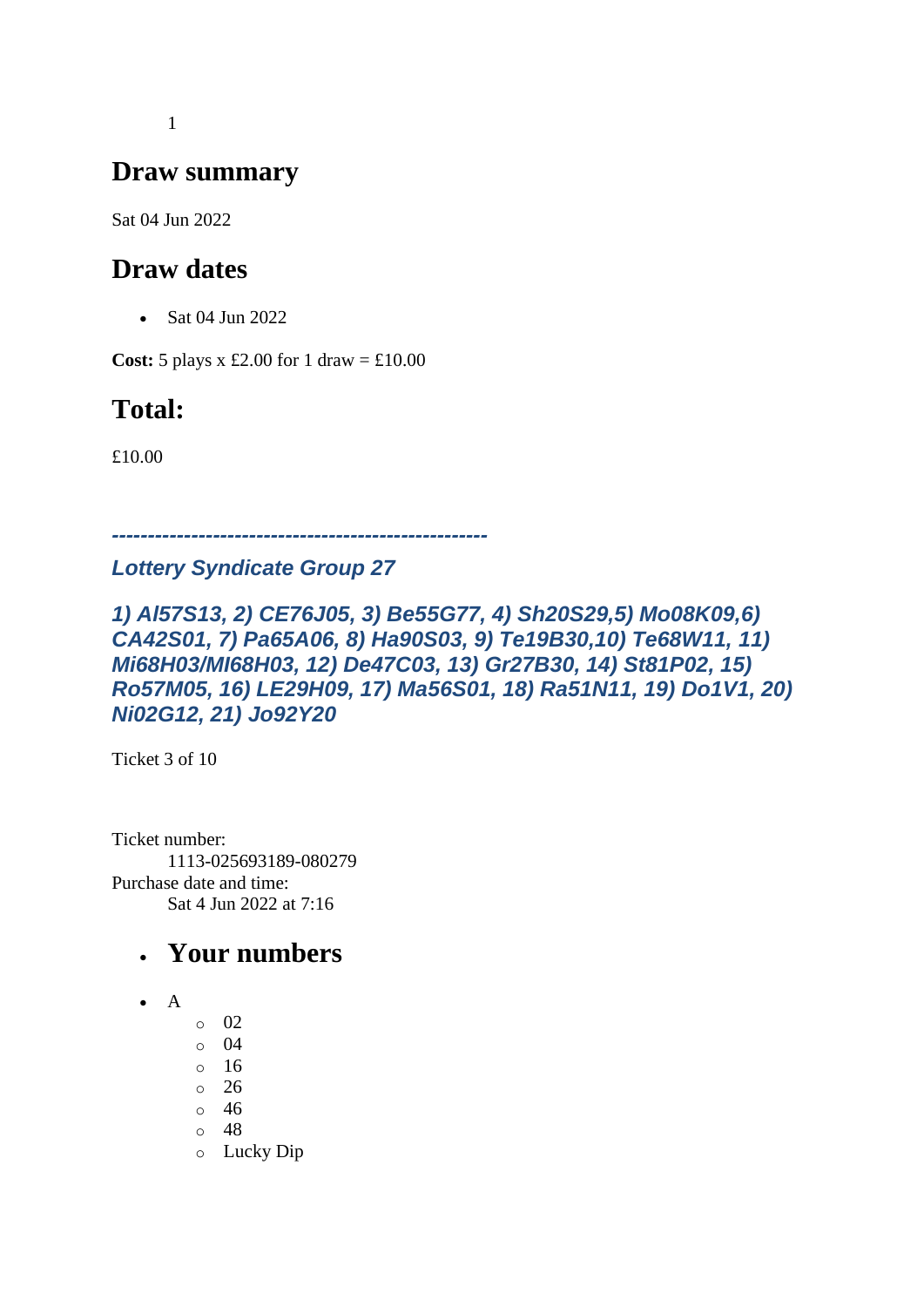1

## Draw summary

Sat 04 Jun 2022

## Draw dates

- Sat 04 Jun 2022

**Cost:** 5 plays x £2.00 for 1 draw = £10.00

## Total:

£10.00

***----------------------------------------------------***

### *Lottery Syndicate Group 27*

### *1) Al57S13, 2) CE76J05, 3) Be55G77, 4) Sh20S29,5) Mo08K09,6) CA42S01, 7) Pa65A06, 8) Ha90S03, 9) Te19B30,10) Te68W11, 11) Mi68H03/MI68H03, 12) De47C03, 13) Gr27B30, 14) St81P02, 15) Ro57M05, 16) LE29H09, 17) Ma56S01, 18) Ra51N11, 19) Do1V1, 20) Ni02G12, 21) Jo92Y20*

Ticket 3 of 10

Ticket number:
1113-025693189-080279
Purchase date and time:
Sat 4 Jun 2022 at 7:16

- ## Your numbers

- A
  - 02
  - 04
  - 16
  - 26
  - 46
  - 48
  - Lucky Dip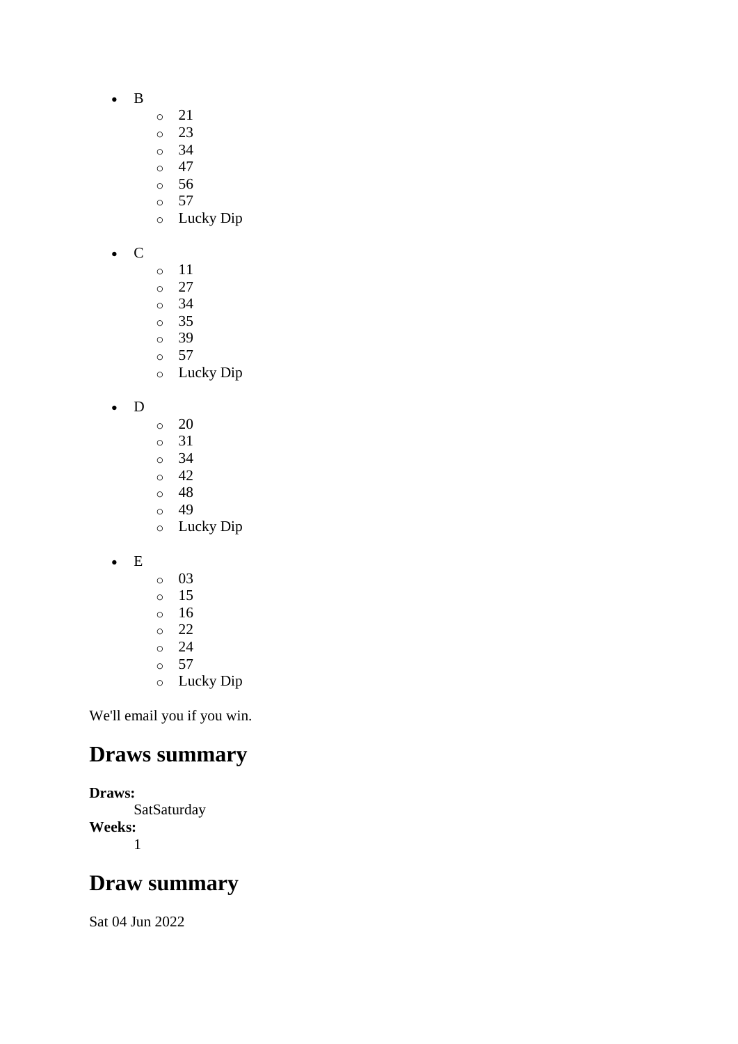- B
    - 21
    - 23
    - 34
    - 47
    - 56
    - 57
    - Lucky Dip

- C
    - 11
    - 27
    - 34
    - 35
    - 39
    - 57
    - Lucky Dip

- D
    - 20
    - 31
    - 34
    - 42
    - 48
    - 49
    - Lucky Dip

- E
    - 03
    - 15
    - 16
    - 22
    - 24
    - 57
    - Lucky Dip

We'll email you if you win.

## Draws summary

**Draws:**
: SatSaturday

**Weeks:**
: 1

## Draw summary

Sat 04 Jun 2022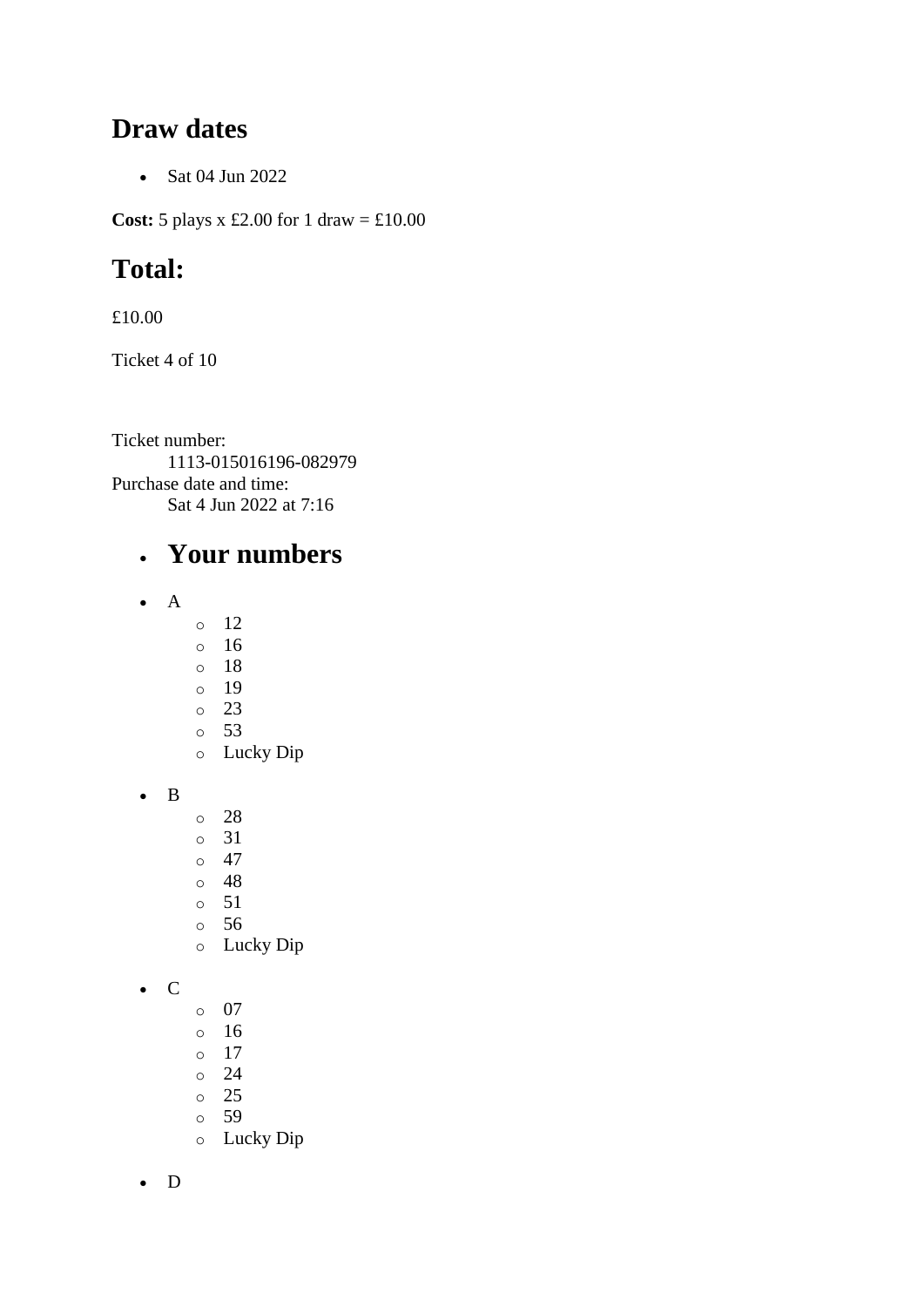## Draw dates

- Sat 04 Jun 2022

**Cost:** 5 plays x £2.00 for 1 draw = £10.00

## Total:

£10.00

Ticket 4 of 10

Ticket number:
    1113-015016196-082979
Purchase date and time:
    Sat 4 Jun 2022 at 7:16

- ## Your numbers

- A
  - 12
  - 16
  - 18
  - 19
  - 23
  - 53
  - Lucky Dip

- B
  - 28
  - 31
  - 47
  - 48
  - 51
  - 56
  - Lucky Dip

- C
  - 07
  - 16
  - 17
  - 24
  - 25
  - 59
  - Lucky Dip

- D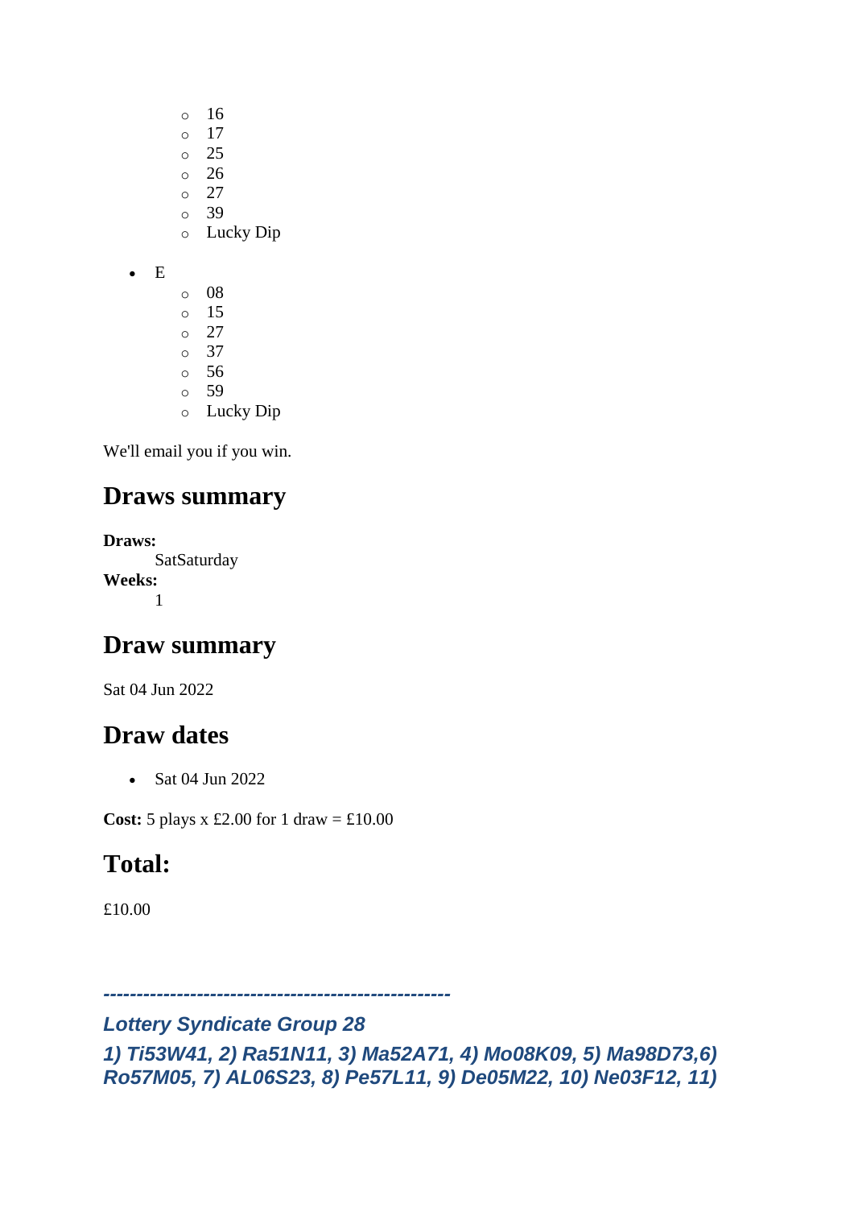- 16
    - 17
    - 25
    - 26
    - 27
    - 39
    - Lucky Dip

- E
    - 08
    - 15
    - 27
    - 37
    - 56
    - 59
    - Lucky Dip

We'll email you if you win.

## Draws summary

**Draws:**
: SatSaturday

**Weeks:**
: 1

## Draw summary

Sat 04 Jun 2022

## Draw dates

- Sat 04 Jun 2022

**Cost:** 5 plays x £2.00 for 1 draw = £10.00

## Total:

£10.00

***-----------------------------------------------------***

***Lottery Syndicate Group 28***

***1) Ti53W41, 2) Ra51N11, 3) Ma52A71, 4) Mo08K09, 5) Ma98D73,6) Ro57M05, 7) AL06S23, 8) Pe57L11, 9) De05M22, 10) Ne03F12, 11)***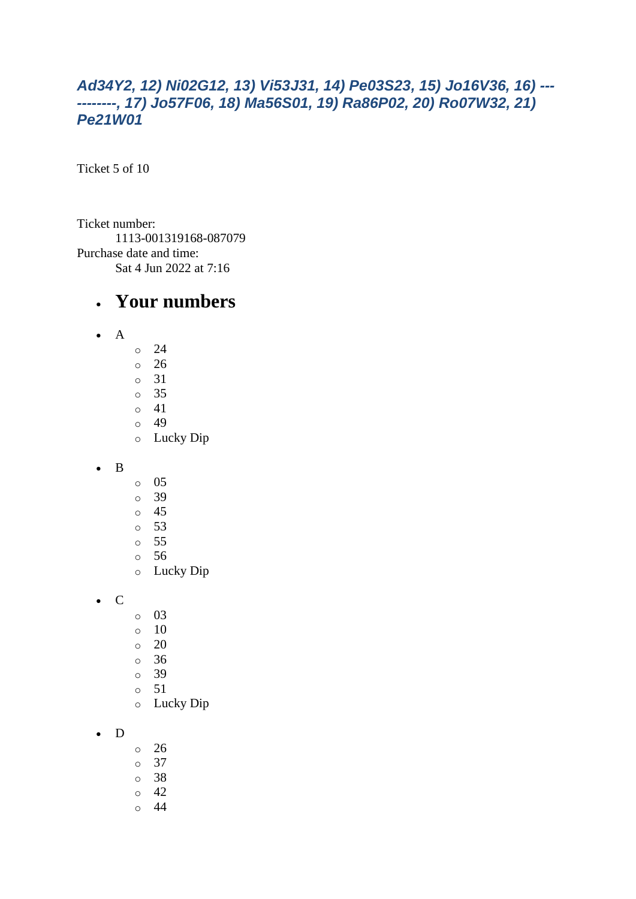***Ad34Y2, 12) Ni02G12, 13) Vi53J31, 14) Pe03S23, 15) Jo16V36, 16) -----------, 17) Jo57F06, 18) Ma56S01, 19) Ra86P02, 20) Ro07W32, 21) Pe21W01***

Ticket 5 of 10

Ticket number:
1113-001319168-087079
Purchase date and time:
Sat 4 Jun 2022 at 7:16

- # Your numbers

- A
  - 24
  - 26
  - 31
  - 35
  - 41
  - 49
  - Lucky Dip
- B
  - 05
  - 39
  - 45
  - 53
  - 55
  - 56
  - Lucky Dip
- C
  - 03
  - 10
  - 20
  - 36
  - 39
  - 51
  - Lucky Dip
- D
  - 26
  - 37
  - 38
  - 42
  - 44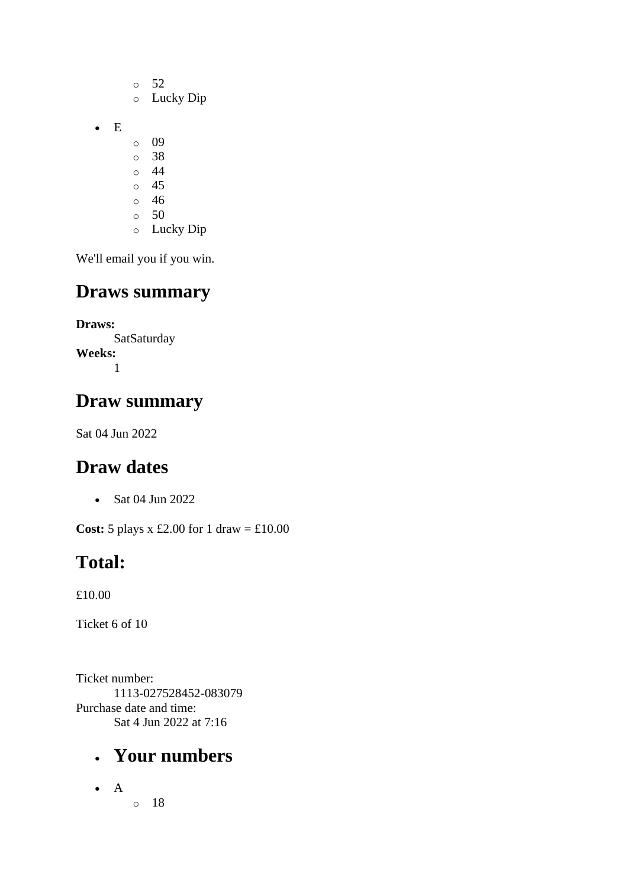- 52
    - Lucky Dip

- E
    - 09
    - 38
    - 44
    - 45
    - 46
    - 50
    - Lucky Dip

We'll email you if you win.

## Draws summary

**Draws:**
    SatSaturday
**Weeks:**
    1

## Draw summary

Sat 04 Jun 2022

## Draw dates

- Sat 04 Jun 2022

**Cost:** 5 plays x £2.00 for 1 draw = £10.00

## Total:

£10.00

Ticket 6 of 10

Ticket number:
    1113-027528452-083079
Purchase date and time:
    Sat 4 Jun 2022 at 7:16

- ## Your numbers

- A
    - 18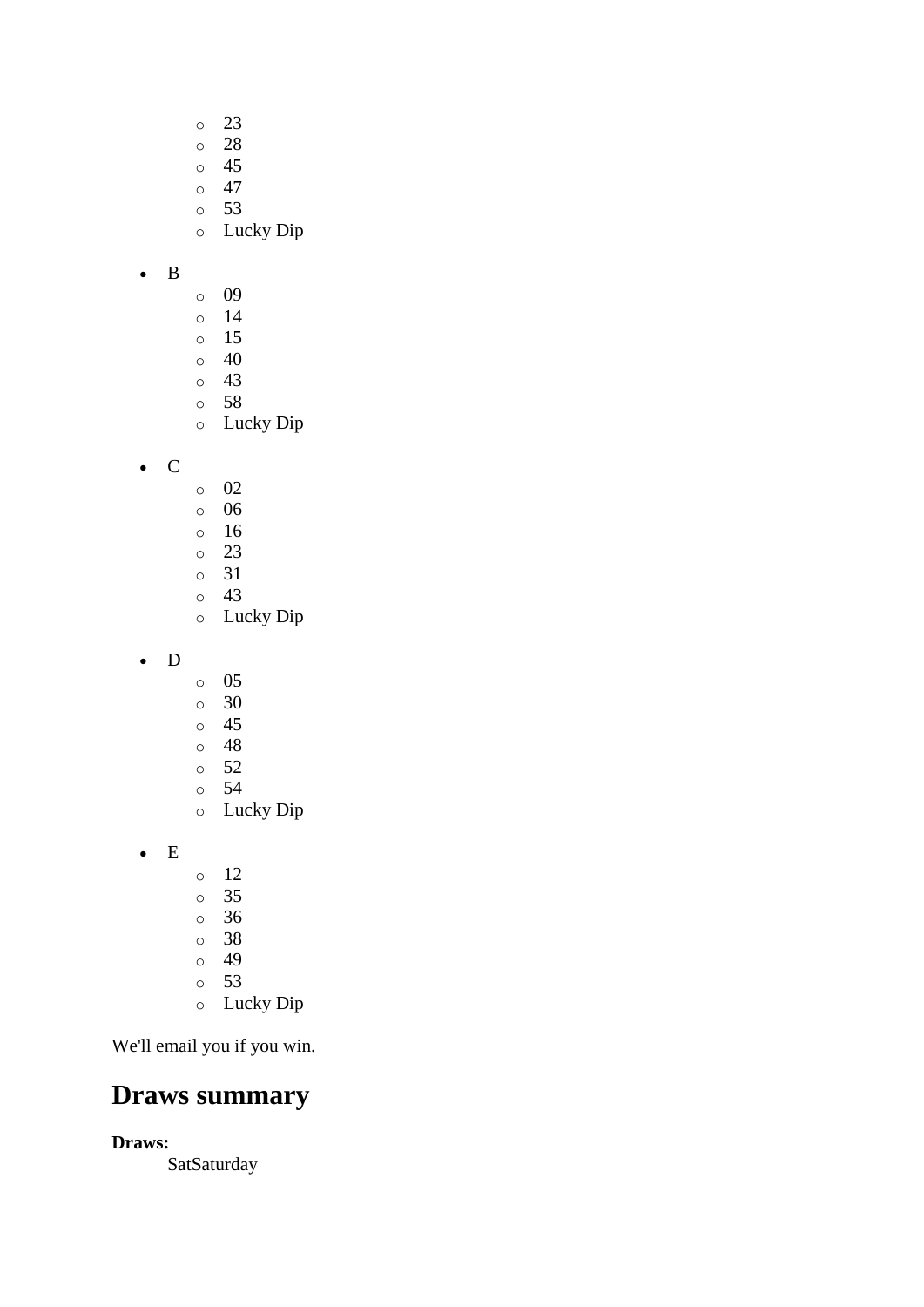- 
    - 23
    - 28
    - 45
    - 47
    - 53
    - Lucky Dip

- B
    - 09
    - 14
    - 15
    - 40
    - 43
    - 58
    - Lucky Dip

- C
    - 02
    - 06
    - 16
    - 23
    - 31
    - 43
    - Lucky Dip

- D
    - 05
    - 30
    - 45
    - 48
    - 52
    - 54
    - Lucky Dip

- E
    - 12
    - 35
    - 36
    - 38
    - 49
    - 53
    - Lucky Dip

We'll email you if you win.

## Draws summary

**Draws:**
: SatSaturday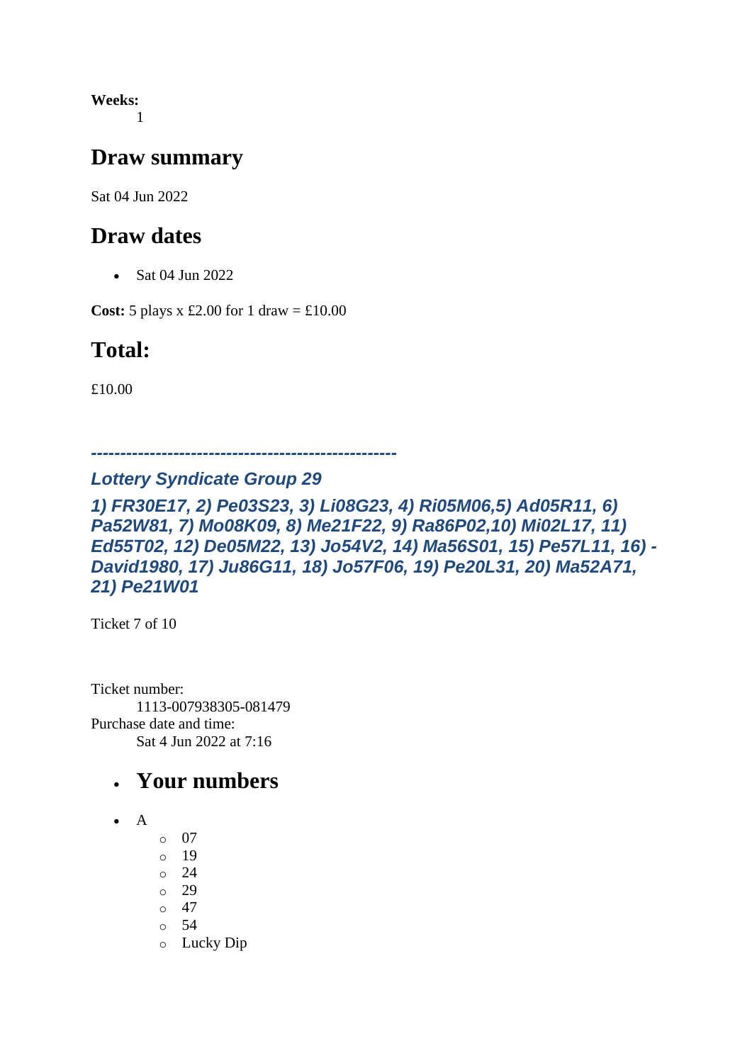**Weeks:**
1

## Draw summary

Sat 04 Jun 2022

## Draw dates

- Sat 04 Jun 2022

**Cost:** 5 plays x £2.00 for 1 draw = £10.00

## Total:

£10.00

***----------------------------------------------------***

***Lottery Syndicate Group 29***

***1) FR30E17, 2) Pe03S23, 3) Li08G23, 4) Ri05M06,5) Ad05R11, 6) Pa52W81, 7) Mo08K09, 8) Me21F22, 9) Ra86P02,10) Mi02L17, 11) Ed55T02, 12) De05M22, 13) Jo54V2, 14) Ma56S01, 15) Pe57L11, 16) -David1980, 17) Ju86G11, 18) Jo57F06, 19) Pe20L31, 20) Ma52A71, 21) Pe21W01***

Ticket 7 of 10

Ticket number:
1113-007938305-081479
Purchase date and time:
Sat 4 Jun 2022 at 7:16

- ## Your numbers

- A
  - 07
  - 19
  - 24
  - 29
  - 47
  - 54
  - Lucky Dip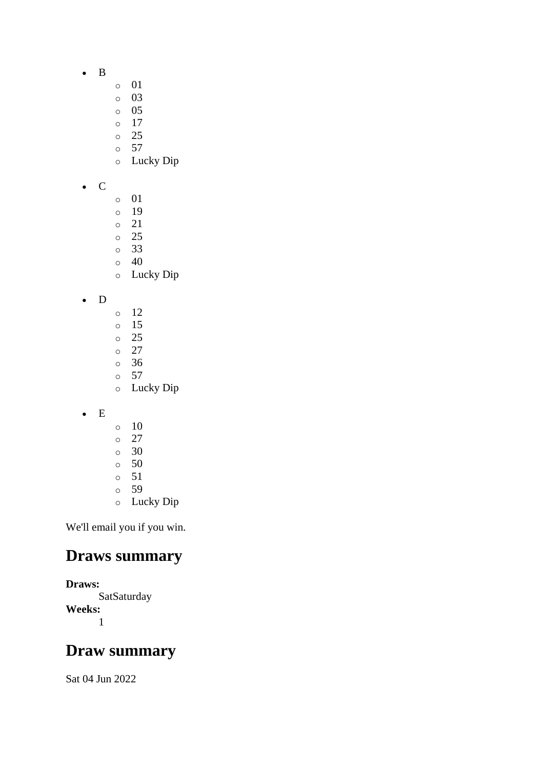- B
    - 01
    - 03
    - 05
    - 17
    - 25
    - 57
    - Lucky Dip
- C
    - 01
    - 19
    - 21
    - 25
    - 33
    - 40
    - Lucky Dip
- D
    - 12
    - 15
    - 25
    - 27
    - 36
    - 57
    - Lucky Dip
- E
    - 10
    - 27
    - 30
    - 50
    - 51
    - 59
    - Lucky Dip

We'll email you if you win.

## Draws summary

**Draws:**
SatSaturday

**Weeks:**
1

## Draw summary

Sat 04 Jun 2022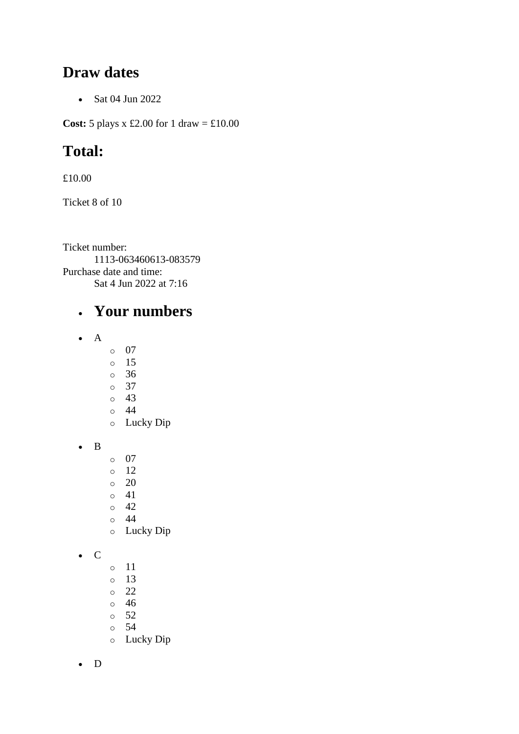## Draw dates

- Sat 04 Jun 2022

**Cost:** 5 plays x £2.00 for 1 draw = £10.00

## Total:

£10.00

Ticket 8 of 10

Ticket number:
    1113-063460613-083579
Purchase date and time:
    Sat 4 Jun 2022 at 7:16

- ## Your numbers

- A
    - 07
    - 15
    - 36
    - 37
    - 43
    - 44
    - Lucky Dip
- B
    - 07
    - 12
    - 20
    - 41
    - 42
    - 44
    - Lucky Dip
- C
    - 11
    - 13
    - 22
    - 46
    - 52
    - 54
    - Lucky Dip
- D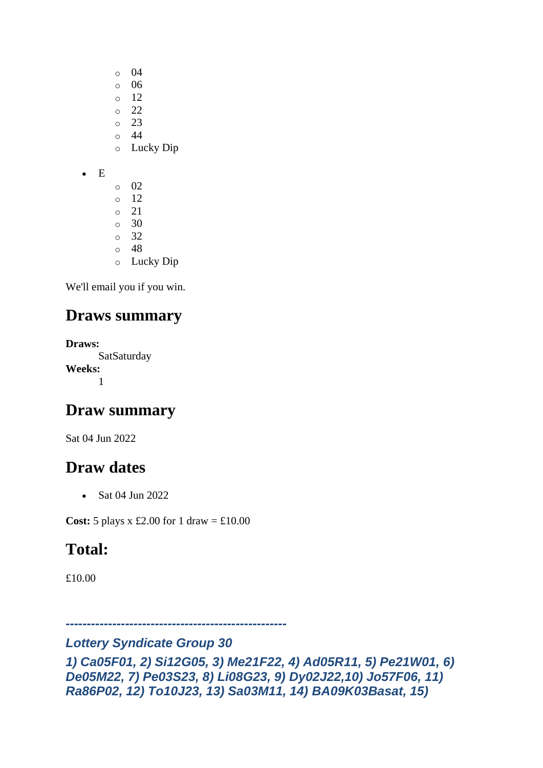- 04
  - 06
  - 12
  - 22
  - 23
  - 44
  - Lucky Dip

- E
  - 02
  - 12
  - 21
  - 30
  - 32
  - 48
  - Lucky Dip

We'll email you if you win.

## Draws summary

**Draws:**
SatSaturday

**Weeks:**
1

## Draw summary

Sat 04 Jun 2022

## Draw dates

- Sat 04 Jun 2022

**Cost:** 5 plays x £2.00 for 1 draw = £10.00

## Total:

£10.00

***---------------------------------------------------***

***Lottery Syndicate Group 30***

***1) Ca05F01, 2) Si12G05, 3) Me21F22, 4) Ad05R11, 5) Pe21W01, 6) De05M22, 7) Pe03S23, 8) Li08G23, 9) Dy02J22,10) Jo57F06, 11) Ra86P02, 12) To10J23, 13) Sa03M11, 14) BA09K03Basat, 15)***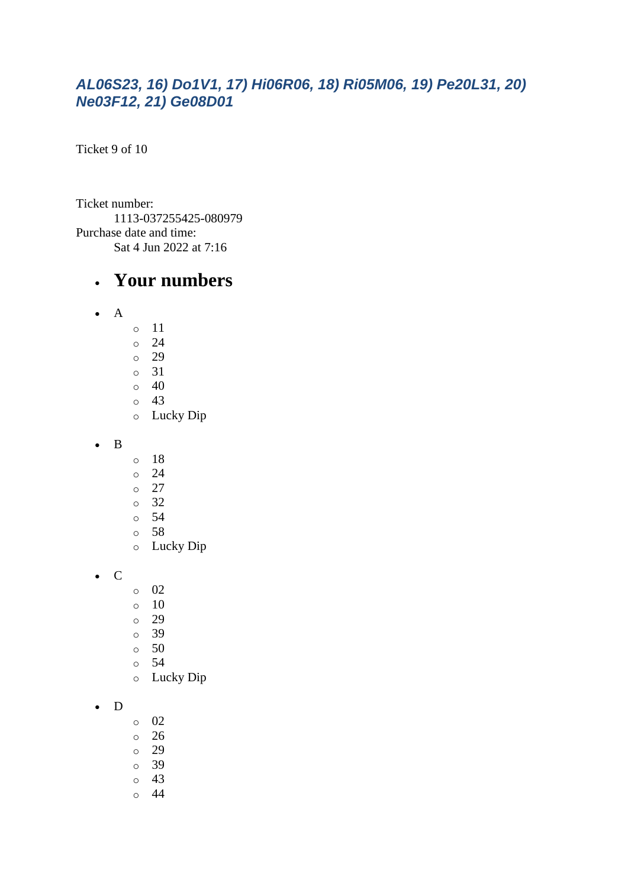### *AL06S23, 16) Do1V1, 17) Hi06R06, 18) Ri05M06, 19) Pe20L31, 20) Ne03F12, 21) Ge08D01*

Ticket 9 of 10

Ticket number:
    1113-037255425-080979
Purchase date and time:
    Sat 4 Jun 2022 at 7:16

- ## Your numbers

- A
  - 11
  - 24
  - 29
  - 31
  - 40
  - 43
  - Lucky Dip

- B
  - 18
  - 24
  - 27
  - 32
  - 54
  - 58
  - Lucky Dip

- C
  - 02
  - 10
  - 29
  - 39
  - 50
  - 54
  - Lucky Dip

- D
  - 02
  - 26
  - 29
  - 39
  - 43
  - 44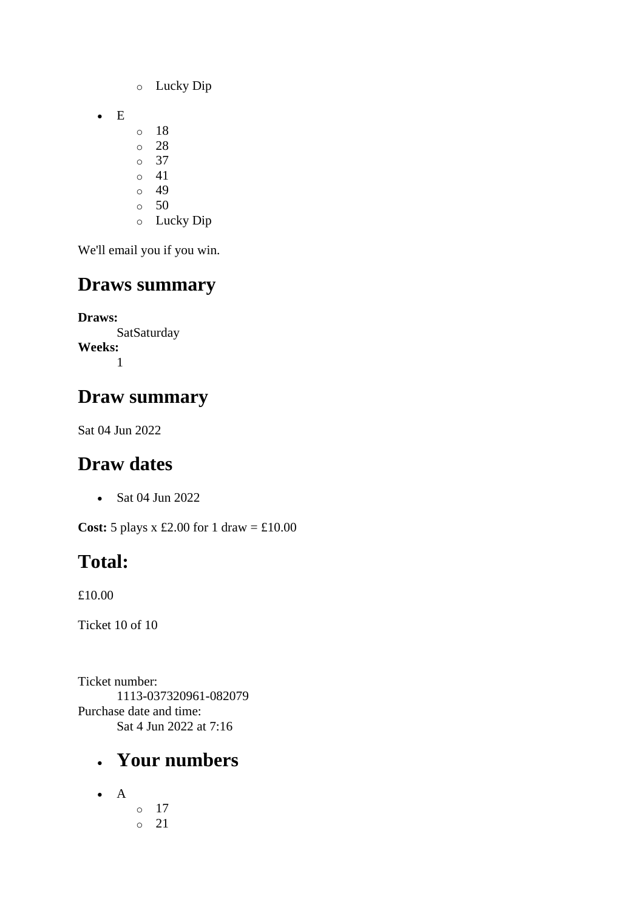- Lucky Dip

- E
  - 18
  - 28
  - 37
  - 41
  - 49
  - 50
  - Lucky Dip

We'll email you if you win.

## Draws summary

**Draws:**
: SatSaturday

**Weeks:**
: 1

## Draw summary

Sat 04 Jun 2022

## Draw dates

- Sat 04 Jun 2022

**Cost:** 5 plays x £2.00 for 1 draw = £10.00

## Total:

£10.00

Ticket 10 of 10

Ticket number:
: 1113-037320961-082079

Purchase date and time:
: Sat 4 Jun 2022 at 7:16

- ## Your numbers

- A
  - 17
  - 21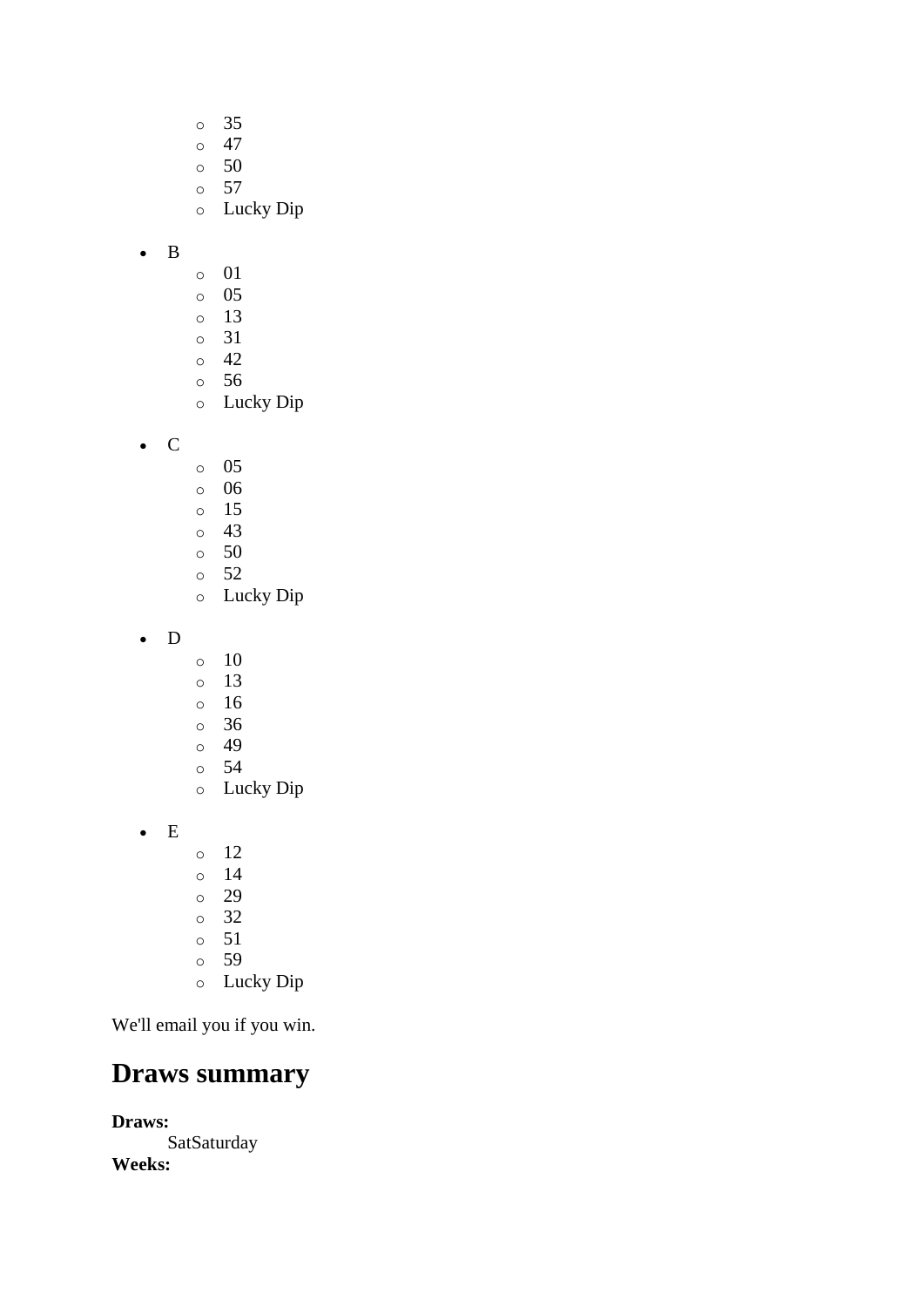- 35
  - 47
  - 50
  - 57
  - Lucky Dip

- B
  - 01
  - 05
  - 13
  - 31
  - 42
  - 56
  - Lucky Dip

- C
  - 05
  - 06
  - 15
  - 43
  - 50
  - 52
  - Lucky Dip

- D
  - 10
  - 13
  - 16
  - 36
  - 49
  - 54
  - Lucky Dip

- E
  - 12
  - 14
  - 29
  - 32
  - 51
  - 59
  - Lucky Dip

We'll email you if you win.

## Draws summary

**Draws:**
SatSaturday
**Weeks:**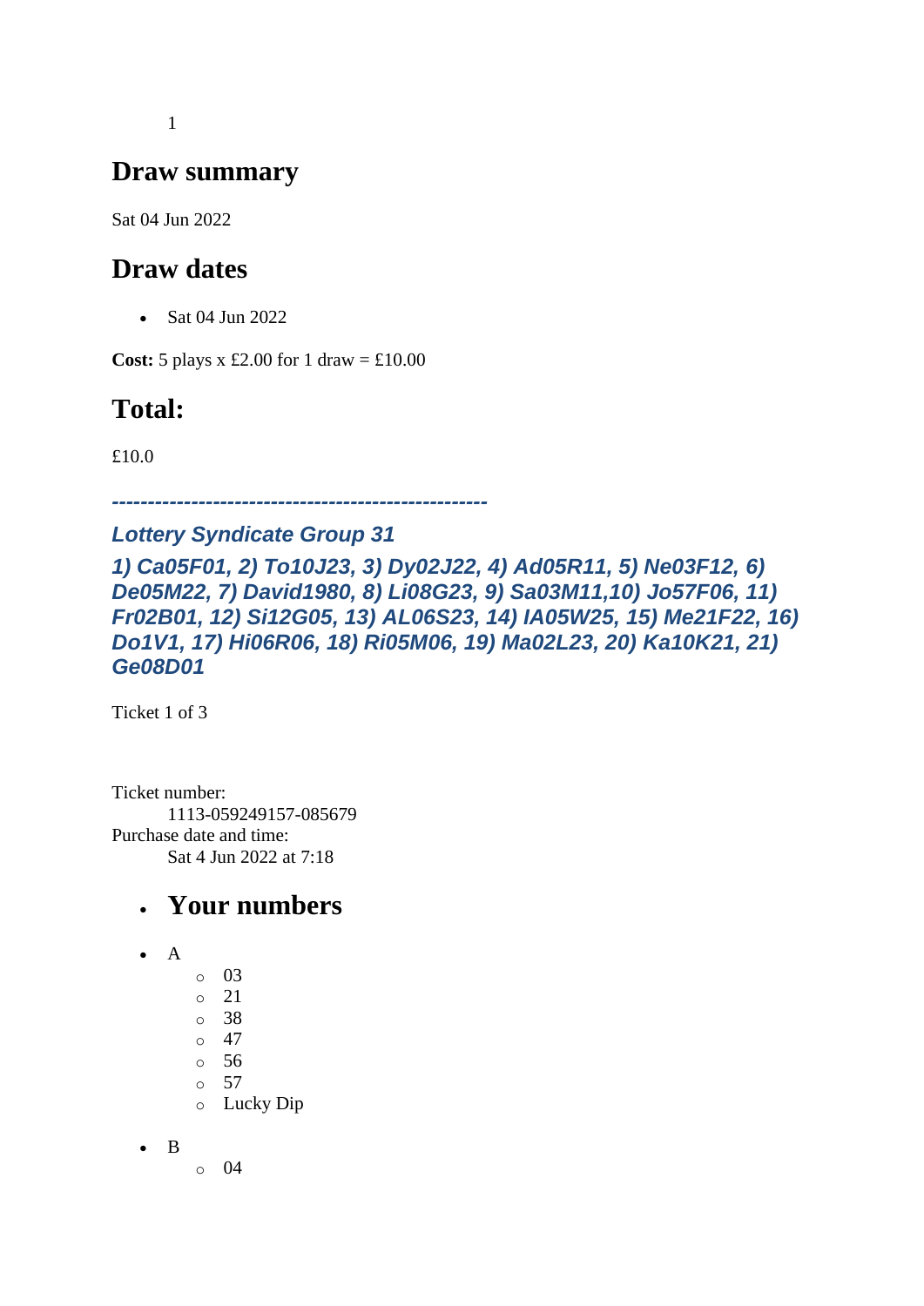1

## Draw summary

Sat 04 Jun 2022

## Draw dates

- Sat 04 Jun 2022

**Cost:** 5 plays x £2.00 for 1 draw = £10.00

## Total:

£10.0

***---------------------------------------------------***

### *Lottery Syndicate Group 31*

### *1) Ca05F01, 2) To10J23, 3) Dy02J22, 4) Ad05R11, 5) Ne03F12, 6) De05M22, 7) David1980, 8) Li08G23, 9) Sa03M11,10) Jo57F06, 11) Fr02B01, 12) Si12G05, 13) AL06S23, 14) IA05W25, 15) Me21F22, 16) Do1V1, 17) Hi06R06, 18) Ri05M06, 19) Ma02L23, 20) Ka10K21, 21) Ge08D01*

Ticket 1 of 3

Ticket number:
    1113-059249157-085679
Purchase date and time:
    Sat 4 Jun 2022 at 7:18

- ## Your numbers

- A
    - 03
    - 21
    - 38
    - 47
    - 56
    - 57
    - Lucky Dip
- B
    - 04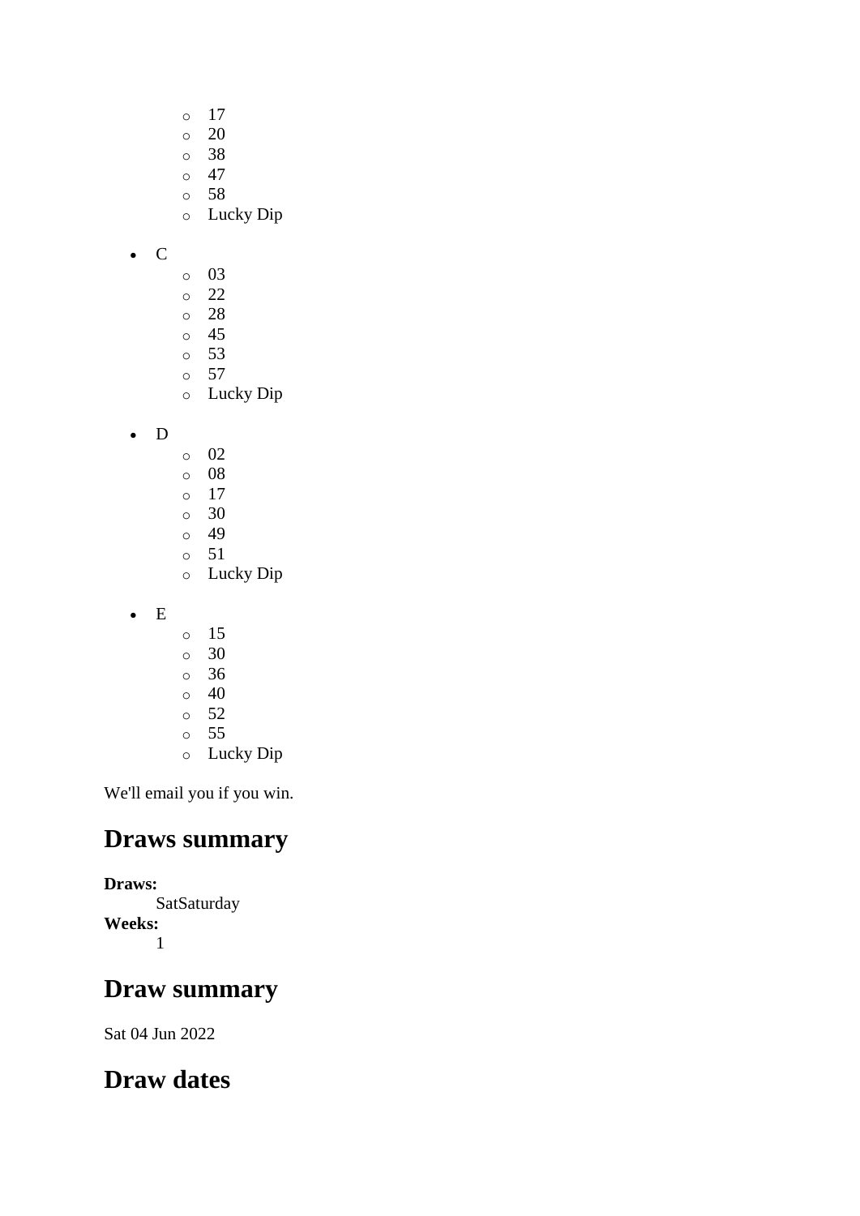- 17
  - 20
  - 38
  - 47
  - 58
  - Lucky Dip

- C
  - 03
  - 22
  - 28
  - 45
  - 53
  - 57
  - Lucky Dip

- D
  - 02
  - 08
  - 17
  - 30
  - 49
  - 51
  - Lucky Dip

- E
  - 15
  - 30
  - 36
  - 40
  - 52
  - 55
  - Lucky Dip

We'll email you if you win.

## Draws summary

**Draws:**
SatSaturday

**Weeks:**
1

## Draw summary

Sat 04 Jun 2022

## Draw dates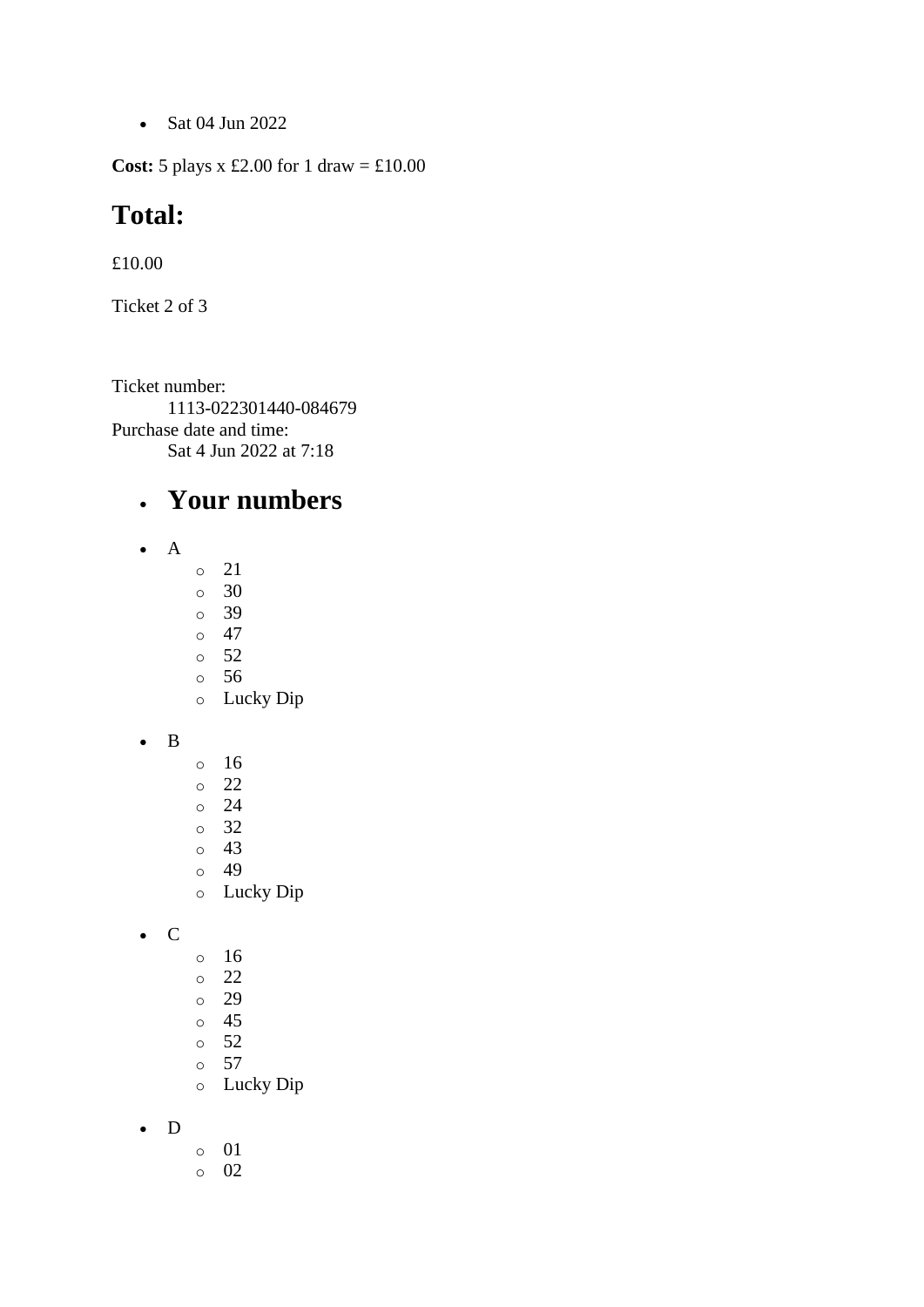- Sat 04 Jun 2022

**Cost:** 5 plays x £2.00 for 1 draw = £10.00

## Total:

£10.00

Ticket 2 of 3

Ticket number:
    1113-022301440-084679
Purchase date and time:
    Sat 4 Jun 2022 at 7:18

- ## Your numbers

- A
    - 21
    - 30
    - 39
    - 47
    - 52
    - 56
    - Lucky Dip

- B
    - 16
    - 22
    - 24
    - 32
    - 43
    - 49
    - Lucky Dip

- C
    - 16
    - 22
    - 29
    - 45
    - 52
    - 57
    - Lucky Dip

- D
    - 01
    - 02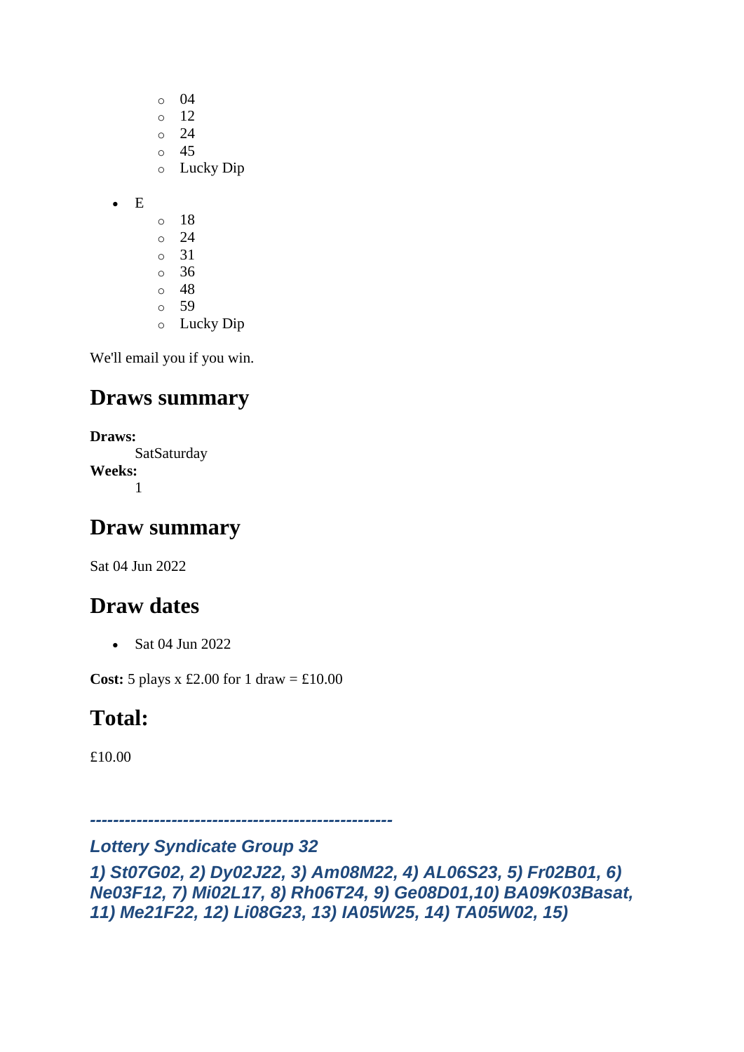- 04
  - 12
  - 24
  - 45
  - Lucky Dip

- E
  - 18
  - 24
  - 31
  - 36
  - 48
  - 59
  - Lucky Dip

We'll email you if you win.

## Draws summary

**Draws:**
: SatSaturday

**Weeks:**
: 1

## Draw summary

Sat 04 Jun 2022

## Draw dates

- Sat 04 Jun 2022

**Cost:** 5 plays x £2.00 for 1 draw = £10.00

## Total:

£10.00

***---------------------------------------------------***

***Lottery Syndicate Group 32***

***1) St07G02, 2) Dy02J22, 3) Am08M22, 4) AL06S23, 5) Fr02B01, 6) Ne03F12, 7) Mi02L17, 8) Rh06T24, 9) Ge08D01,10) BA09K03Basat, 11) Me21F22, 12) Li08G23, 13) IA05W25, 14) TA05W02, 15)***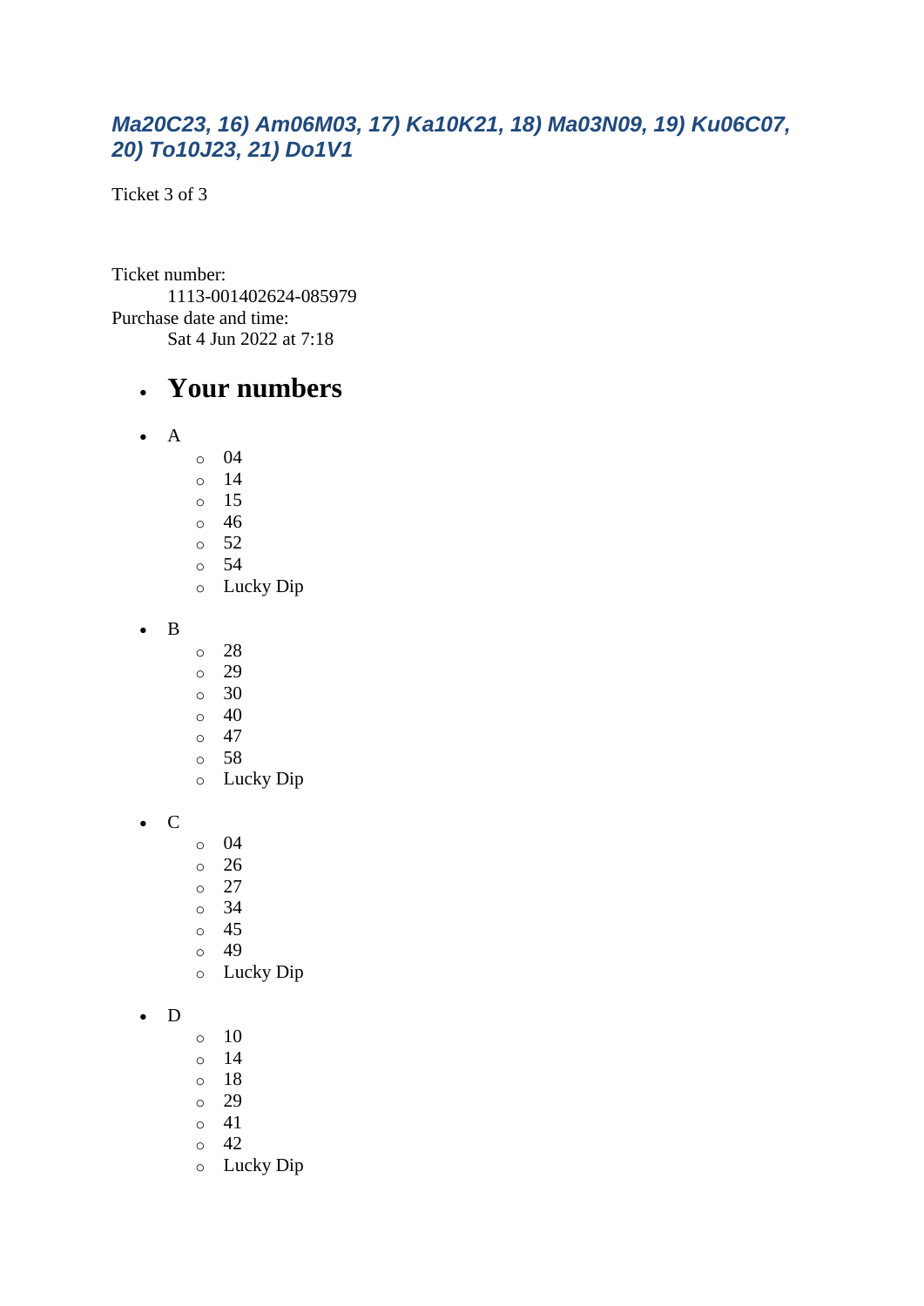### *Ma20C23, 16) Am06M03, 17) Ka10K21, 18) Ma03N09, 19) Ku06C07, 20) To10J23, 21) Do1V1*

Ticket 3 of 3

Ticket number:
    1113-001402624-085979
Purchase date and time:
    Sat 4 Jun 2022 at 7:18

- ## Your numbers

- A
    - 04
    - 14
    - 15
    - 46
    - 52
    - 54
    - Lucky Dip

- B
    - 28
    - 29
    - 30
    - 40
    - 47
    - 58
    - Lucky Dip

- C
    - 04
    - 26
    - 27
    - 34
    - 45
    - 49
    - Lucky Dip

- D
    - 10
    - 14
    - 18
    - 29
    - 41
    - 42
    - Lucky Dip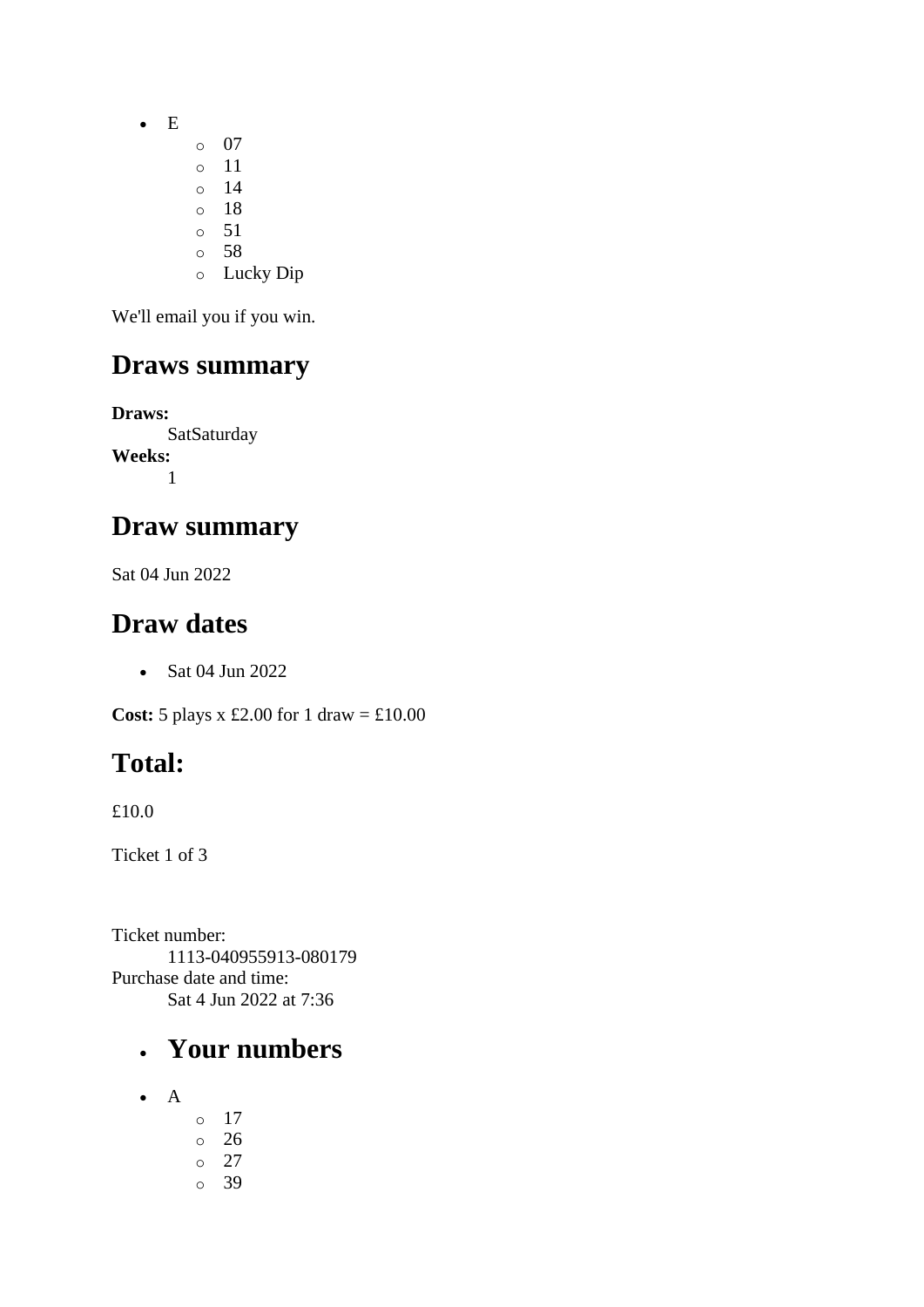- E
  - 07
  - 11
  - 14
  - 18
  - 51
  - 58
  - Lucky Dip

We'll email you if you win.

## Draws summary

**Draws:**
: SatSaturday

**Weeks:**
: 1

## Draw summary

Sat 04 Jun 2022

## Draw dates

- Sat 04 Jun 2022

**Cost:** 5 plays x £2.00 for 1 draw = £10.00

## Total:

£10.0

Ticket 1 of 3

Ticket number:
: 1113-040955913-080179

Purchase date and time:
: Sat 4 Jun 2022 at 7:36

- ## Your numbers

- A
  - 17
  - 26
  - 27
  - 39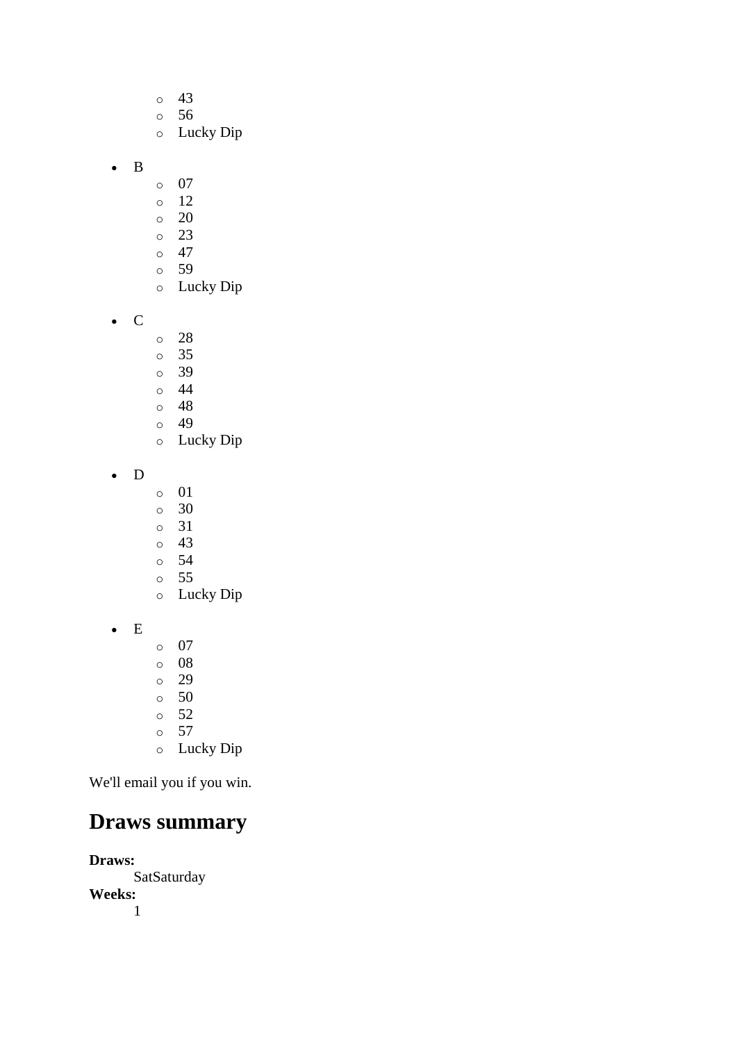- 43
    - 56
    - Lucky Dip

- B
    - 07
    - 12
    - 20
    - 23
    - 47
    - 59
    - Lucky Dip

- C
    - 28
    - 35
    - 39
    - 44
    - 48
    - 49
    - Lucky Dip

- D
    - 01
    - 30
    - 31
    - 43
    - 54
    - 55
    - Lucky Dip

- E
    - 07
    - 08
    - 29
    - 50
    - 52
    - 57
    - Lucky Dip

We'll email you if you win.

## Draws summary

**Draws:**
: SatSaturday

**Weeks:**
: 1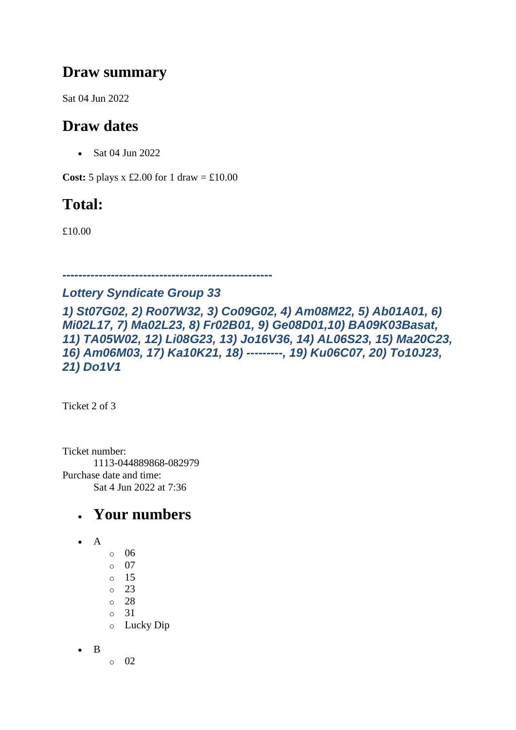## Draw summary

Sat 04 Jun 2022

## Draw dates

- Sat 04 Jun 2022

**Cost:** 5 plays x £2.00 for 1 draw = £10.00

## Total:

£10.00

***----------------------------------------------------***

### *Lottery Syndicate Group 33*

### *1) St07G02, 2) Ro07W32, 3) Co09G02, 4) Am08M22, 5) Ab01A01, 6) Mi02L17, 7) Ma02L23, 8) Fr02B01, 9) Ge08D01,10) BA09K03Basat, 11) TA05W02, 12) Li08G23, 13) Jo16V36, 14) AL06S23, 15) Ma20C23, 16) Am06M03, 17) Ka10K21, 18) ---------, 19) Ku06C07, 20) To10J23, 21) Do1V1*

Ticket 2 of 3

Ticket number:
    1113-044889868-082979
Purchase date and time:
    Sat 4 Jun 2022 at 7:36

- ## Your numbers

- A
    - 06
    - 07
    - 15
    - 23
    - 28
    - 31
    - Lucky Dip
- B
    - 02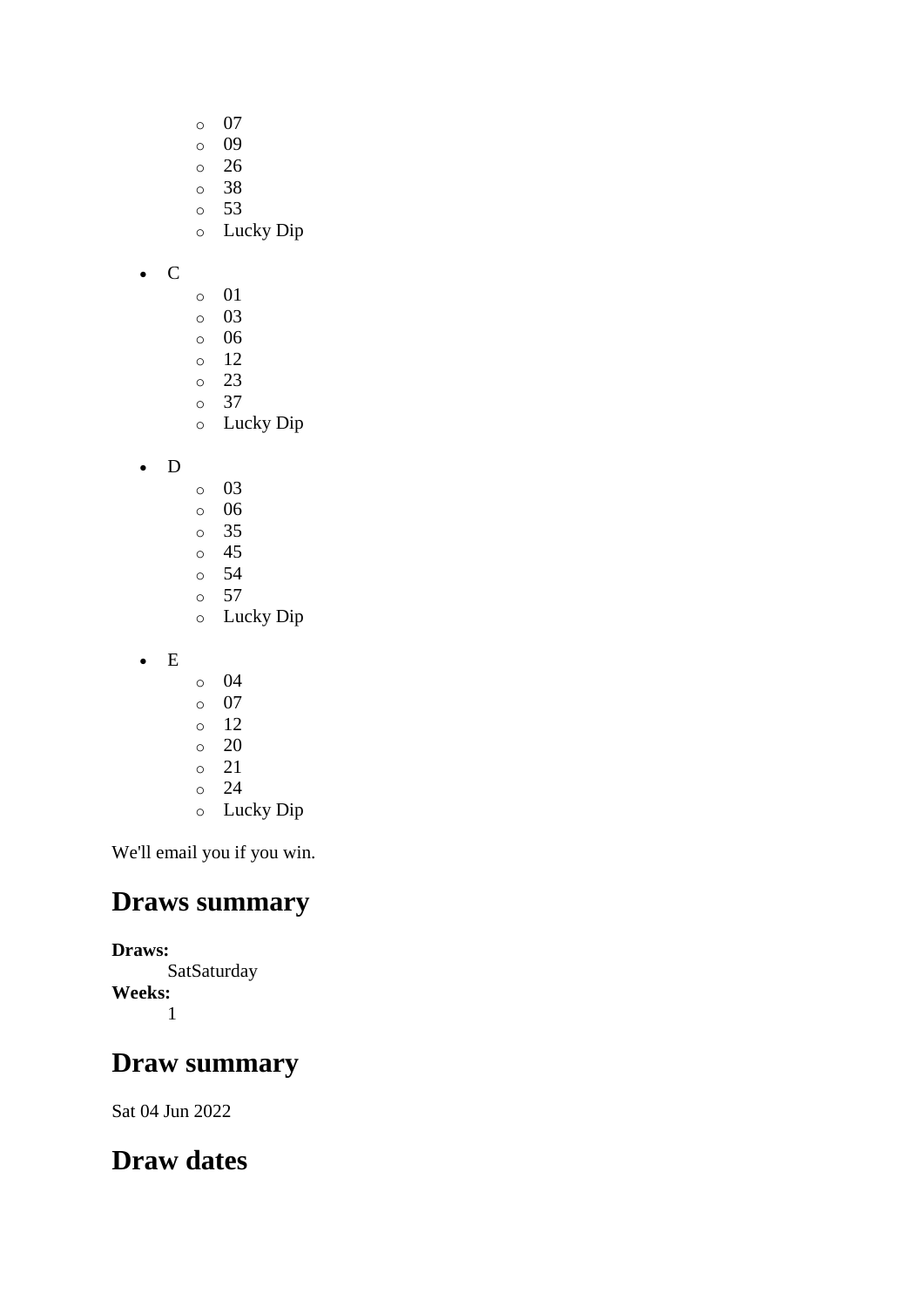- 07
  - 09
  - 26
  - 38
  - 53
  - Lucky Dip
- C
  - 01
  - 03
  - 06
  - 12
  - 23
  - 37
  - Lucky Dip
- D
  - 03
  - 06
  - 35
  - 45
  - 54
  - 57
  - Lucky Dip
- E
  - 04
  - 07
  - 12
  - 20
  - 21
  - 24
  - Lucky Dip

We'll email you if you win.

## Draws summary

**Draws:**
: SatSaturday

**Weeks:**
: 1

## Draw summary

Sat 04 Jun 2022

## Draw dates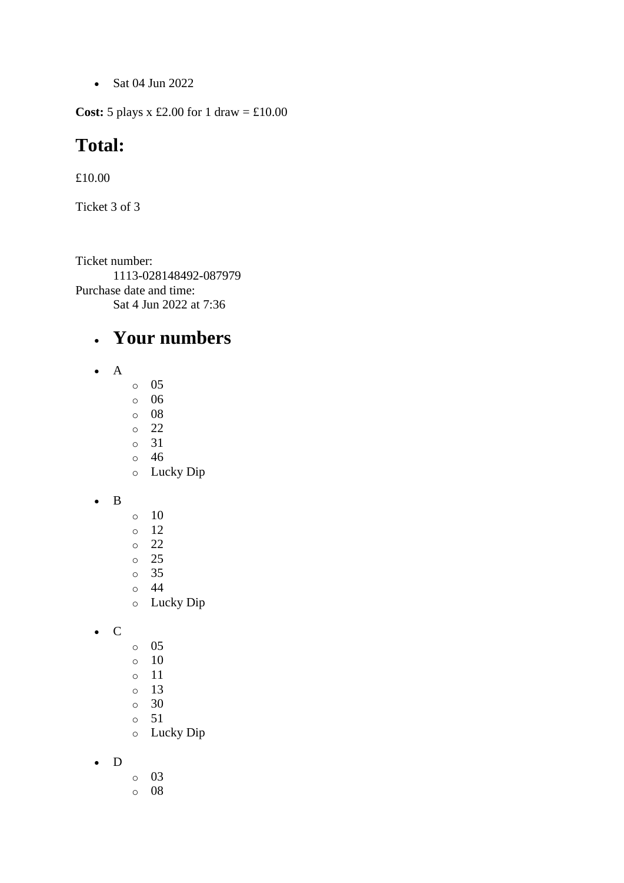- Sat 04 Jun 2022

**Cost:** 5 plays x £2.00 for 1 draw = £10.00

# Total:

£10.00

Ticket 3 of 3

Ticket number:
    1113-028148492-087979
Purchase date and time:
    Sat 4 Jun 2022 at 7:36

- # Your numbers

- A
    - 05
    - 06
    - 08
    - 22
    - 31
    - 46
    - Lucky Dip

- B
    - 10
    - 12
    - 22
    - 25
    - 35
    - 44
    - Lucky Dip

- C
    - 05
    - 10
    - 11
    - 13
    - 30
    - 51
    - Lucky Dip

- D
    - 03
    - 08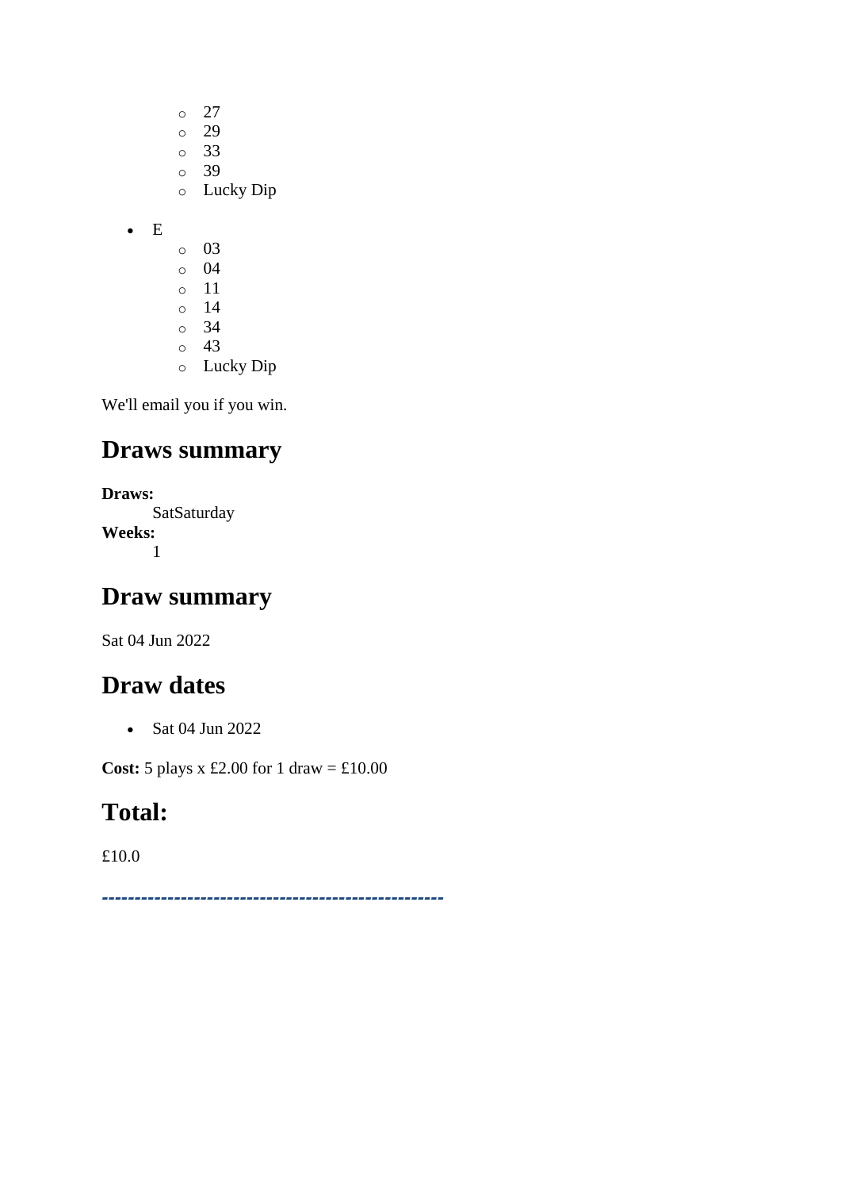- 27
  - 29
  - 33
  - 39
  - Lucky Dip

- E
  - 03
  - 04
  - 11
  - 14
  - 34
  - 43
  - Lucky Dip

We'll email you if you win.

## Draws summary

**Draws:**
: SatSaturday

**Weeks:**
: 1

## Draw summary

Sat 04 Jun 2022

## Draw dates

- Sat 04 Jun 2022

**Cost:** 5 plays x £2.00 for 1 draw = £10.00

## Total:

£10.0

---------------------------------------------------